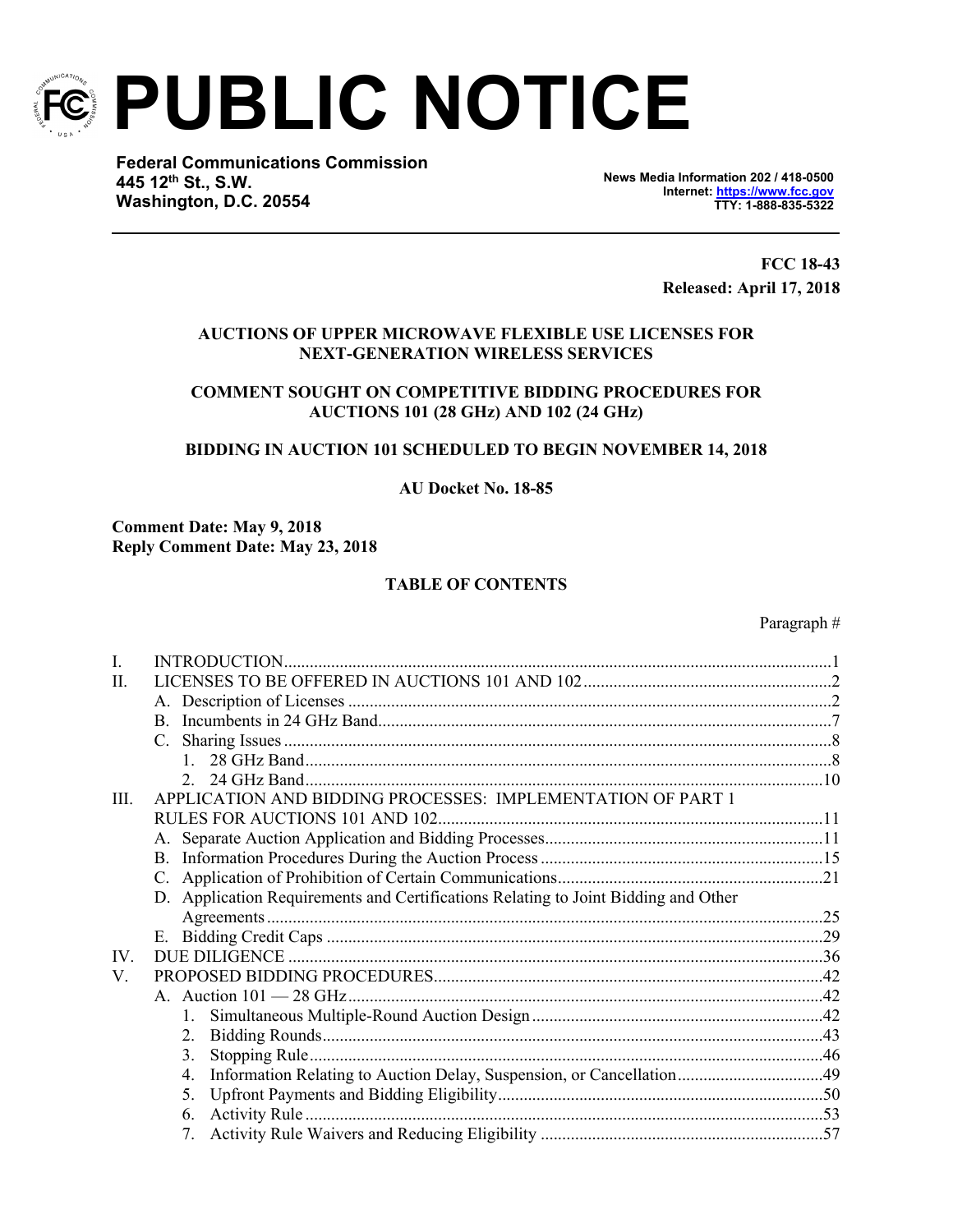# PUBLIC NOTICE

**Federal Communications Commission**
**445 12th St., S.W.**
**Washington, D.C. 20554**

**News Media Information 202 / 418-0500**
**Internet: https://www.fcc.gov**
**TTY: 1-888-835-5322**

**FCC 18-43**
**Released: April 17, 2018**

**AUCTIONS OF UPPER MICROWAVE FLEXIBLE USE LICENSES FOR NEXT-GENERATION WIRELESS SERVICES**

**COMMENT SOUGHT ON COMPETITIVE BIDDING PROCEDURES FOR AUCTIONS 101 (28 GHz) AND 102 (24 GHz)**

**BIDDING IN AUCTION 101 SCHEDULED TO BEGIN NOVEMBER 14, 2018**

**AU Docket No. 18-85**

**Comment Date: May 9, 2018**
**Reply Comment Date: May 23, 2018**

**TABLE OF CONTENTS**

| | Paragraph # |
|---|---|
| I. INTRODUCTION | 1 |
| II. LICENSES TO BE OFFERED IN AUCTIONS 101 AND 102 | 2 |
| A. Description of Licenses | 2 |
| B. Incumbents in 24 GHz Band | 7 |
| C. Sharing Issues | 8 |
| 1. 28 GHz Band | 8 |
| 2. 24 GHz Band | 10 |
| III. APPLICATION AND BIDDING PROCESSES: IMPLEMENTATION OF PART 1 RULES FOR AUCTIONS 101 AND 102 | 11 |
| A. Separate Auction Application and Bidding Processes | 11 |
| B. Information Procedures During the Auction Process | 15 |
| C. Application of Prohibition of Certain Communications | 21 |
| D. Application Requirements and Certifications Relating to Joint Bidding and Other Agreements | 25 |
| E. Bidding Credit Caps | 29 |
| IV. DUE DILIGENCE | 36 |
| V. PROPOSED BIDDING PROCEDURES | 42 |
| A. Auction 101 — 28 GHz | 42 |
| 1. Simultaneous Multiple-Round Auction Design | 42 |
| 2. Bidding Rounds | 43 |
| 3. Stopping Rule | 46 |
| 4. Information Relating to Auction Delay, Suspension, or Cancellation | 49 |
| 5. Upfront Payments and Bidding Eligibility | 50 |
| 6. Activity Rule | 53 |
| 7. Activity Rule Waivers and Reducing Eligibility | 57 |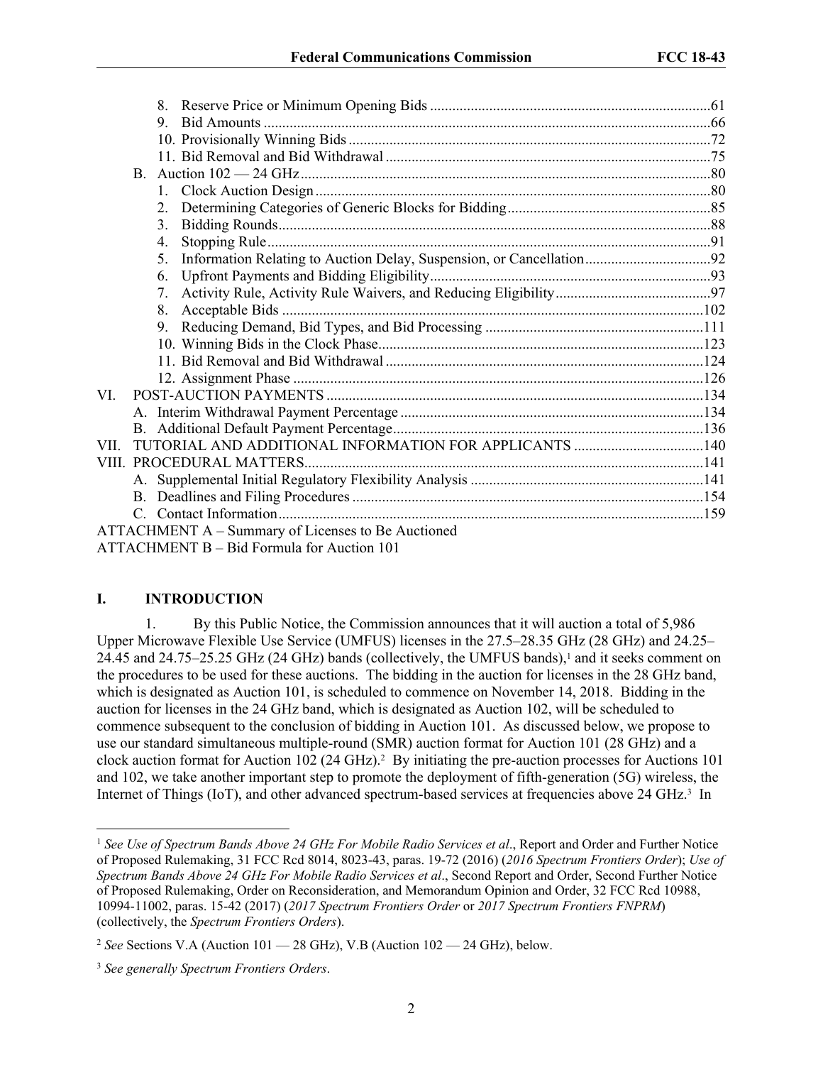8. Reserve Price or Minimum Opening Bids ........................................................................61
9. Bid Amounts ....................................................................................................................66
10. Provisionally Winning Bids ............................................................................................72
11. Bid Removal and Bid Withdrawal ...................................................................................75

B. Auction 102 — 24 GHz .............................................................................................................80
1. Clock Auction Design .......................................................................................................80
2. Determining Categories of Generic Blocks for Bidding ...................................................85
3. Bidding Rounds ................................................................................................................88
4. Stopping Rule ...................................................................................................................91
5. Information Relating to Auction Delay, Suspension, or Cancellation ..............................92
6. Upfront Payments and Bidding Eligibility .......................................................................93
7. Activity Rule, Activity Rule Waivers, and Reducing Eligibility ......................................97
8. Acceptable Bids ..............................................................................................................102
9. Reducing Demand, Bid Types, and Bid Processing .......................................................111
10. Winning Bids in the Clock Phase ..................................................................................123
11. Bid Removal and Bid Withdrawal .................................................................................124
12. Assignment Phase ..........................................................................................................126

VI. POST-AUCTION PAYMENTS .................................................................................................134
A. Interim Withdrawal Payment Percentage ..............................................................................134
B. Additional Default Payment Percentage ................................................................................136

VII. TUTORIAL AND ADDITIONAL INFORMATION FOR APPLICANTS ...............................140

VIII. PROCEDURAL MATTERS ......................................................................................................141
A. Supplemental Initial Regulatory Flexibility Analysis ...........................................................141
B. Deadlines and Filing Procedures ...........................................................................................154
C. Contact Information ...............................................................................................................159

ATTACHMENT A – Summary of Licenses to Be Auctioned

ATTACHMENT B – Bid Formula for Auction 101

## I. INTRODUCTION

1. By this Public Notice, the Commission announces that it will auction a total of 5,986 Upper Microwave Flexible Use Service (UMFUS) licenses in the 27.5–28.35 GHz (28 GHz) and 24.25–24.45 and 24.75–25.25 GHz (24 GHz) bands (collectively, the UMFUS bands),[1] and it seeks comment on the procedures to be used for these auctions. The bidding in the auction for licenses in the 28 GHz band, which is designated as Auction 101, is scheduled to commence on November 14, 2018. Bidding in the auction for licenses in the 24 GHz band, which is designated as Auction 102, will be scheduled to commence subsequent to the conclusion of bidding in Auction 101. As discussed below, we propose to use our standard simultaneous multiple-round (SMR) auction format for Auction 101 (28 GHz) and a clock auction format for Auction 102 (24 GHz).[2] By initiating the pre-auction processes for Auctions 101 and 102, we take another important step to promote the deployment of fifth-generation (5G) wireless, the Internet of Things (IoT), and other advanced spectrum-based services at frequencies above 24 GHz.[3] In

---

[1] *See Use of Spectrum Bands Above 24 GHz For Mobile Radio Services et al*., Report and Order and Further Notice of Proposed Rulemaking, 31 FCC Rcd 8014, 8023-43, paras. 19-72 (2016) (*2016 Spectrum Frontiers Order*); *Use of Spectrum Bands Above 24 GHz For Mobile Radio Services et al*., Second Report and Order, Second Further Notice of Proposed Rulemaking, Order on Reconsideration, and Memorandum Opinion and Order, 32 FCC Rcd 10988, 10994-11002, paras. 15-42 (2017) (*2017 Spectrum Frontiers Order* or *2017 Spectrum Frontiers FNPRM*) (collectively, the *Spectrum Frontiers Orders*).

[2] *See* Sections V.A (Auction 101 — 28 GHz), V.B (Auction 102 — 24 GHz), below.

[3] *See generally Spectrum Frontiers Orders*.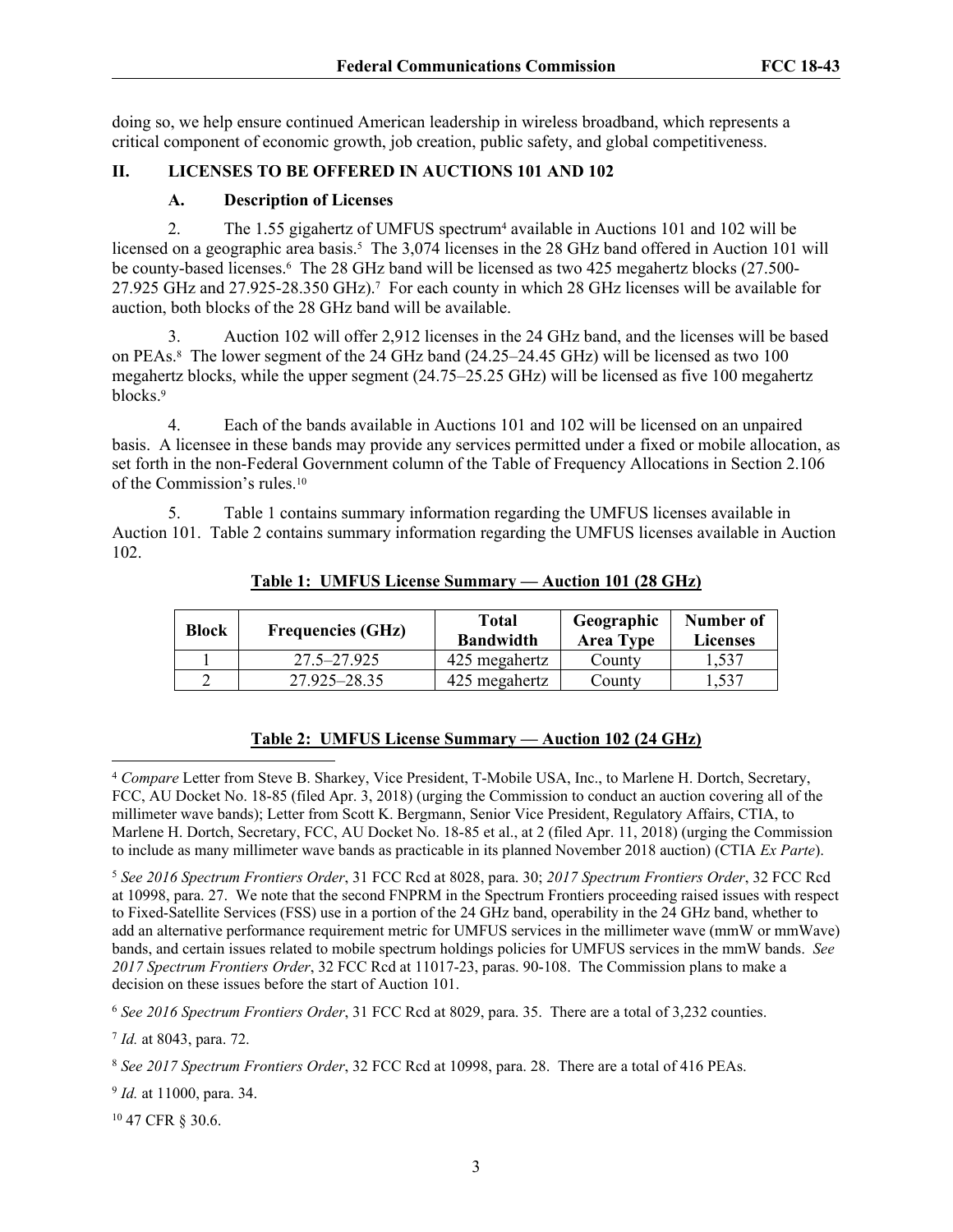doing so, we help ensure continued American leadership in wireless broadband, which represents a critical component of economic growth, job creation, public safety, and global competitiveness.

## II. LICENSES TO BE OFFERED IN AUCTIONS 101 AND 102

### A. Description of Licenses

2. The 1.55 gigahertz of UMFUS spectrum[4] available in Auctions 101 and 102 will be licensed on a geographic area basis.[5] The 3,074 licenses in the 28 GHz band offered in Auction 101 will be county-based licenses.[6] The 28 GHz band will be licensed as two 425 megahertz blocks (27.500-27.925 GHz and 27.925-28.350 GHz).[7] For each county in which 28 GHz licenses will be available for auction, both blocks of the 28 GHz band will be available.

3. Auction 102 will offer 2,912 licenses in the 24 GHz band, and the licenses will be based on PEAs.[8] The lower segment of the 24 GHz band (24.25–24.45 GHz) will be licensed as two 100 megahertz blocks, while the upper segment (24.75–25.25 GHz) will be licensed as five 100 megahertz blocks.[9]

4. Each of the bands available in Auctions 101 and 102 will be licensed on an unpaired basis. A licensee in these bands may provide any services permitted under a fixed or mobile allocation, as set forth in the non-Federal Government column of the Table of Frequency Allocations in Section 2.106 of the Commission's rules.[10]

5. Table 1 contains summary information regarding the UMFUS licenses available in Auction 101. Table 2 contains summary information regarding the UMFUS licenses available in Auction 102.

**Table 1: UMFUS License Summary — Auction 101 (28 GHz)**

| Block | Frequencies (GHz) | Total Bandwidth | Geographic Area Type | Number of Licenses |
|---|---|---|---|---|
| 1 | 27.5–27.925 | 425 megahertz | County | 1,537 |
| 2 | 27.925–28.35 | 425 megahertz | County | 1,537 |

**Table 2: UMFUS License Summary — Auction 102 (24 GHz)**

---

[4] *Compare* Letter from Steve B. Sharkey, Vice President, T-Mobile USA, Inc., to Marlene H. Dortch, Secretary, FCC, AU Docket No. 18-85 (filed Apr. 3, 2018) (urging the Commission to conduct an auction covering all of the millimeter wave bands); Letter from Scott K. Bergmann, Senior Vice President, Regulatory Affairs, CTIA, to Marlene H. Dortch, Secretary, FCC, AU Docket No. 18-85 et al., at 2 (filed Apr. 11, 2018) (urging the Commission to include as many millimeter wave bands as practicable in its planned November 2018 auction) (CTIA *Ex Parte*).

[5] *See 2016 Spectrum Frontiers Order*, 31 FCC Rcd at 8028, para. 30; *2017 Spectrum Frontiers Order*, 32 FCC Rcd at 10998, para. 27. We note that the second FNPRM in the Spectrum Frontiers proceeding raised issues with respect to Fixed-Satellite Services (FSS) use in a portion of the 24 GHz band, operability in the 24 GHz band, whether to add an alternative performance requirement metric for UMFUS services in the millimeter wave (mmW or mmWave) bands, and certain issues related to mobile spectrum holdings policies for UMFUS services in the mmW bands. *See 2017 Spectrum Frontiers Order*, 32 FCC Rcd at 11017-23, paras. 90-108. The Commission plans to make a decision on these issues before the start of Auction 101.

[6] *See 2016 Spectrum Frontiers Order*, 31 FCC Rcd at 8029, para. 35. There are a total of 3,232 counties.

[7] *Id.* at 8043, para. 72.

[8] *See 2017 Spectrum Frontiers Order*, 32 FCC Rcd at 10998, para. 28. There are a total of 416 PEAs.

[9] *Id.* at 11000, para. 34.

[10] 47 CFR § 30.6.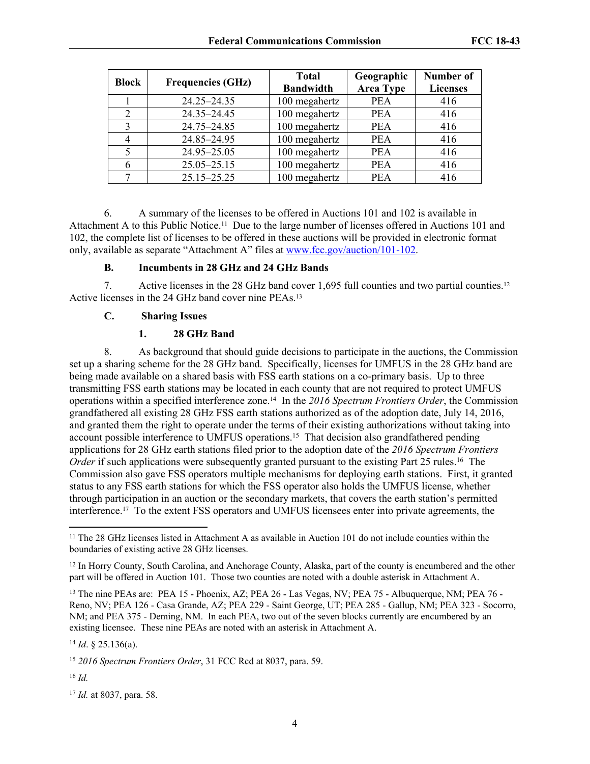| Block | Frequencies (GHz) | Total Bandwidth | Geographic Area Type | Number of Licenses |
|---|---|---|---|---|
| 1 | 24.25–24.35 | 100 megahertz | PEA | 416 |
| 2 | 24.35–24.45 | 100 megahertz | PEA | 416 |
| 3 | 24.75–24.85 | 100 megahertz | PEA | 416 |
| 4 | 24.85–24.95 | 100 megahertz | PEA | 416 |
| 5 | 24.95–25.05 | 100 megahertz | PEA | 416 |
| 6 | 25.05–25.15 | 100 megahertz | PEA | 416 |
| 7 | 25.15–25.25 | 100 megahertz | PEA | 416 |

6. A summary of the licenses to be offered in Auctions 101 and 102 is available in Attachment A to this Public Notice.[11] Due to the large number of licenses offered in Auctions 101 and 102, the complete list of licenses to be offered in these auctions will be provided in electronic format only, available as separate "Attachment A" files at www.fcc.gov/auction/101-102.

### B. Incumbents in 28 GHz and 24 GHz Bands

7. Active licenses in the 28 GHz band cover 1,695 full counties and two partial counties.[12] Active licenses in the 24 GHz band cover nine PEAs.[13]

### C. Sharing Issues

#### 1. 28 GHz Band

8. As background that should guide decisions to participate in the auctions, the Commission set up a sharing scheme for the 28 GHz band. Specifically, licenses for UMFUS in the 28 GHz band are being made available on a shared basis with FSS earth stations on a co-primary basis. Up to three transmitting FSS earth stations may be located in each county that are not required to protect UMFUS operations within a specified interference zone.[14] In the *2016 Spectrum Frontiers Order*, the Commission grandfathered all existing 28 GHz FSS earth stations authorized as of the adoption date, July 14, 2016, and granted them the right to operate under the terms of their existing authorizations without taking into account possible interference to UMFUS operations.[15] That decision also grandfathered pending applications for 28 GHz earth stations filed prior to the adoption date of the *2016 Spectrum Frontiers Order* if such applications were subsequently granted pursuant to the existing Part 25 rules.[16] The Commission also gave FSS operators multiple mechanisms for deploying earth stations. First, it granted status to any FSS earth stations for which the FSS operator also holds the UMFUS license, whether through participation in an auction or the secondary markets, that covers the earth station's permitted interference.[17] To the extent FSS operators and UMFUS licensees enter into private agreements, the

---

[11] The 28 GHz licenses listed in Attachment A as available in Auction 101 do not include counties within the boundaries of existing active 28 GHz licenses.

[12] In Horry County, South Carolina, and Anchorage County, Alaska, part of the county is encumbered and the other part will be offered in Auction 101. Those two counties are noted with a double asterisk in Attachment A.

[13] The nine PEAs are: PEA 15 - Phoenix, AZ; PEA 26 - Las Vegas, NV; PEA 75 - Albuquerque, NM; PEA 76 - Reno, NV; PEA 126 - Casa Grande, AZ; PEA 229 - Saint George, UT; PEA 285 - Gallup, NM; PEA 323 - Socorro, NM; and PEA 375 - Deming, NM. In each PEA, two out of the seven blocks currently are encumbered by an existing licensee. These nine PEAs are noted with an asterisk in Attachment A.

[14] *Id*. § 25.136(a).

[15] *2016 Spectrum Frontiers Order*, 31 FCC Rcd at 8037, para. 59.

[16] *Id.*

[17] *Id.* at 8037, para. 58.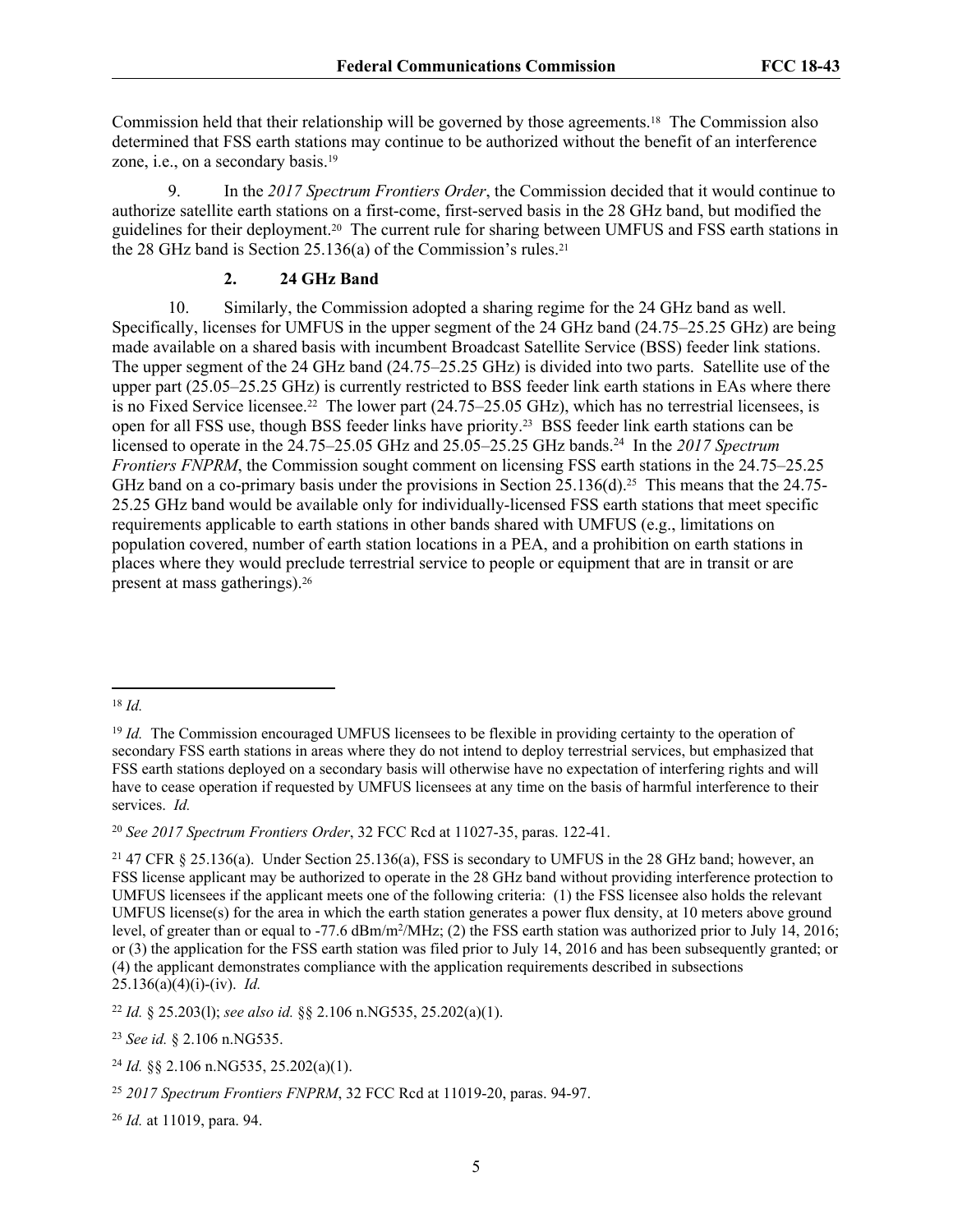Commission held that their relationship will be governed by those agreements.[18] The Commission also determined that FSS earth stations may continue to be authorized without the benefit of an interference zone, i.e., on a secondary basis.[19]

9. In the *2017 Spectrum Frontiers Order*, the Commission decided that it would continue to authorize satellite earth stations on a first-come, first-served basis in the 28 GHz band, but modified the guidelines for their deployment.[20] The current rule for sharing between UMFUS and FSS earth stations in the 28 GHz band is Section 25.136(a) of the Commission's rules.[21]

### 2. 24 GHz Band

10. Similarly, the Commission adopted a sharing regime for the 24 GHz band as well. Specifically, licenses for UMFUS in the upper segment of the 24 GHz band (24.75–25.25 GHz) are being made available on a shared basis with incumbent Broadcast Satellite Service (BSS) feeder link stations. The upper segment of the 24 GHz band (24.75–25.25 GHz) is divided into two parts. Satellite use of the upper part (25.05–25.25 GHz) is currently restricted to BSS feeder link earth stations in EAs where there is no Fixed Service licensee.[22] The lower part (24.75–25.05 GHz), which has no terrestrial licensees, is open for all FSS use, though BSS feeder links have priority.[23] BSS feeder link earth stations can be licensed to operate in the 24.75–25.05 GHz and 25.05–25.25 GHz bands.[24] In the *2017 Spectrum Frontiers FNPRM*, the Commission sought comment on licensing FSS earth stations in the 24.75–25.25 GHz band on a co-primary basis under the provisions in Section 25.136(d).[25] This means that the 24.75-25.25 GHz band would be available only for individually-licensed FSS earth stations that meet specific requirements applicable to earth stations in other bands shared with UMFUS (e.g., limitations on population covered, number of earth station locations in a PEA, and a prohibition on earth stations in places where they would preclude terrestrial service to people or equipment that are in transit or are present at mass gatherings).[26]

---

[18] *Id.*

[19] *Id.* The Commission encouraged UMFUS licensees to be flexible in providing certainty to the operation of secondary FSS earth stations in areas where they do not intend to deploy terrestrial services, but emphasized that FSS earth stations deployed on a secondary basis will otherwise have no expectation of interfering rights and will have to cease operation if requested by UMFUS licensees at any time on the basis of harmful interference to their services. *Id.*

[20] *See 2017 Spectrum Frontiers Order*, 32 FCC Rcd at 11027-35, paras. 122-41.

[21] 47 CFR § 25.136(a). Under Section 25.136(a), FSS is secondary to UMFUS in the 28 GHz band; however, an FSS license applicant may be authorized to operate in the 28 GHz band without providing interference protection to UMFUS licensees if the applicant meets one of the following criteria: (1) the FSS licensee also holds the relevant UMFUS license(s) for the area in which the earth station generates a power flux density, at 10 meters above ground level, of greater than or equal to -77.6 dBm/m²/MHz; (2) the FSS earth station was authorized prior to July 14, 2016; or (3) the application for the FSS earth station was filed prior to July 14, 2016 and has been subsequently granted; or (4) the applicant demonstrates compliance with the application requirements described in subsections 25.136(a)(4)(i)-(iv). *Id.*

[22] *Id.* § 25.203(l); *see also id.* §§ 2.106 n.NG535, 25.202(a)(1).

[23] *See id.* § 2.106 n.NG535.

[24] *Id.* §§ 2.106 n.NG535, 25.202(a)(1).

[25] *2017 Spectrum Frontiers FNPRM*, 32 FCC Rcd at 11019-20, paras. 94-97.

[26] *Id.* at 11019, para. 94.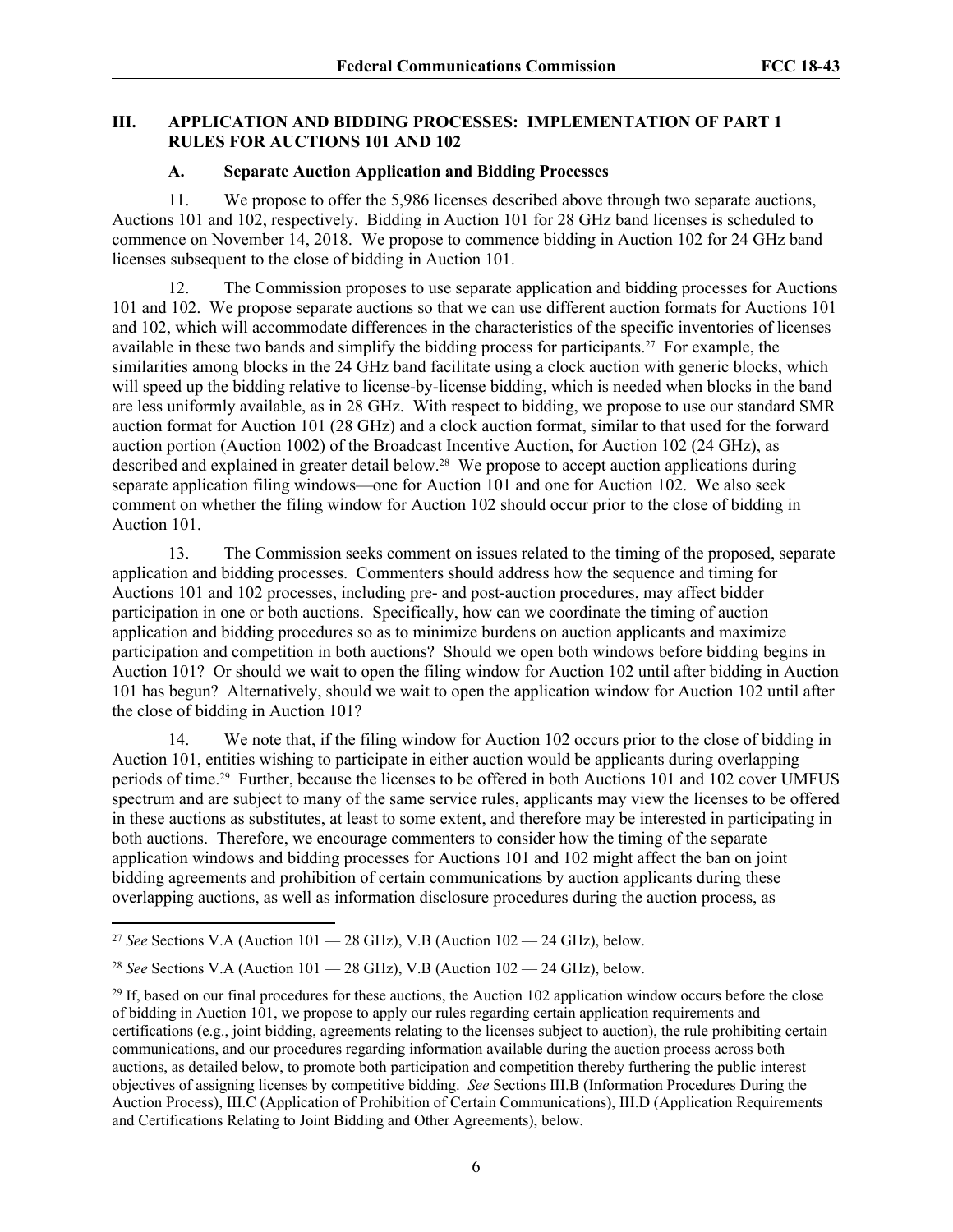## III. APPLICATION AND BIDDING PROCESSES: IMPLEMENTATION OF PART 1 RULES FOR AUCTIONS 101 AND 102

### A. Separate Auction Application and Bidding Processes

11. We propose to offer the 5,986 licenses described above through two separate auctions, Auctions 101 and 102, respectively. Bidding in Auction 101 for 28 GHz band licenses is scheduled to commence on November 14, 2018. We propose to commence bidding in Auction 102 for 24 GHz band licenses subsequent to the close of bidding in Auction 101.

12. The Commission proposes to use separate application and bidding processes for Auctions 101 and 102. We propose separate auctions so that we can use different auction formats for Auctions 101 and 102, which will accommodate differences in the characteristics of the specific inventories of licenses available in these two bands and simplify the bidding process for participants.[27] For example, the similarities among blocks in the 24 GHz band facilitate using a clock auction with generic blocks, which will speed up the bidding relative to license-by-license bidding, which is needed when blocks in the band are less uniformly available, as in 28 GHz. With respect to bidding, we propose to use our standard SMR auction format for Auction 101 (28 GHz) and a clock auction format, similar to that used for the forward auction portion (Auction 1002) of the Broadcast Incentive Auction, for Auction 102 (24 GHz), as described and explained in greater detail below.[28] We propose to accept auction applications during separate application filing windows—one for Auction 101 and one for Auction 102. We also seek comment on whether the filing window for Auction 102 should occur prior to the close of bidding in Auction 101.

13. The Commission seeks comment on issues related to the timing of the proposed, separate application and bidding processes. Commenters should address how the sequence and timing for Auctions 101 and 102 processes, including pre- and post-auction procedures, may affect bidder participation in one or both auctions. Specifically, how can we coordinate the timing of auction application and bidding procedures so as to minimize burdens on auction applicants and maximize participation and competition in both auctions? Should we open both windows before bidding begins in Auction 101? Or should we wait to open the filing window for Auction 102 until after bidding in Auction 101 has begun? Alternatively, should we wait to open the application window for Auction 102 until after the close of bidding in Auction 101?

14. We note that, if the filing window for Auction 102 occurs prior to the close of bidding in Auction 101, entities wishing to participate in either auction would be applicants during overlapping periods of time.[29] Further, because the licenses to be offered in both Auctions 101 and 102 cover UMFUS spectrum and are subject to many of the same service rules, applicants may view the licenses to be offered in these auctions as substitutes, at least to some extent, and therefore may be interested in participating in both auctions. Therefore, we encourage commenters to consider how the timing of the separate application windows and bidding processes for Auctions 101 and 102 might affect the ban on joint bidding agreements and prohibition of certain communications by auction applicants during these overlapping auctions, as well as information disclosure procedures during the auction process, as

---

[27] *See* Sections V.A (Auction 101 — 28 GHz), V.B (Auction 102 — 24 GHz), below.

[28] *See* Sections V.A (Auction 101 — 28 GHz), V.B (Auction 102 — 24 GHz), below.

[29] If, based on our final procedures for these auctions, the Auction 102 application window occurs before the close of bidding in Auction 101, we propose to apply our rules regarding certain application requirements and certifications (e.g., joint bidding, agreements relating to the licenses subject to auction), the rule prohibiting certain communications, and our procedures regarding information available during the auction process across both auctions, as detailed below, to promote both participation and competition thereby furthering the public interest objectives of assigning licenses by competitive bidding. *See* Sections III.B (Information Procedures During the Auction Process), III.C (Application of Prohibition of Certain Communications), III.D (Application Requirements and Certifications Relating to Joint Bidding and Other Agreements), below.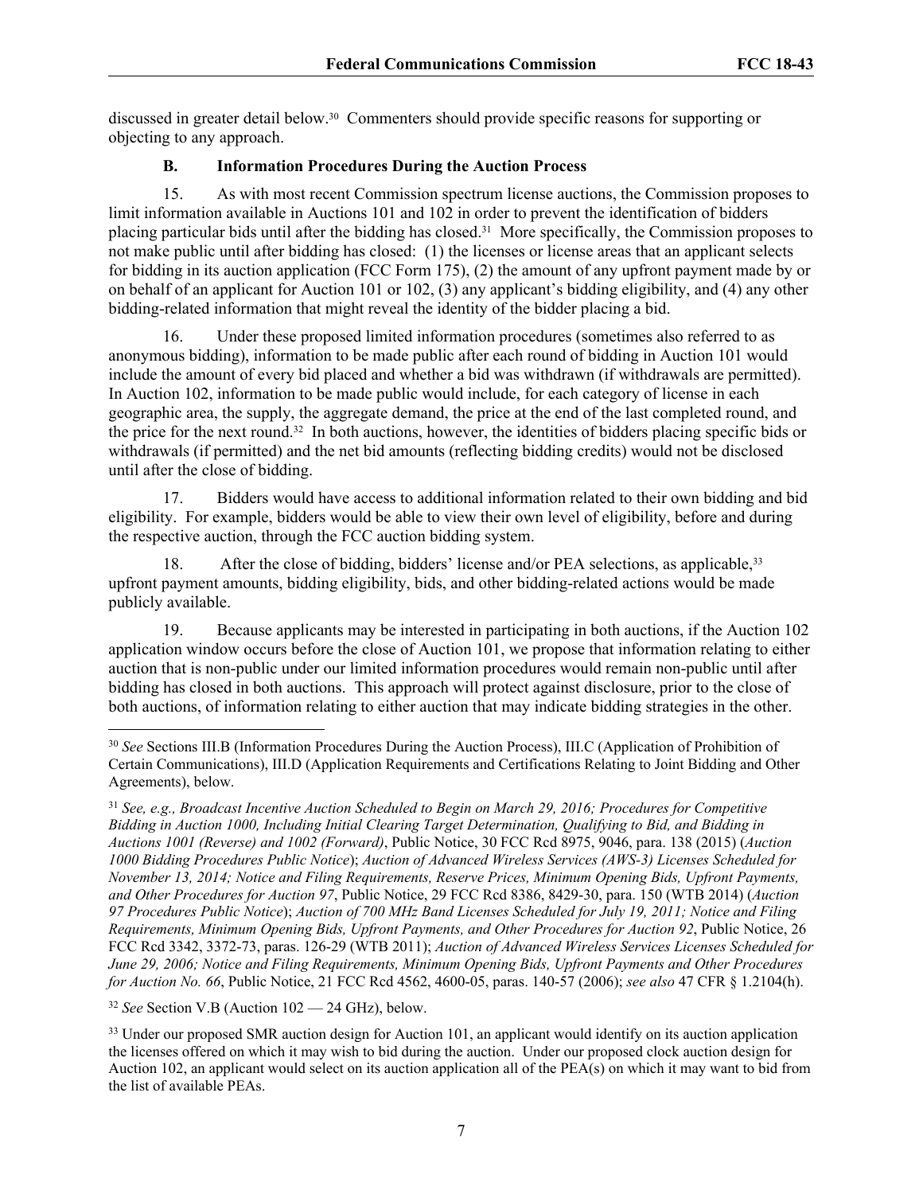discussed in greater detail below.[30] Commenters should provide specific reasons for supporting or objecting to any approach.

### B. Information Procedures During the Auction Process

15. As with most recent Commission spectrum license auctions, the Commission proposes to limit information available in Auctions 101 and 102 in order to prevent the identification of bidders placing particular bids until after the bidding has closed.[31] More specifically, the Commission proposes to not make public until after bidding has closed: (1) the licenses or license areas that an applicant selects for bidding in its auction application (FCC Form 175), (2) the amount of any upfront payment made by or on behalf of an applicant for Auction 101 or 102, (3) any applicant's bidding eligibility, and (4) any other bidding-related information that might reveal the identity of the bidder placing a bid.

16. Under these proposed limited information procedures (sometimes also referred to as anonymous bidding), information to be made public after each round of bidding in Auction 101 would include the amount of every bid placed and whether a bid was withdrawn (if withdrawals are permitted). In Auction 102, information to be made public would include, for each category of license in each geographic area, the supply, the aggregate demand, the price at the end of the last completed round, and the price for the next round.[32] In both auctions, however, the identities of bidders placing specific bids or withdrawals (if permitted) and the net bid amounts (reflecting bidding credits) would not be disclosed until after the close of bidding.

17. Bidders would have access to additional information related to their own bidding and bid eligibility. For example, bidders would be able to view their own level of eligibility, before and during the respective auction, through the FCC auction bidding system.

18. After the close of bidding, bidders' license and/or PEA selections, as applicable,[33] upfront payment amounts, bidding eligibility, bids, and other bidding-related actions would be made publicly available.

19. Because applicants may be interested in participating in both auctions, if the Auction 102 application window occurs before the close of Auction 101, we propose that information relating to either auction that is non-public under our limited information procedures would remain non-public until after bidding has closed in both auctions. This approach will protect against disclosure, prior to the close of both auctions, of information relating to either auction that may indicate bidding strategies in the other.

---

[30] *See* Sections III.B (Information Procedures During the Auction Process), III.C (Application of Prohibition of Certain Communications), III.D (Application Requirements and Certifications Relating to Joint Bidding and Other Agreements), below.

[31] *See, e.g., Broadcast Incentive Auction Scheduled to Begin on March 29, 2016; Procedures for Competitive Bidding in Auction 1000, Including Initial Clearing Target Determination, Qualifying to Bid, and Bidding in Auctions 1001 (Reverse) and 1002 (Forward)*, Public Notice, 30 FCC Rcd 8975, 9046, para. 138 (2015) (*Auction 1000 Bidding Procedures Public Notice*); *Auction of Advanced Wireless Services (AWS-3) Licenses Scheduled for November 13, 2014; Notice and Filing Requirements, Reserve Prices, Minimum Opening Bids, Upfront Payments, and Other Procedures for Auction 97*, Public Notice, 29 FCC Rcd 8386, 8429-30, para. 150 (WTB 2014) (*Auction 97 Procedures Public Notice*); *Auction of 700 MHz Band Licenses Scheduled for July 19, 2011; Notice and Filing Requirements, Minimum Opening Bids, Upfront Payments, and Other Procedures for Auction 92*, Public Notice, 26 FCC Rcd 3342, 3372-73, paras. 126-29 (WTB 2011); *Auction of Advanced Wireless Services Licenses Scheduled for June 29, 2006; Notice and Filing Requirements, Minimum Opening Bids, Upfront Payments and Other Procedures for Auction No. 66*, Public Notice, 21 FCC Rcd 4562, 4600-05, paras. 140-57 (2006); *see also* 47 CFR § 1.2104(h).

[32] *See* Section V.B (Auction 102 — 24 GHz), below.

[33] Under our proposed SMR auction design for Auction 101, an applicant would identify on its auction application the licenses offered on which it may wish to bid during the auction. Under our proposed clock auction design for Auction 102, an applicant would select on its auction application all of the PEA(s) on which it may want to bid from the list of available PEAs.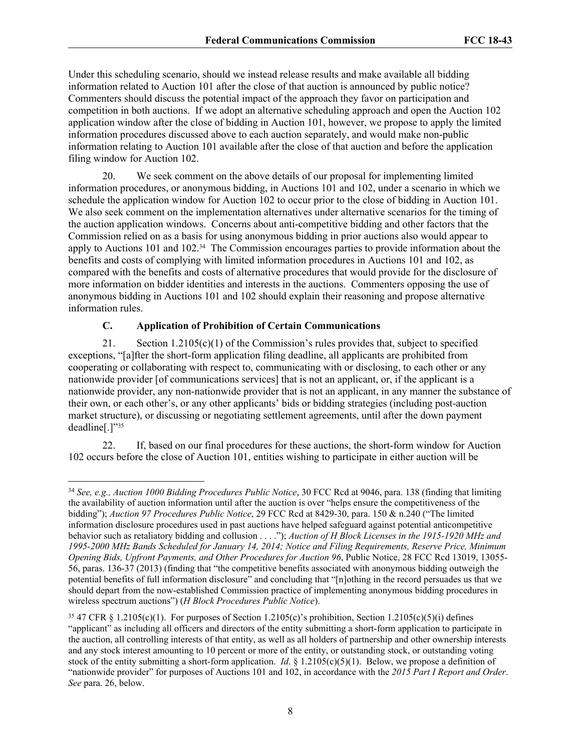Under this scheduling scenario, should we instead release results and make available all bidding information related to Auction 101 after the close of that auction is announced by public notice? Commenters should discuss the potential impact of the approach they favor on participation and competition in both auctions. If we adopt an alternative scheduling approach and open the Auction 102 application window after the close of bidding in Auction 101, however, we propose to apply the limited information procedures discussed above to each auction separately, and would make non-public information relating to Auction 101 available after the close of that auction and before the application filing window for Auction 102.

20. We seek comment on the above details of our proposal for implementing limited information procedures, or anonymous bidding, in Auctions 101 and 102, under a scenario in which we schedule the application window for Auction 102 to occur prior to the close of bidding in Auction 101. We also seek comment on the implementation alternatives under alternative scenarios for the timing of the auction application windows. Concerns about anti-competitive bidding and other factors that the Commission relied on as a basis for using anonymous bidding in prior auctions also would appear to apply to Auctions 101 and 102.[34] The Commission encourages parties to provide information about the benefits and costs of complying with limited information procedures in Auctions 101 and 102, as compared with the benefits and costs of alternative procedures that would provide for the disclosure of more information on bidder identities and interests in the auctions. Commenters opposing the use of anonymous bidding in Auctions 101 and 102 should explain their reasoning and propose alternative information rules.

### C. Application of Prohibition of Certain Communications

21. Section 1.2105(c)(1) of the Commission's rules provides that, subject to specified exceptions, "[a]fter the short-form application filing deadline, all applicants are prohibited from cooperating or collaborating with respect to, communicating with or disclosing, to each other or any nationwide provider [of communications services] that is not an applicant, or, if the applicant is a nationwide provider, any non-nationwide provider that is not an applicant, in any manner the substance of their own, or each other's, or any other applicants' bids or bidding strategies (including post-auction market structure), or discussing or negotiating settlement agreements, until after the down payment deadline[.]"[35]

22. If, based on our final procedures for these auctions, the short-form window for Auction 102 occurs before the close of Auction 101, entities wishing to participate in either auction will be

---

[34] *See, e.g., Auction 1000 Bidding Procedures Public Notice*, 30 FCC Rcd at 9046, para. 138 (finding that limiting the availability of auction information until after the auction is over "helps ensure the competitiveness of the bidding"); *Auction 97 Procedures Public Notice*, 29 FCC Rcd at 8429-30, para. 150 & n.240 ("The limited information disclosure procedures used in past auctions have helped safeguard against potential anticompetitive behavior such as retaliatory bidding and collusion . . . ."); *Auction of H Block Licenses in the 1915-1920 MHz and 1995-2000 MHz Bands Scheduled for January 14, 2014; Notice and Filing Requirements, Reserve Price, Minimum Opening Bids, Upfront Payments, and Other Procedures for Auction 96*, Public Notice, 28 FCC Rcd 13019, 13055-56, paras. 136-37 (2013) (finding that "the competitive benefits associated with anonymous bidding outweigh the potential benefits of full information disclosure" and concluding that "[n]othing in the record persuades us that we should depart from the now-established Commission practice of implementing anonymous bidding procedures in wireless spectrum auctions") (*H Block Procedures Public Notice*).

[35] 47 CFR § 1.2105(c)(1). For purposes of Section 1.2105(c)'s prohibition, Section 1.2105(c)(5)(i) defines "applicant" as including all officers and directors of the entity submitting a short-form application to participate in the auction, all controlling interests of that entity, as well as all holders of partnership and other ownership interests and any stock interest amounting to 10 percent or more of the entity, or outstanding stock, or outstanding voting stock of the entity submitting a short-form application. *Id*. § 1.2105(c)(5)(1). Below, we propose a definition of "nationwide provider" for purposes of Auctions 101 and 102, in accordance with the *2015 Part I Report and Order*. *See* para. 26, below.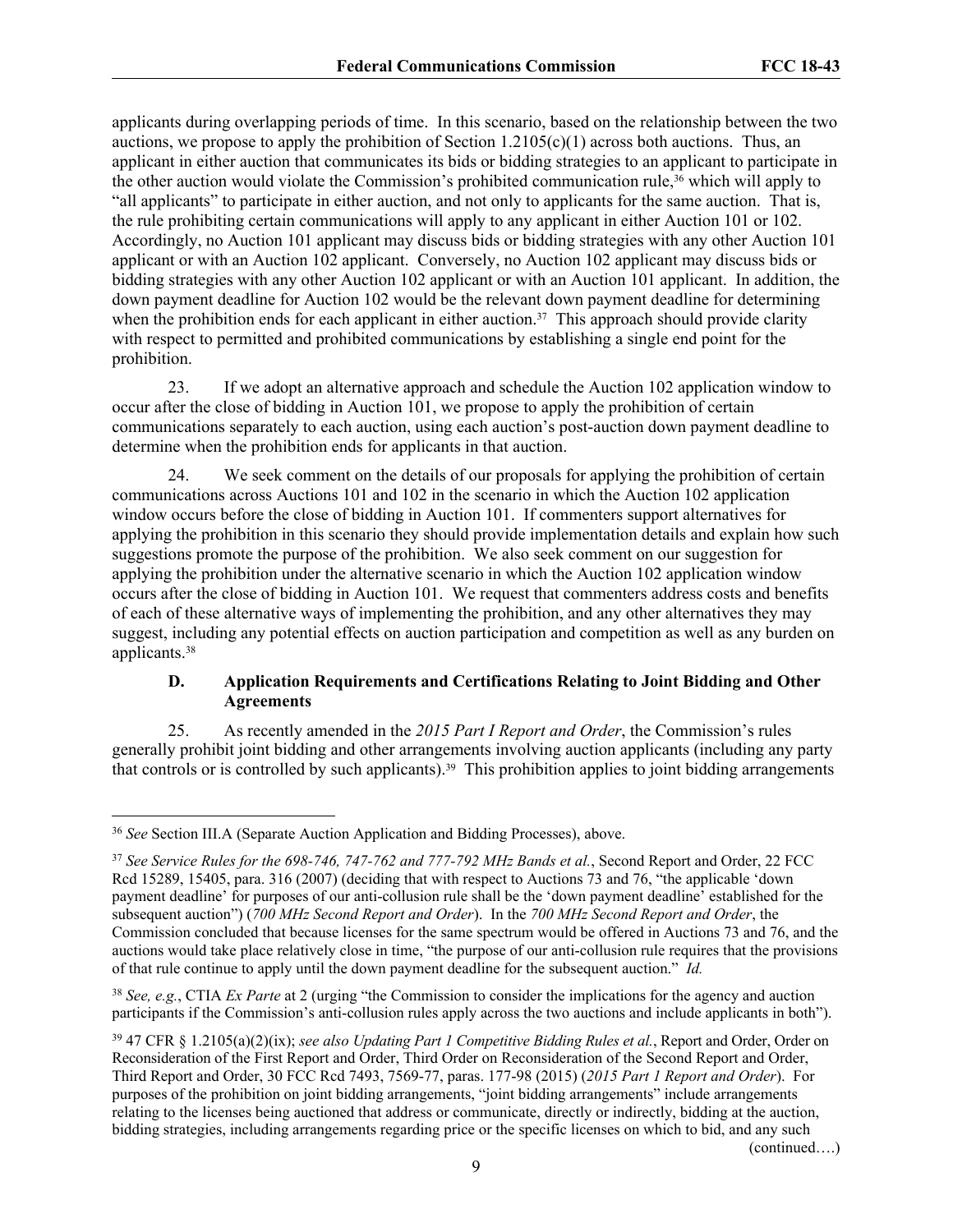applicants during overlapping periods of time. In this scenario, based on the relationship between the two auctions, we propose to apply the prohibition of Section 1.2105(c)(1) across both auctions. Thus, an applicant in either auction that communicates its bids or bidding strategies to an applicant to participate in the other auction would violate the Commission's prohibited communication rule,[36] which will apply to "all applicants" to participate in either auction, and not only to applicants for the same auction. That is, the rule prohibiting certain communications will apply to any applicant in either Auction 101 or 102. Accordingly, no Auction 101 applicant may discuss bids or bidding strategies with any other Auction 101 applicant or with an Auction 102 applicant. Conversely, no Auction 102 applicant may discuss bids or bidding strategies with any other Auction 102 applicant or with an Auction 101 applicant. In addition, the down payment deadline for Auction 102 would be the relevant down payment deadline for determining when the prohibition ends for each applicant in either auction.[37] This approach should provide clarity with respect to permitted and prohibited communications by establishing a single end point for the prohibition.

23. If we adopt an alternative approach and schedule the Auction 102 application window to occur after the close of bidding in Auction 101, we propose to apply the prohibition of certain communications separately to each auction, using each auction's post-auction down payment deadline to determine when the prohibition ends for applicants in that auction.

24. We seek comment on the details of our proposals for applying the prohibition of certain communications across Auctions 101 and 102 in the scenario in which the Auction 102 application window occurs before the close of bidding in Auction 101. If commenters support alternatives for applying the prohibition in this scenario they should provide implementation details and explain how such suggestions promote the purpose of the prohibition. We also seek comment on our suggestion for applying the prohibition under the alternative scenario in which the Auction 102 application window occurs after the close of bidding in Auction 101. We request that commenters address costs and benefits of each of these alternative ways of implementing the prohibition, and any other alternatives they may suggest, including any potential effects on auction participation and competition as well as any burden on applicants.[38]

### D. Application Requirements and Certifications Relating to Joint Bidding and Other Agreements

25. As recently amended in the *2015 Part I Report and Order*, the Commission's rules generally prohibit joint bidding and other arrangements involving auction applicants (including any party that controls or is controlled by such applicants).[39] This prohibition applies to joint bidding arrangements

---

[36] *See* Section III.A (Separate Auction Application and Bidding Processes), above.

[37] *See Service Rules for the 698-746, 747-762 and 777-792 MHz Bands et al.*, Second Report and Order, 22 FCC Rcd 15289, 15405, para. 316 (2007) (deciding that with respect to Auctions 73 and 76, "the applicable 'down payment deadline' for purposes of our anti-collusion rule shall be the 'down payment deadline' established for the subsequent auction") (*700 MHz Second Report and Order*). In the *700 MHz Second Report and Order*, the Commission concluded that because licenses for the same spectrum would be offered in Auctions 73 and 76, and the auctions would take place relatively close in time, "the purpose of our anti-collusion rule requires that the provisions of that rule continue to apply until the down payment deadline for the subsequent auction." *Id.*

[38] *See, e.g.*, CTIA *Ex Parte* at 2 (urging "the Commission to consider the implications for the agency and auction participants if the Commission's anti-collusion rules apply across the two auctions and include applicants in both").

[39] 47 CFR § 1.2105(a)(2)(ix); *see also Updating Part 1 Competitive Bidding Rules et al.*, Report and Order, Order on Reconsideration of the First Report and Order, Third Order on Reconsideration of the Second Report and Order, Third Report and Order, 30 FCC Rcd 7493, 7569-77, paras. 177-98 (2015) (*2015 Part 1 Report and Order*). For purposes of the prohibition on joint bidding arrangements, "joint bidding arrangements" include arrangements relating to the licenses being auctioned that address or communicate, directly or indirectly, bidding at the auction, bidding strategies, including arrangements regarding price or the specific licenses on which to bid, and any such

(continued….)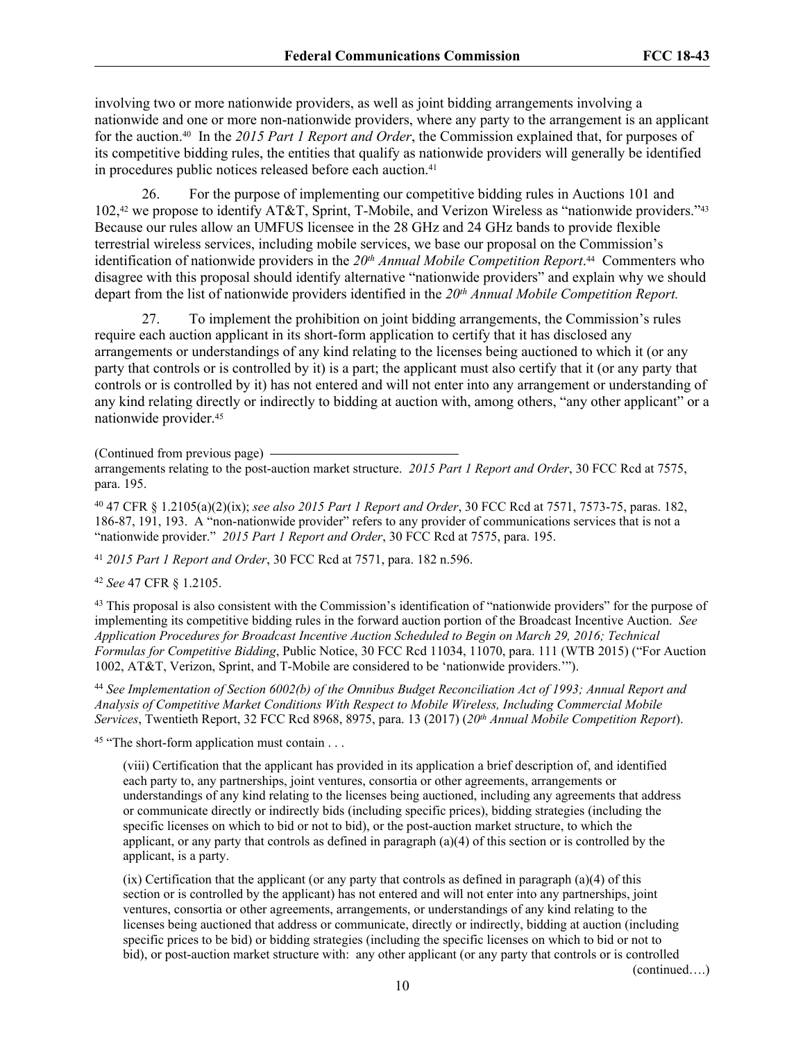involving two or more nationwide providers, as well as joint bidding arrangements involving a nationwide and one or more non-nationwide providers, where any party to the arrangement is an applicant for the auction.[40] In the *2015 Part 1 Report and Order*, the Commission explained that, for purposes of its competitive bidding rules, the entities that qualify as nationwide providers will generally be identified in procedures public notices released before each auction.[41]

26. For the purpose of implementing our competitive bidding rules in Auctions 101 and 102,[42] we propose to identify AT&T, Sprint, T-Mobile, and Verizon Wireless as "nationwide providers."[43] Because our rules allow an UMFUS licensee in the 28 GHz and 24 GHz bands to provide flexible terrestrial wireless services, including mobile services, we base our proposal on the Commission's identification of nationwide providers in the *20th Annual Mobile Competition Report*.[44] Commenters who disagree with this proposal should identify alternative "nationwide providers" and explain why we should depart from the list of nationwide providers identified in the *20th Annual Mobile Competition Report.*

27. To implement the prohibition on joint bidding arrangements, the Commission's rules require each auction applicant in its short-form application to certify that it has disclosed any arrangements or understandings of any kind relating to the licenses being auctioned to which it (or any party that controls or is controlled by it) is a part; the applicant must also certify that it (or any party that controls or is controlled by it) has not entered and will not enter into any arrangement or understanding of any kind relating directly or indirectly to bidding at auction with, among others, "any other applicant" or a nationwide provider.[45]

(Continued from previous page)
arrangements relating to the post-auction market structure. *2015 Part 1 Report and Order*, 30 FCC Rcd at 7575, para. 195.

[40] 47 CFR § 1.2105(a)(2)(ix); *see also 2015 Part 1 Report and Order*, 30 FCC Rcd at 7571, 7573-75, paras. 182, 186-87, 191, 193. A "non-nationwide provider" refers to any provider of communications services that is not a "nationwide provider." *2015 Part 1 Report and Order*, 30 FCC Rcd at 7575, para. 195.

[41] *2015 Part 1 Report and Order*, 30 FCC Rcd at 7571, para. 182 n.596.

[42] *See* 47 CFR § 1.2105.

[43] This proposal is also consistent with the Commission's identification of "nationwide providers" for the purpose of implementing its competitive bidding rules in the forward auction portion of the Broadcast Incentive Auction. *See Application Procedures for Broadcast Incentive Auction Scheduled to Begin on March 29, 2016; Technical Formulas for Competitive Bidding*, Public Notice, 30 FCC Rcd 11034, 11070, para. 111 (WTB 2015) ("For Auction 1002, AT&T, Verizon, Sprint, and T-Mobile are considered to be 'nationwide providers.'").

[44] *See Implementation of Section 6002(b) of the Omnibus Budget Reconciliation Act of 1993; Annual Report and Analysis of Competitive Market Conditions With Respect to Mobile Wireless, Including Commercial Mobile Services*, Twentieth Report, 32 FCC Rcd 8968, 8975, para. 13 (2017) (*20th Annual Mobile Competition Report*).

[45] "The short-form application must contain . . .

> (viii) Certification that the applicant has provided in its application a brief description of, and identified each party to, any partnerships, joint ventures, consortia or other agreements, arrangements or understandings of any kind relating to the licenses being auctioned, including any agreements that address or communicate directly or indirectly bids (including specific prices), bidding strategies (including the specific licenses on which to bid or not to bid), or the post-auction market structure, to which the applicant, or any party that controls as defined in paragraph (a)(4) of this section or is controlled by the applicant, is a party.
>
> (ix) Certification that the applicant (or any party that controls as defined in paragraph (a)(4) of this section or is controlled by the applicant) has not entered and will not enter into any partnerships, joint ventures, consortia or other agreements, arrangements, or understandings of any kind relating to the licenses being auctioned that address or communicate, directly or indirectly, bidding at auction (including specific prices to be bid) or bidding strategies (including the specific licenses on which to bid or not to bid), or post-auction market structure with: any other applicant (or any party that controls or is controlled

(continued….)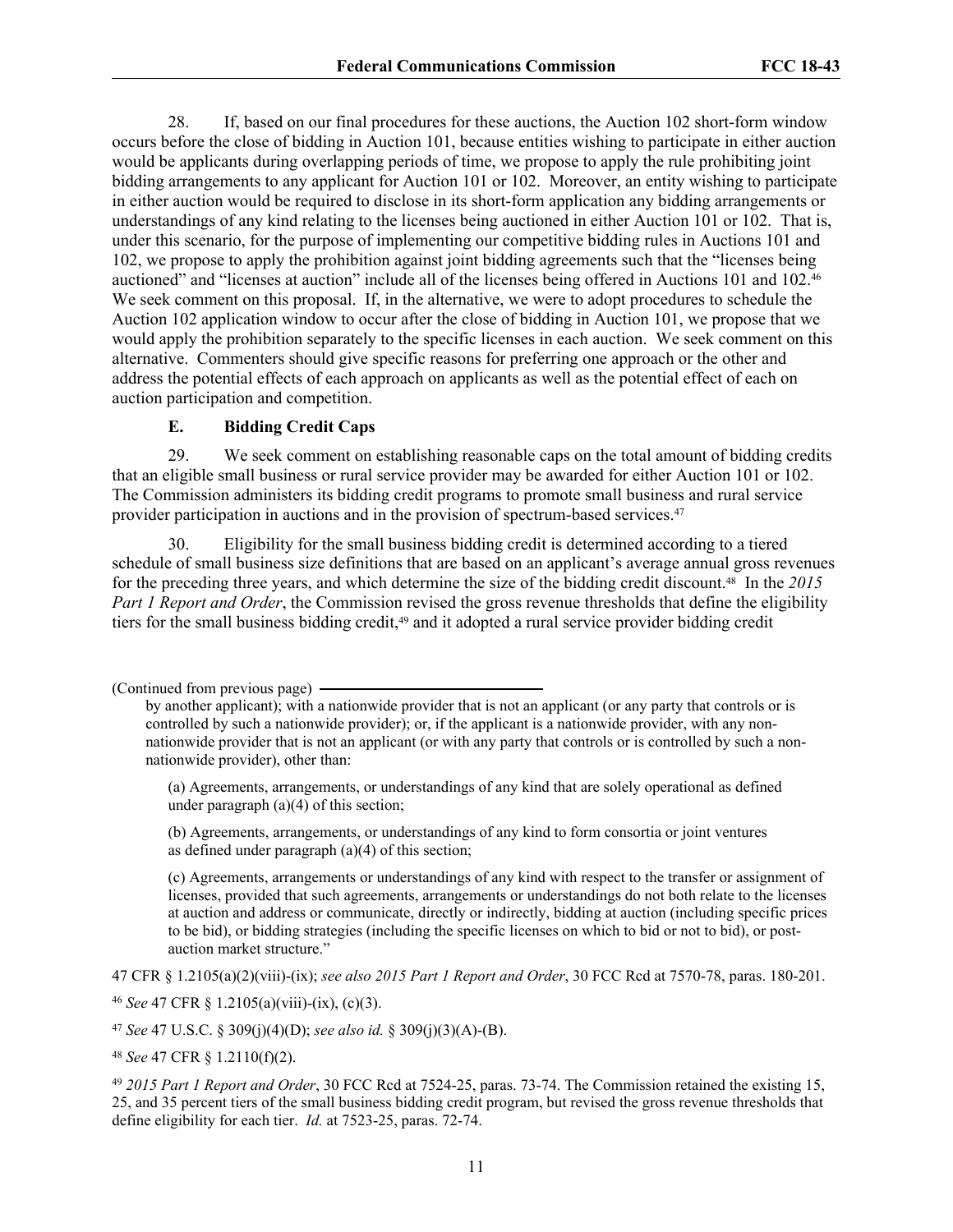28. If, based on our final procedures for these auctions, the Auction 102 short-form window occurs before the close of bidding in Auction 101, because entities wishing to participate in either auction would be applicants during overlapping periods of time, we propose to apply the rule prohibiting joint bidding arrangements to any applicant for Auction 101 or 102. Moreover, an entity wishing to participate in either auction would be required to disclose in its short-form application any bidding arrangements or understandings of any kind relating to the licenses being auctioned in either Auction 101 or 102. That is, under this scenario, for the purpose of implementing our competitive bidding rules in Auctions 101 and 102, we propose to apply the prohibition against joint bidding agreements such that the "licenses being auctioned" and "licenses at auction" include all of the licenses being offered in Auctions 101 and 102.[46] We seek comment on this proposal. If, in the alternative, we were to adopt procedures to schedule the Auction 102 application window to occur after the close of bidding in Auction 101, we propose that we would apply the prohibition separately to the specific licenses in each auction. We seek comment on this alternative. Commenters should give specific reasons for preferring one approach or the other and address the potential effects of each approach on applicants as well as the potential effect of each on auction participation and competition.

### E. Bidding Credit Caps

29. We seek comment on establishing reasonable caps on the total amount of bidding credits that an eligible small business or rural service provider may be awarded for either Auction 101 or 102. The Commission administers its bidding credit programs to promote small business and rural service provider participation in auctions and in the provision of spectrum-based services.[47]

30. Eligibility for the small business bidding credit is determined according to a tiered schedule of small business size definitions that are based on an applicant's average annual gross revenues for the preceding three years, and which determine the size of the bidding credit discount.[48] In the *2015 Part 1 Report and Order*, the Commission revised the gross revenue thresholds that define the eligibility tiers for the small business bidding credit,[49] and it adopted a rural service provider bidding credit

(Continued from previous page)

by another applicant); with a nationwide provider that is not an applicant (or any party that controls or is controlled by such a nationwide provider); or, if the applicant is a nationwide provider, with any non-nationwide provider that is not an applicant (or with any party that controls or is controlled by such a non-nationwide provider), other than:

(a) Agreements, arrangements, or understandings of any kind that are solely operational as defined under paragraph (a)(4) of this section;

(b) Agreements, arrangements, or understandings of any kind to form consortia or joint ventures as defined under paragraph (a)(4) of this section;

(c) Agreements, arrangements or understandings of any kind with respect to the transfer or assignment of licenses, provided that such agreements, arrangements or understandings do not both relate to the licenses at auction and address or communicate, directly or indirectly, bidding at auction (including specific prices to be bid), or bidding strategies (including the specific licenses on which to bid or not to bid), or post-auction market structure."

47 CFR § 1.2105(a)(2)(viii)-(ix); *see also 2015 Part 1 Report and Order*, 30 FCC Rcd at 7570-78, paras. 180-201.

[46] *See* 47 CFR § 1.2105(a)(viii)-(ix), (c)(3).

[47] *See* 47 U.S.C. § 309(j)(4)(D); *see also id.* § 309(j)(3)(A)-(B).

[48] *See* 47 CFR § 1.2110(f)(2).

[49] *2015 Part 1 Report and Order*, 30 FCC Rcd at 7524-25, paras. 73-74. The Commission retained the existing 15, 25, and 35 percent tiers of the small business bidding credit program, but revised the gross revenue thresholds that define eligibility for each tier. *Id.* at 7523-25, paras. 72-74.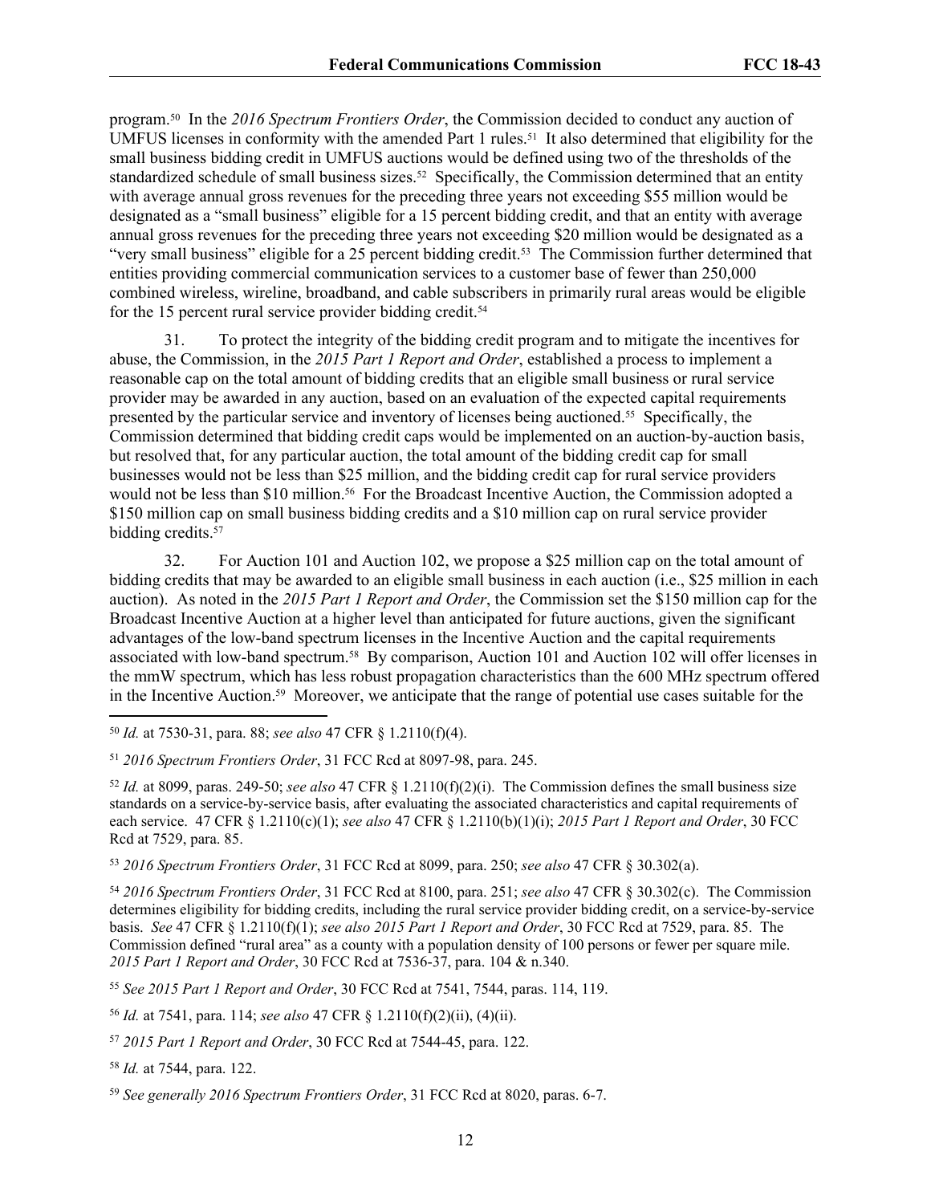program.[50] In the *2016 Spectrum Frontiers Order*, the Commission decided to conduct any auction of UMFUS licenses in conformity with the amended Part 1 rules.[51] It also determined that eligibility for the small business bidding credit in UMFUS auctions would be defined using two of the thresholds of the standardized schedule of small business sizes.[52] Specifically, the Commission determined that an entity with average annual gross revenues for the preceding three years not exceeding $55 million would be designated as a "small business" eligible for a 15 percent bidding credit, and that an entity with average annual gross revenues for the preceding three years not exceeding $20 million would be designated as a "very small business" eligible for a 25 percent bidding credit.[53] The Commission further determined that entities providing commercial communication services to a customer base of fewer than 250,000 combined wireless, wireline, broadband, and cable subscribers in primarily rural areas would be eligible for the 15 percent rural service provider bidding credit.[54]

31. To protect the integrity of the bidding credit program and to mitigate the incentives for abuse, the Commission, in the *2015 Part 1 Report and Order*, established a process to implement a reasonable cap on the total amount of bidding credits that an eligible small business or rural service provider may be awarded in any auction, based on an evaluation of the expected capital requirements presented by the particular service and inventory of licenses being auctioned.[55] Specifically, the Commission determined that bidding credit caps would be implemented on an auction-by-auction basis, but resolved that, for any particular auction, the total amount of the bidding credit cap for small businesses would not be less than $25 million, and the bidding credit cap for rural service providers would not be less than $10 million.[56] For the Broadcast Incentive Auction, the Commission adopted a $150 million cap on small business bidding credits and a $10 million cap on rural service provider bidding credits.[57]

32. For Auction 101 and Auction 102, we propose a $25 million cap on the total amount of bidding credits that may be awarded to an eligible small business in each auction (i.e., $25 million in each auction). As noted in the *2015 Part 1 Report and Order*, the Commission set the $150 million cap for the Broadcast Incentive Auction at a higher level than anticipated for future auctions, given the significant advantages of the low-band spectrum licenses in the Incentive Auction and the capital requirements associated with low-band spectrum.[58] By comparison, Auction 101 and Auction 102 will offer licenses in the mmW spectrum, which has less robust propagation characteristics than the 600 MHz spectrum offered in the Incentive Auction.[59] Moreover, we anticipate that the range of potential use cases suitable for the

---

[50] *Id.* at 7530-31, para. 88; *see also* 47 CFR § 1.2110(f)(4).

[51] *2016 Spectrum Frontiers Order*, 31 FCC Rcd at 8097-98, para. 245.

[52] *Id.* at 8099, paras. 249-50; *see also* 47 CFR § 1.2110(f)(2)(i). The Commission defines the small business size standards on a service-by-service basis, after evaluating the associated characteristics and capital requirements of each service. 47 CFR § 1.2110(c)(1); *see also* 47 CFR § 1.2110(b)(1)(i); *2015 Part 1 Report and Order*, 30 FCC Rcd at 7529, para. 85.

[53] *2016 Spectrum Frontiers Order*, 31 FCC Rcd at 8099, para. 250; *see also* 47 CFR § 30.302(a).

[54] *2016 Spectrum Frontiers Order*, 31 FCC Rcd at 8100, para. 251; *see also* 47 CFR § 30.302(c). The Commission determines eligibility for bidding credits, including the rural service provider bidding credit, on a service-by-service basis. *See* 47 CFR § 1.2110(f)(1); *see also 2015 Part 1 Report and Order*, 30 FCC Rcd at 7529, para. 85. The Commission defined "rural area" as a county with a population density of 100 persons or fewer per square mile. *2015 Part 1 Report and Order*, 30 FCC Rcd at 7536-37, para. 104 & n.340.

[55] *See 2015 Part 1 Report and Order*, 30 FCC Rcd at 7541, 7544, paras. 114, 119.

[56] *Id.* at 7541, para. 114; *see also* 47 CFR § 1.2110(f)(2)(ii), (4)(ii).

[57] *2015 Part 1 Report and Order*, 30 FCC Rcd at 7544-45, para. 122.

[58] *Id.* at 7544, para. 122.

[59] *See generally 2016 Spectrum Frontiers Order*, 31 FCC Rcd at 8020, paras. 6-7.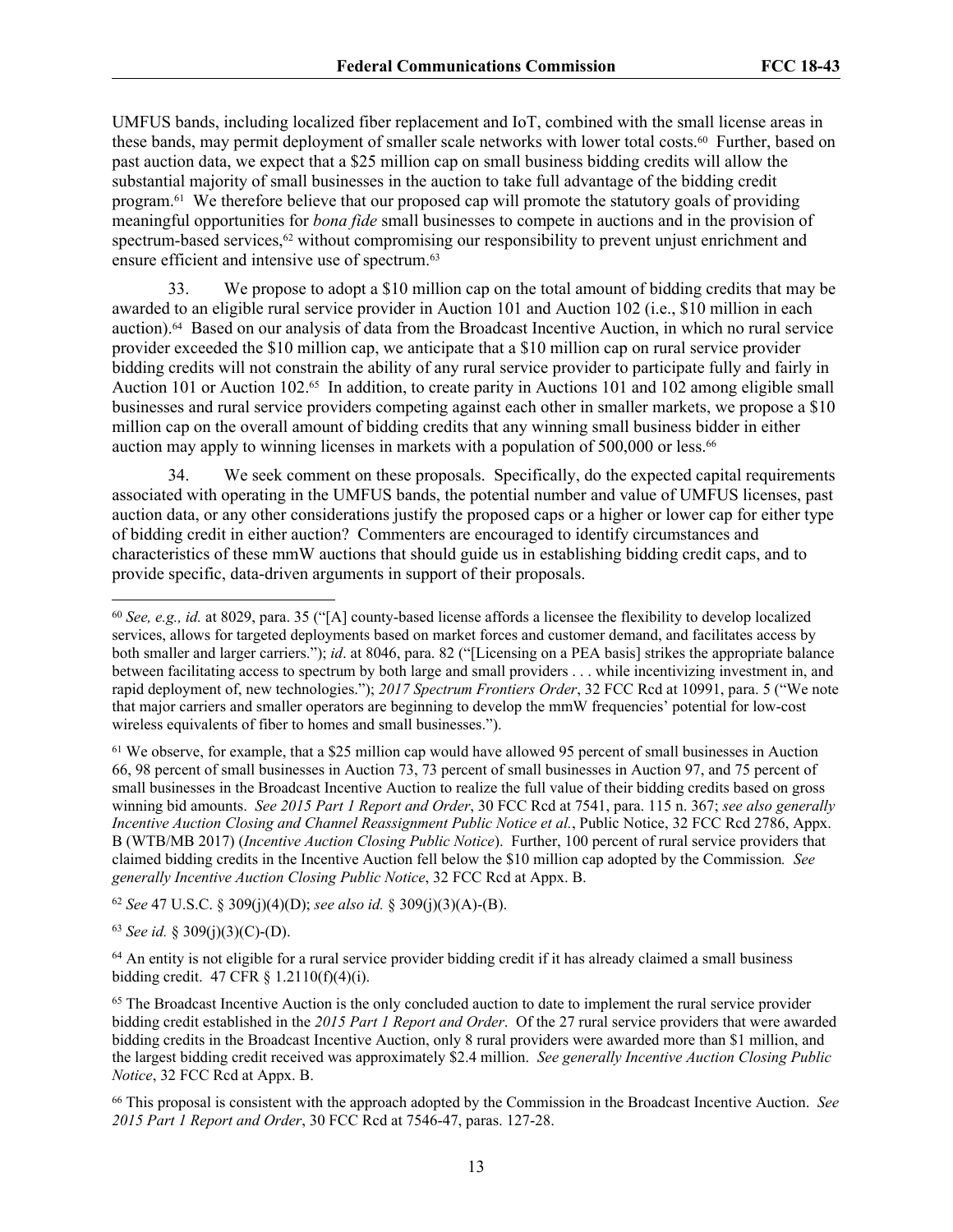UMFUS bands, including localized fiber replacement and IoT, combined with the small license areas in these bands, may permit deployment of smaller scale networks with lower total costs.[60] Further, based on past auction data, we expect that a $25 million cap on small business bidding credits will allow the substantial majority of small businesses in the auction to take full advantage of the bidding credit program.[61] We therefore believe that our proposed cap will promote the statutory goals of providing meaningful opportunities for *bona fide* small businesses to compete in auctions and in the provision of spectrum-based services,[62] without compromising our responsibility to prevent unjust enrichment and ensure efficient and intensive use of spectrum.[63]

33. We propose to adopt a $10 million cap on the total amount of bidding credits that may be awarded to an eligible rural service provider in Auction 101 and Auction 102 (i.e., $10 million in each auction).[64] Based on our analysis of data from the Broadcast Incentive Auction, in which no rural service provider exceeded the $10 million cap, we anticipate that a $10 million cap on rural service provider bidding credits will not constrain the ability of any rural service provider to participate fully and fairly in Auction 101 or Auction 102.[65] In addition, to create parity in Auctions 101 and 102 among eligible small businesses and rural service providers competing against each other in smaller markets, we propose a $10 million cap on the overall amount of bidding credits that any winning small business bidder in either auction may apply to winning licenses in markets with a population of 500,000 or less.[66]

34. We seek comment on these proposals. Specifically, do the expected capital requirements associated with operating in the UMFUS bands, the potential number and value of UMFUS licenses, past auction data, or any other considerations justify the proposed caps or a higher or lower cap for either type of bidding credit in either auction? Commenters are encouraged to identify circumstances and characteristics of these mmW auctions that should guide us in establishing bidding credit caps, and to provide specific, data-driven arguments in support of their proposals.

---

[60] *See, e.g., id.* at 8029, para. 35 ("[A] county-based license affords a licensee the flexibility to develop localized services, allows for targeted deployments based on market forces and customer demand, and facilitates access by both smaller and larger carriers."); *id*. at 8046, para. 82 ("[Licensing on a PEA basis] strikes the appropriate balance between facilitating access to spectrum by both large and small providers . . . while incentivizing investment in, and rapid deployment of, new technologies."); *2017 Spectrum Frontiers Order*, 32 FCC Rcd at 10991, para. 5 ("We note that major carriers and smaller operators are beginning to develop the mmW frequencies' potential for low-cost wireless equivalents of fiber to homes and small businesses.").

[61] We observe, for example, that a $25 million cap would have allowed 95 percent of small businesses in Auction 66, 98 percent of small businesses in Auction 73, 73 percent of small businesses in Auction 97, and 75 percent of small businesses in the Broadcast Incentive Auction to realize the full value of their bidding credits based on gross winning bid amounts. *See 2015 Part 1 Report and Order*, 30 FCC Rcd at 7541, para. 115 n. 367; *see also generally Incentive Auction Closing and Channel Reassignment Public Notice et al.*, Public Notice, 32 FCC Rcd 2786, Appx. B (WTB/MB 2017) (*Incentive Auction Closing Public Notice*). Further, 100 percent of rural service providers that claimed bidding credits in the Incentive Auction fell below the $10 million cap adopted by the Commission. *See generally Incentive Auction Closing Public Notice*, 32 FCC Rcd at Appx. B.

[62] *See* 47 U.S.C. § 309(j)(4)(D); *see also id.* § 309(j)(3)(A)-(B).

[63] *See id.* § 309(j)(3)(C)-(D).

[64] An entity is not eligible for a rural service provider bidding credit if it has already claimed a small business bidding credit. 47 CFR § 1.2110(f)(4)(i).

[65] The Broadcast Incentive Auction is the only concluded auction to date to implement the rural service provider bidding credit established in the *2015 Part 1 Report and Order*. Of the 27 rural service providers that were awarded bidding credits in the Broadcast Incentive Auction, only 8 rural providers were awarded more than $1 million, and the largest bidding credit received was approximately $2.4 million. *See generally Incentive Auction Closing Public Notice*, 32 FCC Rcd at Appx. B.

[66] This proposal is consistent with the approach adopted by the Commission in the Broadcast Incentive Auction. *See 2015 Part 1 Report and Order*, 30 FCC Rcd at 7546-47, paras. 127-28.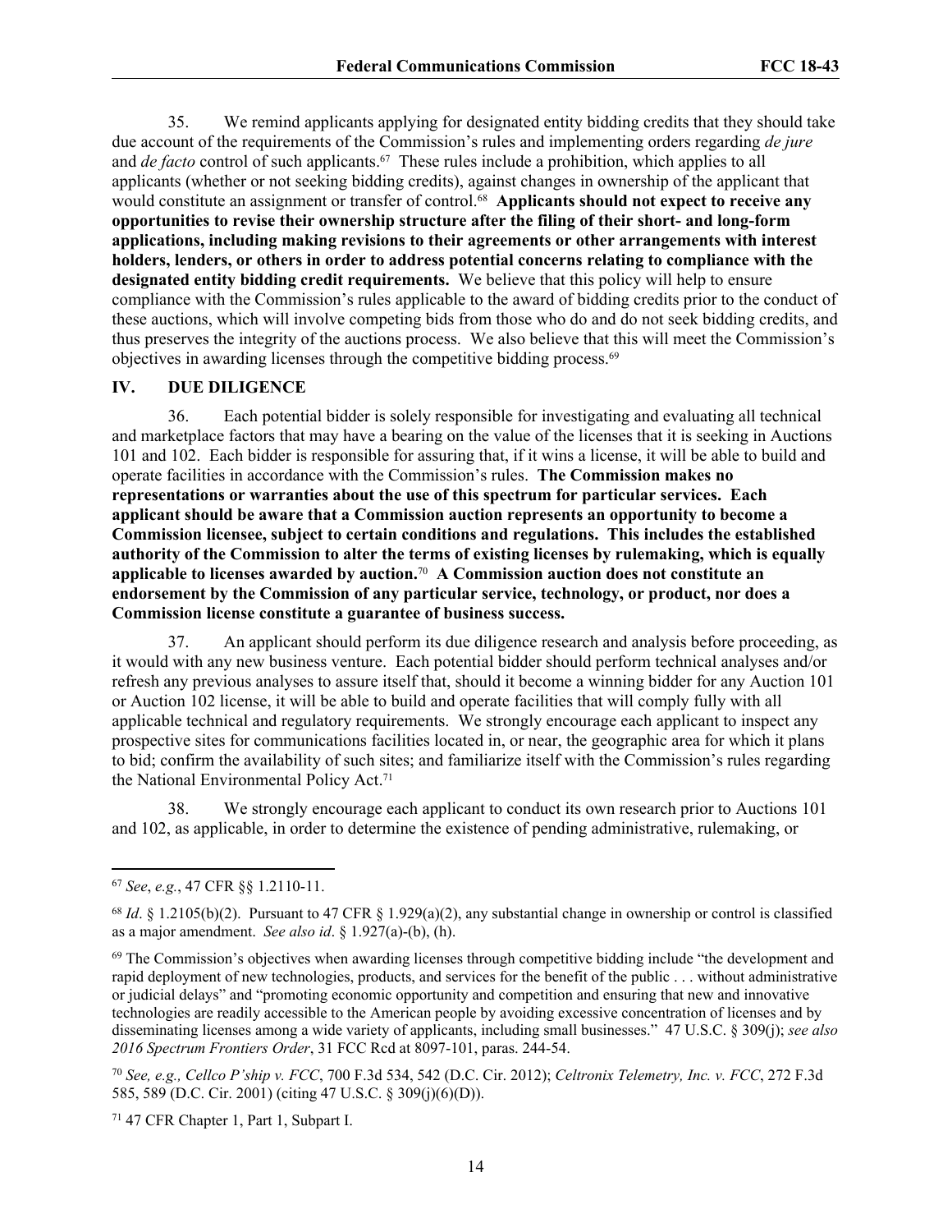35. We remind applicants applying for designated entity bidding credits that they should take due account of the requirements of the Commission's rules and implementing orders regarding *de jure* and *de facto* control of such applicants.[67] These rules include a prohibition, which applies to all applicants (whether or not seeking bidding credits), against changes in ownership of the applicant that would constitute an assignment or transfer of control.[68] **Applicants should not expect to receive any opportunities to revise their ownership structure after the filing of their short- and long-form applications, including making revisions to their agreements or other arrangements with interest holders, lenders, or others in order to address potential concerns relating to compliance with the designated entity bidding credit requirements.** We believe that this policy will help to ensure compliance with the Commission's rules applicable to the award of bidding credits prior to the conduct of these auctions, which will involve competing bids from those who do and do not seek bidding credits, and thus preserves the integrity of the auctions process. We also believe that this will meet the Commission's objectives in awarding licenses through the competitive bidding process.[69]

## IV. DUE DILIGENCE

36. Each potential bidder is solely responsible for investigating and evaluating all technical and marketplace factors that may have a bearing on the value of the licenses that it is seeking in Auctions 101 and 102. Each bidder is responsible for assuring that, if it wins a license, it will be able to build and operate facilities in accordance with the Commission's rules. **The Commission makes no representations or warranties about the use of this spectrum for particular services. Each applicant should be aware that a Commission auction represents an opportunity to become a Commission licensee, subject to certain conditions and regulations. This includes the established authority of the Commission to alter the terms of existing licenses by rulemaking, which is equally applicable to licenses awarded by auction.**[70] **A Commission auction does not constitute an endorsement by the Commission of any particular service, technology, or product, nor does a Commission license constitute a guarantee of business success.**

37. An applicant should perform its due diligence research and analysis before proceeding, as it would with any new business venture. Each potential bidder should perform technical analyses and/or refresh any previous analyses to assure itself that, should it become a winning bidder for any Auction 101 or Auction 102 license, it will be able to build and operate facilities that will comply fully with all applicable technical and regulatory requirements. We strongly encourage each applicant to inspect any prospective sites for communications facilities located in, or near, the geographic area for which it plans to bid; confirm the availability of such sites; and familiarize itself with the Commission's rules regarding the National Environmental Policy Act.[71]

38. We strongly encourage each applicant to conduct its own research prior to Auctions 101 and 102, as applicable, in order to determine the existence of pending administrative, rulemaking, or

---

[67] *See*, *e.g.*, 47 CFR §§ 1.2110-11.

[68] *Id*. § 1.2105(b)(2). Pursuant to 47 CFR § 1.929(a)(2), any substantial change in ownership or control is classified as a major amendment. *See also id*. § 1.927(a)-(b), (h).

[69] The Commission's objectives when awarding licenses through competitive bidding include "the development and rapid deployment of new technologies, products, and services for the benefit of the public . . . without administrative or judicial delays" and "promoting economic opportunity and competition and ensuring that new and innovative technologies are readily accessible to the American people by avoiding excessive concentration of licenses and by disseminating licenses among a wide variety of applicants, including small businesses." 47 U.S.C. § 309(j); *see also 2016 Spectrum Frontiers Order*, 31 FCC Rcd at 8097-101, paras. 244-54.

[70] *See, e.g., Cellco P'ship v. FCC*, 700 F.3d 534, 542 (D.C. Cir. 2012); *Celtronix Telemetry, Inc. v. FCC*, 272 F.3d 585, 589 (D.C. Cir. 2001) (citing 47 U.S.C. § 309(j)(6)(D)).

[71] 47 CFR Chapter 1, Part 1, Subpart I.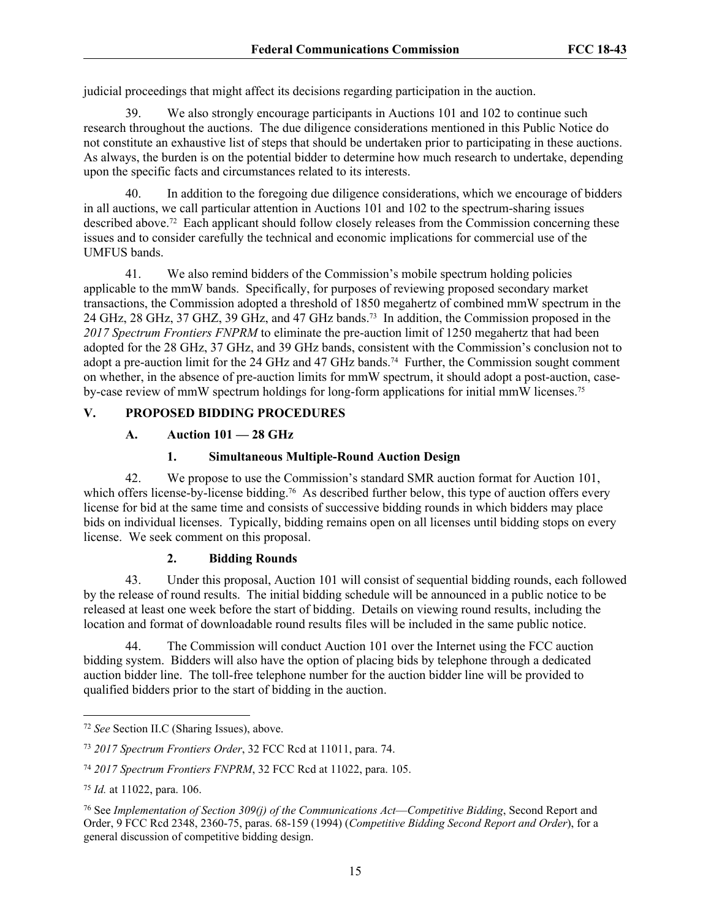judicial proceedings that might affect its decisions regarding participation in the auction.

39. We also strongly encourage participants in Auctions 101 and 102 to continue such research throughout the auctions. The due diligence considerations mentioned in this Public Notice do not constitute an exhaustive list of steps that should be undertaken prior to participating in these auctions. As always, the burden is on the potential bidder to determine how much research to undertake, depending upon the specific facts and circumstances related to its interests.

40. In addition to the foregoing due diligence considerations, which we encourage of bidders in all auctions, we call particular attention in Auctions 101 and 102 to the spectrum-sharing issues described above.[72] Each applicant should follow closely releases from the Commission concerning these issues and to consider carefully the technical and economic implications for commercial use of the UMFUS bands.

41. We also remind bidders of the Commission's mobile spectrum holding policies applicable to the mmW bands. Specifically, for purposes of reviewing proposed secondary market transactions, the Commission adopted a threshold of 1850 megahertz of combined mmW spectrum in the 24 GHz, 28 GHz, 37 GHZ, 39 GHz, and 47 GHz bands.[73] In addition, the Commission proposed in the *2017 Spectrum Frontiers FNPRM* to eliminate the pre-auction limit of 1250 megahertz that had been adopted for the 28 GHz, 37 GHz, and 39 GHz bands, consistent with the Commission's conclusion not to adopt a pre-auction limit for the 24 GHz and 47 GHz bands.[74] Further, the Commission sought comment on whether, in the absence of pre-auction limits for mmW spectrum, it should adopt a post-auction, case-by-case review of mmW spectrum holdings for long-form applications for initial mmW licenses.[75]

## V. PROPOSED BIDDING PROCEDURES

### A. Auction 101 — 28 GHz

#### 1. Simultaneous Multiple-Round Auction Design

42. We propose to use the Commission's standard SMR auction format for Auction 101, which offers license-by-license bidding.[76] As described further below, this type of auction offers every license for bid at the same time and consists of successive bidding rounds in which bidders may place bids on individual licenses. Typically, bidding remains open on all licenses until bidding stops on every license. We seek comment on this proposal.

#### 2. Bidding Rounds

43. Under this proposal, Auction 101 will consist of sequential bidding rounds, each followed by the release of round results. The initial bidding schedule will be announced in a public notice to be released at least one week before the start of bidding. Details on viewing round results, including the location and format of downloadable round results files will be included in the same public notice.

44. The Commission will conduct Auction 101 over the Internet using the FCC auction bidding system. Bidders will also have the option of placing bids by telephone through a dedicated auction bidder line. The toll-free telephone number for the auction bidder line will be provided to qualified bidders prior to the start of bidding in the auction.

---

[72] *See* Section II.C (Sharing Issues), above.

[73] *2017 Spectrum Frontiers Order*, 32 FCC Rcd at 11011, para. 74.

[74] *2017 Spectrum Frontiers FNPRM*, 32 FCC Rcd at 11022, para. 105.

[75] *Id.* at 11022, para. 106.

[76] See *Implementation of Section 309(j) of the Communications Act—Competitive Bidding*, Second Report and Order, 9 FCC Rcd 2348, 2360-75, paras. 68-159 (1994) (*Competitive Bidding Second Report and Order*), for a general discussion of competitive bidding design.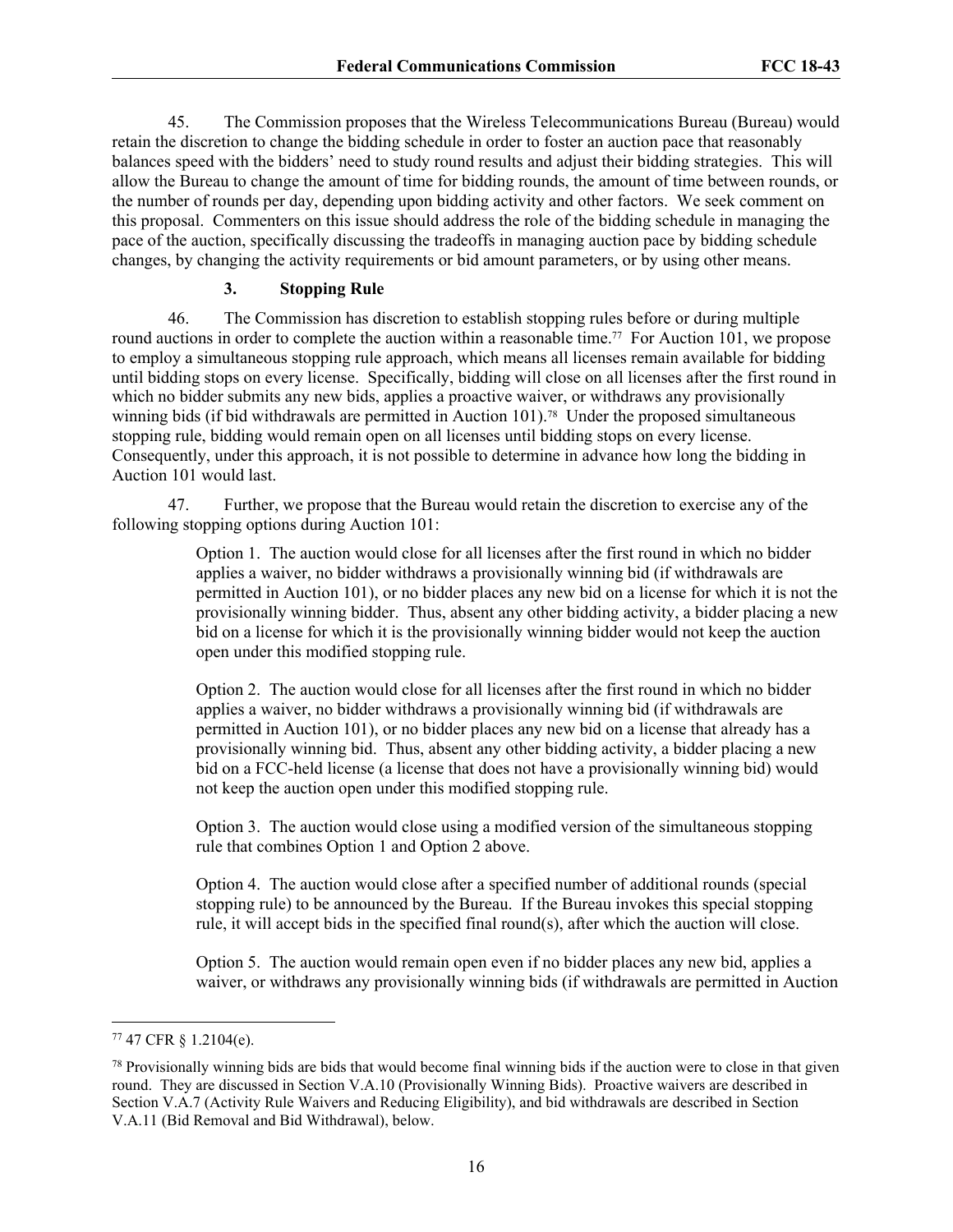45. The Commission proposes that the Wireless Telecommunications Bureau (Bureau) would retain the discretion to change the bidding schedule in order to foster an auction pace that reasonably balances speed with the bidders' need to study round results and adjust their bidding strategies. This will allow the Bureau to change the amount of time for bidding rounds, the amount of time between rounds, or the number of rounds per day, depending upon bidding activity and other factors. We seek comment on this proposal. Commenters on this issue should address the role of the bidding schedule in managing the pace of the auction, specifically discussing the tradeoffs in managing auction pace by bidding schedule changes, by changing the activity requirements or bid amount parameters, or by using other means.

### 3. Stopping Rule

46. The Commission has discretion to establish stopping rules before or during multiple round auctions in order to complete the auction within a reasonable time.[77] For Auction 101, we propose to employ a simultaneous stopping rule approach, which means all licenses remain available for bidding until bidding stops on every license. Specifically, bidding will close on all licenses after the first round in which no bidder submits any new bids, applies a proactive waiver, or withdraws any provisionally winning bids (if bid withdrawals are permitted in Auction 101).[78] Under the proposed simultaneous stopping rule, bidding would remain open on all licenses until bidding stops on every license. Consequently, under this approach, it is not possible to determine in advance how long the bidding in Auction 101 would last.

47. Further, we propose that the Bureau would retain the discretion to exercise any of the following stopping options during Auction 101:

> Option 1. The auction would close for all licenses after the first round in which no bidder applies a waiver, no bidder withdraws a provisionally winning bid (if withdrawals are permitted in Auction 101), or no bidder places any new bid on a license for which it is not the provisionally winning bidder. Thus, absent any other bidding activity, a bidder placing a new bid on a license for which it is the provisionally winning bidder would not keep the auction open under this modified stopping rule.
>
> Option 2. The auction would close for all licenses after the first round in which no bidder applies a waiver, no bidder withdraws a provisionally winning bid (if withdrawals are permitted in Auction 101), or no bidder places any new bid on a license that already has a provisionally winning bid. Thus, absent any other bidding activity, a bidder placing a new bid on a FCC-held license (a license that does not have a provisionally winning bid) would not keep the auction open under this modified stopping rule.
>
> Option 3. The auction would close using a modified version of the simultaneous stopping rule that combines Option 1 and Option 2 above.
>
> Option 4. The auction would close after a specified number of additional rounds (special stopping rule) to be announced by the Bureau. If the Bureau invokes this special stopping rule, it will accept bids in the specified final round(s), after which the auction will close.
>
> Option 5. The auction would remain open even if no bidder places any new bid, applies a waiver, or withdraws any provisionally winning bids (if withdrawals are permitted in Auction

---

[77] 47 CFR § 1.2104(e).

[78] Provisionally winning bids are bids that would become final winning bids if the auction were to close in that given round. They are discussed in Section V.A.10 (Provisionally Winning Bids). Proactive waivers are described in Section V.A.7 (Activity Rule Waivers and Reducing Eligibility), and bid withdrawals are described in Section V.A.11 (Bid Removal and Bid Withdrawal), below.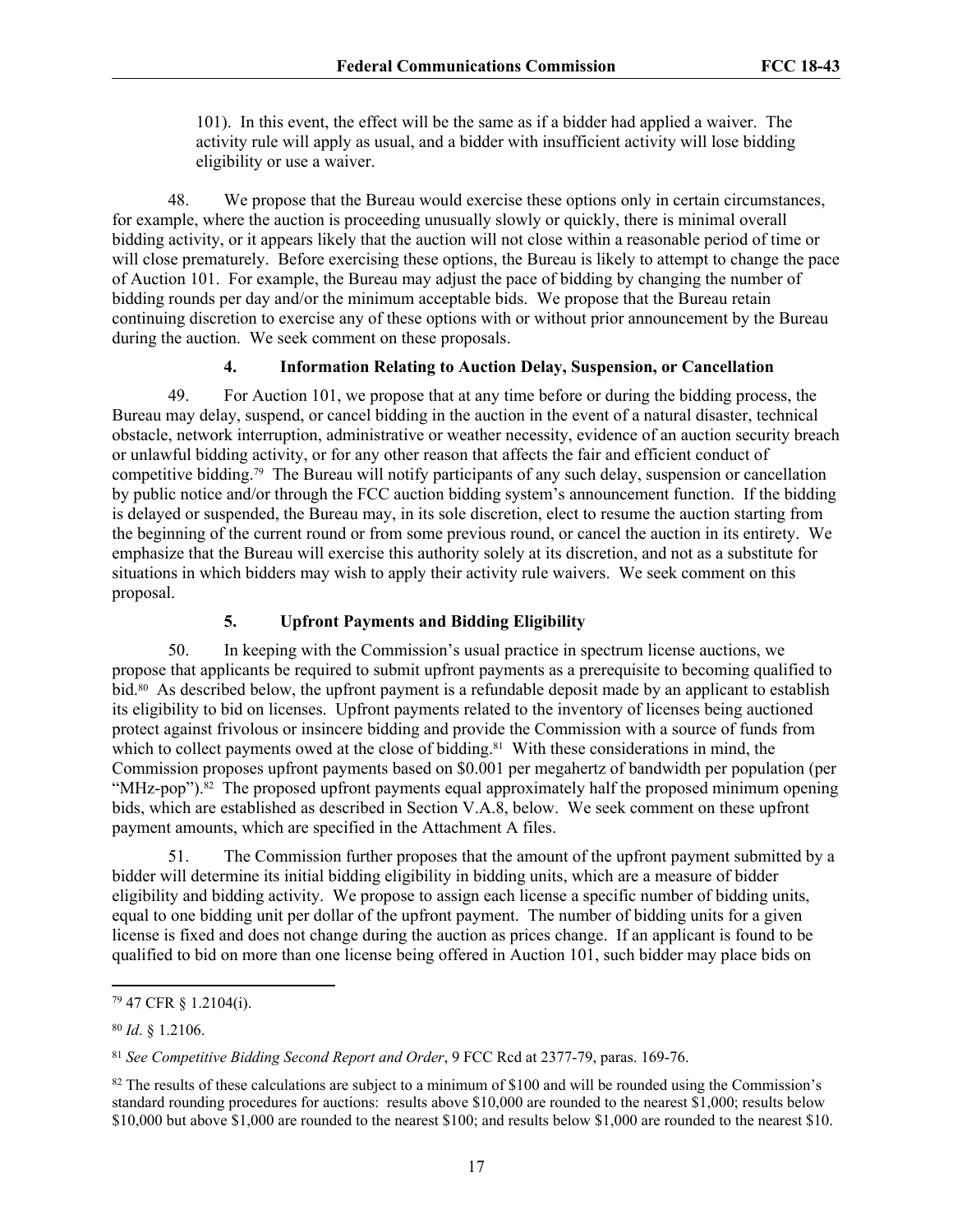101). In this event, the effect will be the same as if a bidder had applied a waiver. The activity rule will apply as usual, and a bidder with insufficient activity will lose bidding eligibility or use a waiver.

48. We propose that the Bureau would exercise these options only in certain circumstances, for example, where the auction is proceeding unusually slowly or quickly, there is minimal overall bidding activity, or it appears likely that the auction will not close within a reasonable period of time or will close prematurely. Before exercising these options, the Bureau is likely to attempt to change the pace of Auction 101. For example, the Bureau may adjust the pace of bidding by changing the number of bidding rounds per day and/or the minimum acceptable bids. We propose that the Bureau retain continuing discretion to exercise any of these options with or without prior announcement by the Bureau during the auction. We seek comment on these proposals.

### 4. Information Relating to Auction Delay, Suspension, or Cancellation

49. For Auction 101, we propose that at any time before or during the bidding process, the Bureau may delay, suspend, or cancel bidding in the auction in the event of a natural disaster, technical obstacle, network interruption, administrative or weather necessity, evidence of an auction security breach or unlawful bidding activity, or for any other reason that affects the fair and efficient conduct of competitive bidding.[79] The Bureau will notify participants of any such delay, suspension or cancellation by public notice and/or through the FCC auction bidding system's announcement function. If the bidding is delayed or suspended, the Bureau may, in its sole discretion, elect to resume the auction starting from the beginning of the current round or from some previous round, or cancel the auction in its entirety. We emphasize that the Bureau will exercise this authority solely at its discretion, and not as a substitute for situations in which bidders may wish to apply their activity rule waivers. We seek comment on this proposal.

### 5. Upfront Payments and Bidding Eligibility

50. In keeping with the Commission's usual practice in spectrum license auctions, we propose that applicants be required to submit upfront payments as a prerequisite to becoming qualified to bid.[80] As described below, the upfront payment is a refundable deposit made by an applicant to establish its eligibility to bid on licenses. Upfront payments related to the inventory of licenses being auctioned protect against frivolous or insincere bidding and provide the Commission with a source of funds from which to collect payments owed at the close of bidding.[81] With these considerations in mind, the Commission proposes upfront payments based on $0.001 per megahertz of bandwidth per population (per "MHz-pop").[82] The proposed upfront payments equal approximately half the proposed minimum opening bids, which are established as described in Section V.A.8, below. We seek comment on these upfront payment amounts, which are specified in the Attachment A files.

51. The Commission further proposes that the amount of the upfront payment submitted by a bidder will determine its initial bidding eligibility in bidding units, which are a measure of bidder eligibility and bidding activity. We propose to assign each license a specific number of bidding units, equal to one bidding unit per dollar of the upfront payment. The number of bidding units for a given license is fixed and does not change during the auction as prices change. If an applicant is found to be qualified to bid on more than one license being offered in Auction 101, such bidder may place bids on

---

[79] 47 CFR § 1.2104(i).

[80] *Id*. § 1.2106.

[81] *See Competitive Bidding Second Report and Order*, 9 FCC Rcd at 2377-79, paras. 169-76.

[82] The results of these calculations are subject to a minimum of $100 and will be rounded using the Commission's standard rounding procedures for auctions: results above $10,000 are rounded to the nearest $1,000; results below $10,000 but above $1,000 are rounded to the nearest $100; and results below $1,000 are rounded to the nearest $10.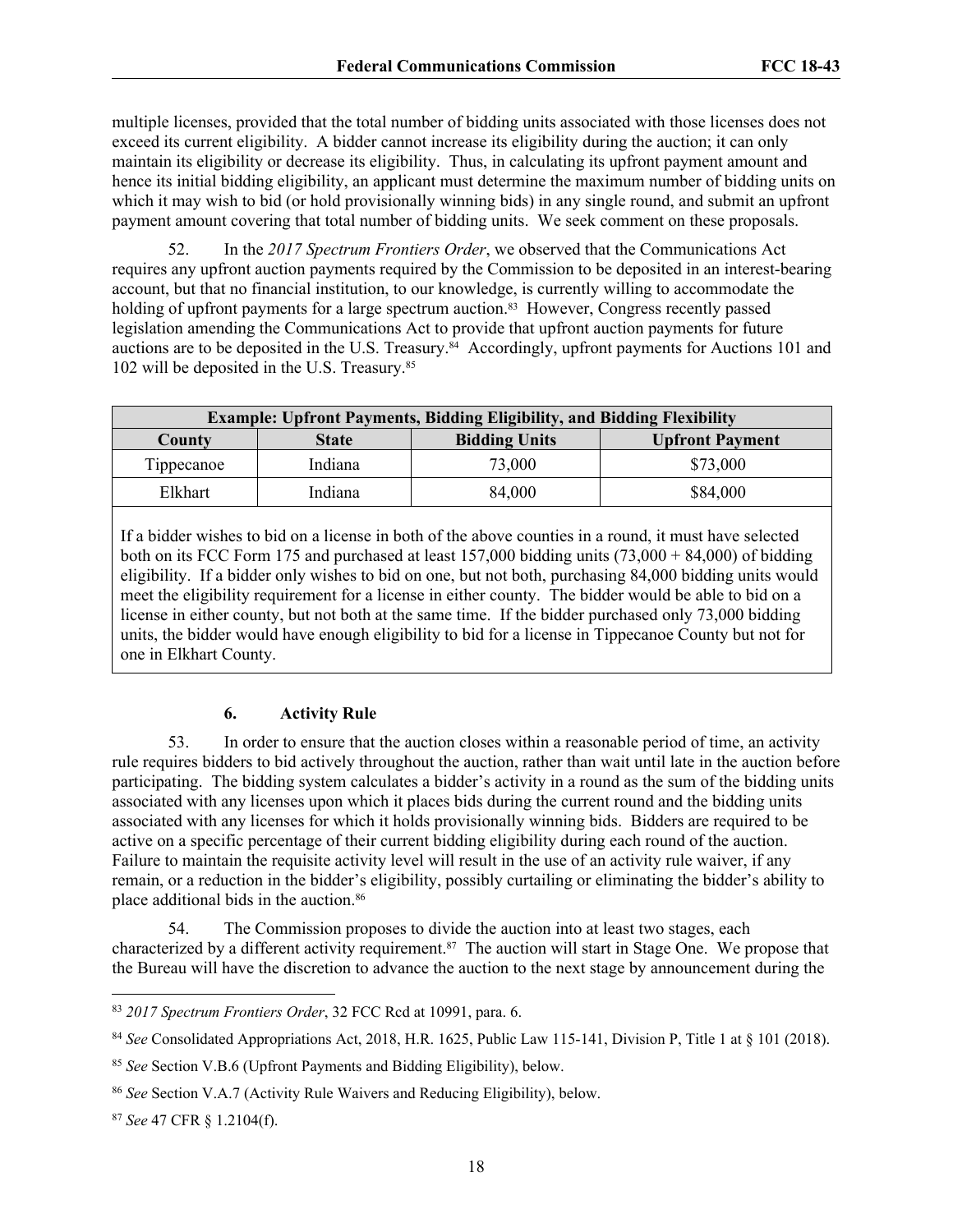multiple licenses, provided that the total number of bidding units associated with those licenses does not exceed its current eligibility. A bidder cannot increase its eligibility during the auction; it can only maintain its eligibility or decrease its eligibility. Thus, in calculating its upfront payment amount and hence its initial bidding eligibility, an applicant must determine the maximum number of bidding units on which it may wish to bid (or hold provisionally winning bids) in any single round, and submit an upfront payment amount covering that total number of bidding units. We seek comment on these proposals.

52. In the *2017 Spectrum Frontiers Order*, we observed that the Communications Act requires any upfront auction payments required by the Commission to be deposited in an interest-bearing account, but that no financial institution, to our knowledge, is currently willing to accommodate the holding of upfront payments for a large spectrum auction.[83] However, Congress recently passed legislation amending the Communications Act to provide that upfront auction payments for future auctions are to be deposited in the U.S. Treasury.[84] Accordingly, upfront payments for Auctions 101 and 102 will be deposited in the U.S. Treasury.[85]

| **Example: Upfront Payments, Bidding Eligibility, and Bidding Flexibility** | | | |
|---|---|---|---|
| **County** | **State** | **Bidding Units** | **Upfront Payment** |
| Tippecanoe | Indiana | 73,000 | \$73,000 |
| Elkhart | Indiana | 84,000 | \$84,000 |

If a bidder wishes to bid on a license in both of the above counties in a round, it must have selected both on its FCC Form 175 and purchased at least 157,000 bidding units (73,000 + 84,000) of bidding eligibility. If a bidder only wishes to bid on one, but not both, purchasing 84,000 bidding units would meet the eligibility requirement for a license in either county. The bidder would be able to bid on a license in either county, but not both at the same time. If the bidder purchased only 73,000 bidding units, the bidder would have enough eligibility to bid for a license in Tippecanoe County but not for one in Elkhart County.

### 6. Activity Rule

53. In order to ensure that the auction closes within a reasonable period of time, an activity rule requires bidders to bid actively throughout the auction, rather than wait until late in the auction before participating. The bidding system calculates a bidder's activity in a round as the sum of the bidding units associated with any licenses upon which it places bids during the current round and the bidding units associated with any licenses for which it holds provisionally winning bids. Bidders are required to be active on a specific percentage of their current bidding eligibility during each round of the auction. Failure to maintain the requisite activity level will result in the use of an activity rule waiver, if any remain, or a reduction in the bidder's eligibility, possibly curtailing or eliminating the bidder's ability to place additional bids in the auction.[86]

54. The Commission proposes to divide the auction into at least two stages, each characterized by a different activity requirement.[87] The auction will start in Stage One. We propose that the Bureau will have the discretion to advance the auction to the next stage by announcement during the

---

[83] *2017 Spectrum Frontiers Order*, 32 FCC Rcd at 10991, para. 6.

[84] *See* Consolidated Appropriations Act, 2018, H.R. 1625, Public Law 115-141, Division P, Title 1 at § 101 (2018).

[85] *See* Section V.B.6 (Upfront Payments and Bidding Eligibility), below.

[86] *See* Section V.A.7 (Activity Rule Waivers and Reducing Eligibility), below.

[87] *See* 47 CFR § 1.2104(f).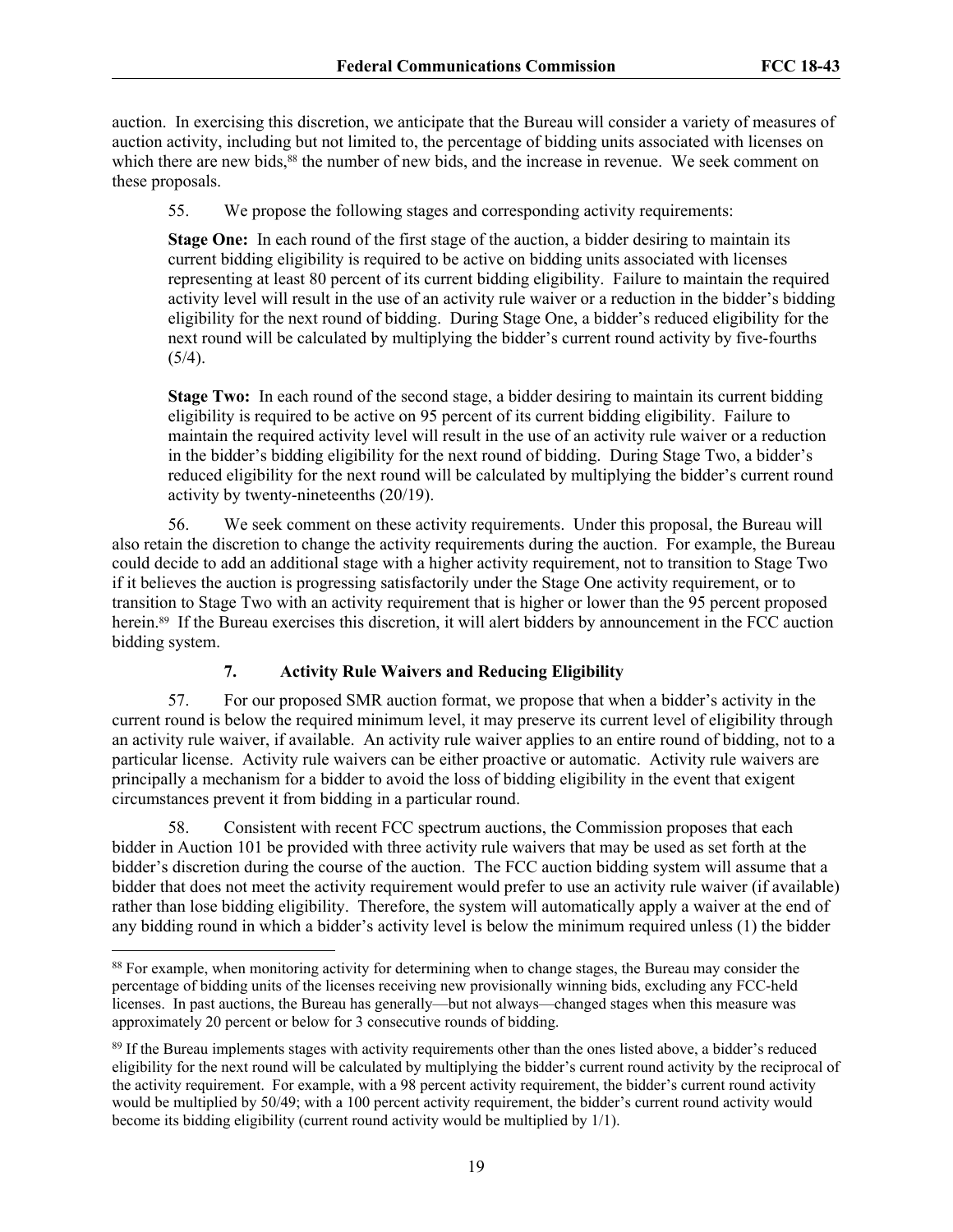auction. In exercising this discretion, we anticipate that the Bureau will consider a variety of measures of auction activity, including but not limited to, the percentage of bidding units associated with licenses on which there are new bids,[88] the number of new bids, and the increase in revenue. We seek comment on these proposals.

55. We propose the following stages and corresponding activity requirements:

**Stage One:** In each round of the first stage of the auction, a bidder desiring to maintain its current bidding eligibility is required to be active on bidding units associated with licenses representing at least 80 percent of its current bidding eligibility. Failure to maintain the required activity level will result in the use of an activity rule waiver or a reduction in the bidder's bidding eligibility for the next round of bidding. During Stage One, a bidder's reduced eligibility for the next round will be calculated by multiplying the bidder's current round activity by five-fourths (5/4).

**Stage Two:** In each round of the second stage, a bidder desiring to maintain its current bidding eligibility is required to be active on 95 percent of its current bidding eligibility. Failure to maintain the required activity level will result in the use of an activity rule waiver or a reduction in the bidder's bidding eligibility for the next round of bidding. During Stage Two, a bidder's reduced eligibility for the next round will be calculated by multiplying the bidder's current round activity by twenty-nineteenths (20/19).

56. We seek comment on these activity requirements. Under this proposal, the Bureau will also retain the discretion to change the activity requirements during the auction. For example, the Bureau could decide to add an additional stage with a higher activity requirement, not to transition to Stage Two if it believes the auction is progressing satisfactorily under the Stage One activity requirement, or to transition to Stage Two with an activity requirement that is higher or lower than the 95 percent proposed herein.[89] If the Bureau exercises this discretion, it will alert bidders by announcement in the FCC auction bidding system.

### 7. Activity Rule Waivers and Reducing Eligibility

57. For our proposed SMR auction format, we propose that when a bidder's activity in the current round is below the required minimum level, it may preserve its current level of eligibility through an activity rule waiver, if available. An activity rule waiver applies to an entire round of bidding, not to a particular license. Activity rule waivers can be either proactive or automatic. Activity rule waivers are principally a mechanism for a bidder to avoid the loss of bidding eligibility in the event that exigent circumstances prevent it from bidding in a particular round.

58. Consistent with recent FCC spectrum auctions, the Commission proposes that each bidder in Auction 101 be provided with three activity rule waivers that may be used as set forth at the bidder's discretion during the course of the auction. The FCC auction bidding system will assume that a bidder that does not meet the activity requirement would prefer to use an activity rule waiver (if available) rather than lose bidding eligibility. Therefore, the system will automatically apply a waiver at the end of any bidding round in which a bidder's activity level is below the minimum required unless (1) the bidder

---

[88] For example, when monitoring activity for determining when to change stages, the Bureau may consider the percentage of bidding units of the licenses receiving new provisionally winning bids, excluding any FCC-held licenses. In past auctions, the Bureau has generally—but not always—changed stages when this measure was approximately 20 percent or below for 3 consecutive rounds of bidding.

[89] If the Bureau implements stages with activity requirements other than the ones listed above, a bidder's reduced eligibility for the next round will be calculated by multiplying the bidder's current round activity by the reciprocal of the activity requirement. For example, with a 98 percent activity requirement, the bidder's current round activity would be multiplied by 50/49; with a 100 percent activity requirement, the bidder's current round activity would become its bidding eligibility (current round activity would be multiplied by 1/1).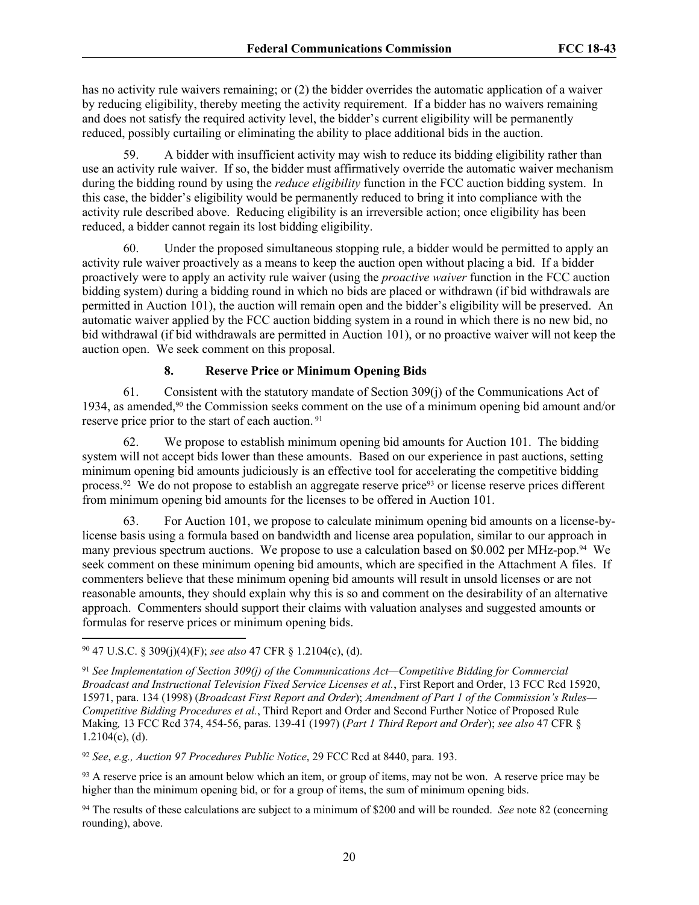has no activity rule waivers remaining; or (2) the bidder overrides the automatic application of a waiver by reducing eligibility, thereby meeting the activity requirement. If a bidder has no waivers remaining and does not satisfy the required activity level, the bidder's current eligibility will be permanently reduced, possibly curtailing or eliminating the ability to place additional bids in the auction.

59. A bidder with insufficient activity may wish to reduce its bidding eligibility rather than use an activity rule waiver. If so, the bidder must affirmatively override the automatic waiver mechanism during the bidding round by using the *reduce eligibility* function in the FCC auction bidding system. In this case, the bidder's eligibility would be permanently reduced to bring it into compliance with the activity rule described above. Reducing eligibility is an irreversible action; once eligibility has been reduced, a bidder cannot regain its lost bidding eligibility.

60. Under the proposed simultaneous stopping rule, a bidder would be permitted to apply an activity rule waiver proactively as a means to keep the auction open without placing a bid. If a bidder proactively were to apply an activity rule waiver (using the *proactive waiver* function in the FCC auction bidding system) during a bidding round in which no bids are placed or withdrawn (if bid withdrawals are permitted in Auction 101), the auction will remain open and the bidder's eligibility will be preserved. An automatic waiver applied by the FCC auction bidding system in a round in which there is no new bid, no bid withdrawal (if bid withdrawals are permitted in Auction 101), or no proactive waiver will not keep the auction open. We seek comment on this proposal.

### 8. Reserve Price or Minimum Opening Bids

61. Consistent with the statutory mandate of Section 309(j) of the Communications Act of 1934, as amended,[90] the Commission seeks comment on the use of a minimum opening bid amount and/or reserve price prior to the start of each auction.[91]

62. We propose to establish minimum opening bid amounts for Auction 101. The bidding system will not accept bids lower than these amounts. Based on our experience in past auctions, setting minimum opening bid amounts judiciously is an effective tool for accelerating the competitive bidding process.[92] We do not propose to establish an aggregate reserve price[93] or license reserve prices different from minimum opening bid amounts for the licenses to be offered in Auction 101.

63. For Auction 101, we propose to calculate minimum opening bid amounts on a license-by-license basis using a formula based on bandwidth and license area population, similar to our approach in many previous spectrum auctions. We propose to use a calculation based on $0.002 per MHz-pop.[94] We seek comment on these minimum opening bid amounts, which are specified in the Attachment A files. If commenters believe that these minimum opening bid amounts will result in unsold licenses or are not reasonable amounts, they should explain why this is so and comment on the desirability of an alternative approach. Commenters should support their claims with valuation analyses and suggested amounts or formulas for reserve prices or minimum opening bids.

---

[90] 47 U.S.C. § 309(j)(4)(F); *see also* 47 CFR § 1.2104(c), (d).

[91] *See Implementation of Section 309(j) of the Communications Act—Competitive Bidding for Commercial Broadcast and Instructional Television Fixed Service Licenses et al.*, First Report and Order, 13 FCC Rcd 15920, 15971, para. 134 (1998) (*Broadcast First Report and Order*); *Amendment of Part 1 of the Commission's Rules—Competitive Bidding Procedures et al.*, Third Report and Order and Second Further Notice of Proposed Rule Making*,* 13 FCC Rcd 374, 454-56, paras. 139-41 (1997) (*Part 1 Third Report and Order*); *see also* 47 CFR § 1.2104(c), (d).

[92] *See*, *e.g., Auction 97 Procedures Public Notice*, 29 FCC Rcd at 8440, para. 193.

[93] A reserve price is an amount below which an item, or group of items, may not be won. A reserve price may be higher than the minimum opening bid, or for a group of items, the sum of minimum opening bids.

[94] The results of these calculations are subject to a minimum of $200 and will be rounded. *See* note 82 (concerning rounding), above.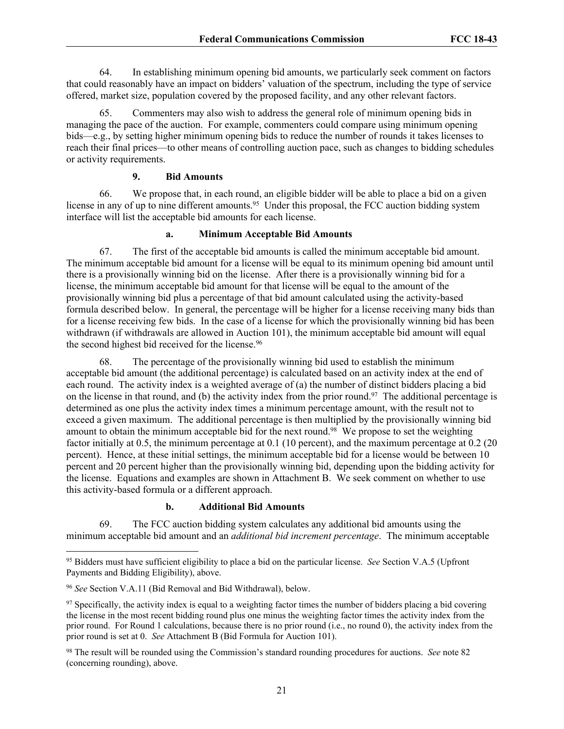64. In establishing minimum opening bid amounts, we particularly seek comment on factors that could reasonably have an impact on bidders' valuation of the spectrum, including the type of service offered, market size, population covered by the proposed facility, and any other relevant factors.

65. Commenters may also wish to address the general role of minimum opening bids in managing the pace of the auction. For example, commenters could compare using minimum opening bids—e.g., by setting higher minimum opening bids to reduce the number of rounds it takes licenses to reach their final prices—to other means of controlling auction pace, such as changes to bidding schedules or activity requirements.

### 9. Bid Amounts

66. We propose that, in each round, an eligible bidder will be able to place a bid on a given license in any of up to nine different amounts.[95] Under this proposal, the FCC auction bidding system interface will list the acceptable bid amounts for each license.

#### a. Minimum Acceptable Bid Amounts

67. The first of the acceptable bid amounts is called the minimum acceptable bid amount. The minimum acceptable bid amount for a license will be equal to its minimum opening bid amount until there is a provisionally winning bid on the license. After there is a provisionally winning bid for a license, the minimum acceptable bid amount for that license will be equal to the amount of the provisionally winning bid plus a percentage of that bid amount calculated using the activity-based formula described below. In general, the percentage will be higher for a license receiving many bids than for a license receiving few bids. In the case of a license for which the provisionally winning bid has been withdrawn (if withdrawals are allowed in Auction 101), the minimum acceptable bid amount will equal the second highest bid received for the license.[96]

68. The percentage of the provisionally winning bid used to establish the minimum acceptable bid amount (the additional percentage) is calculated based on an activity index at the end of each round. The activity index is a weighted average of (a) the number of distinct bidders placing a bid on the license in that round, and (b) the activity index from the prior round.[97] The additional percentage is determined as one plus the activity index times a minimum percentage amount, with the result not to exceed a given maximum. The additional percentage is then multiplied by the provisionally winning bid amount to obtain the minimum acceptable bid for the next round.[98] We propose to set the weighting factor initially at 0.5, the minimum percentage at 0.1 (10 percent), and the maximum percentage at 0.2 (20 percent). Hence, at these initial settings, the minimum acceptable bid for a license would be between 10 percent and 20 percent higher than the provisionally winning bid, depending upon the bidding activity for the license. Equations and examples are shown in Attachment B. We seek comment on whether to use this activity-based formula or a different approach.

#### b. Additional Bid Amounts

69. The FCC auction bidding system calculates any additional bid amounts using the minimum acceptable bid amount and an *additional bid increment percentage*. The minimum acceptable

---

[95] Bidders must have sufficient eligibility to place a bid on the particular license. *See* Section V.A.5 (Upfront Payments and Bidding Eligibility), above.

[96] *See* Section V.A.11 (Bid Removal and Bid Withdrawal), below.

[97] Specifically, the activity index is equal to a weighting factor times the number of bidders placing a bid covering the license in the most recent bidding round plus one minus the weighting factor times the activity index from the prior round. For Round 1 calculations, because there is no prior round (i.e., no round 0), the activity index from the prior round is set at 0. *See* Attachment B (Bid Formula for Auction 101).

[98] The result will be rounded using the Commission's standard rounding procedures for auctions. *See* note 82 (concerning rounding), above.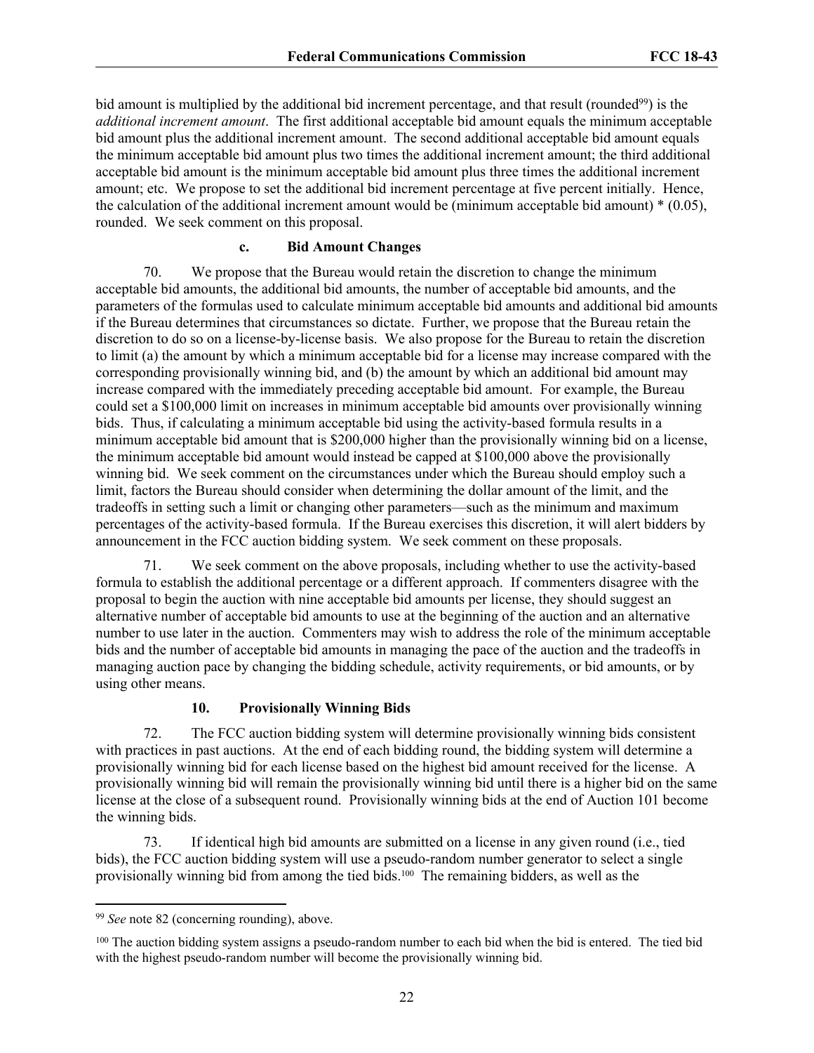bid amount is multiplied by the additional bid increment percentage, and that result (rounded[99]) is the *additional increment amount*. The first additional acceptable bid amount equals the minimum acceptable bid amount plus the additional increment amount. The second additional acceptable bid amount equals the minimum acceptable bid amount plus two times the additional increment amount; the third additional acceptable bid amount is the minimum acceptable bid amount plus three times the additional increment amount; etc. We propose to set the additional bid increment percentage at five percent initially. Hence, the calculation of the additional increment amount would be (minimum acceptable bid amount) * (0.05), rounded. We seek comment on this proposal.

#### c. Bid Amount Changes

70. We propose that the Bureau would retain the discretion to change the minimum acceptable bid amounts, the additional bid amounts, the number of acceptable bid amounts, and the parameters of the formulas used to calculate minimum acceptable bid amounts and additional bid amounts if the Bureau determines that circumstances so dictate. Further, we propose that the Bureau retain the discretion to do so on a license-by-license basis. We also propose for the Bureau to retain the discretion to limit (a) the amount by which a minimum acceptable bid for a license may increase compared with the corresponding provisionally winning bid, and (b) the amount by which an additional bid amount may increase compared with the immediately preceding acceptable bid amount. For example, the Bureau could set a \$100,000 limit on increases in minimum acceptable bid amounts over provisionally winning bids. Thus, if calculating a minimum acceptable bid using the activity-based formula results in a minimum acceptable bid amount that is \$200,000 higher than the provisionally winning bid on a license, the minimum acceptable bid amount would instead be capped at \$100,000 above the provisionally winning bid. We seek comment on the circumstances under which the Bureau should employ such a limit, factors the Bureau should consider when determining the dollar amount of the limit, and the tradeoffs in setting such a limit or changing other parameters—such as the minimum and maximum percentages of the activity-based formula. If the Bureau exercises this discretion, it will alert bidders by announcement in the FCC auction bidding system. We seek comment on these proposals.

71. We seek comment on the above proposals, including whether to use the activity-based formula to establish the additional percentage or a different approach. If commenters disagree with the proposal to begin the auction with nine acceptable bid amounts per license, they should suggest an alternative number of acceptable bid amounts to use at the beginning of the auction and an alternative number to use later in the auction. Commenters may wish to address the role of the minimum acceptable bids and the number of acceptable bid amounts in managing the pace of the auction and the tradeoffs in managing auction pace by changing the bidding schedule, activity requirements, or bid amounts, or by using other means.

### 10. Provisionally Winning Bids

72. The FCC auction bidding system will determine provisionally winning bids consistent with practices in past auctions. At the end of each bidding round, the bidding system will determine a provisionally winning bid for each license based on the highest bid amount received for the license. A provisionally winning bid will remain the provisionally winning bid until there is a higher bid on the same license at the close of a subsequent round. Provisionally winning bids at the end of Auction 101 become the winning bids.

73. If identical high bid amounts are submitted on a license in any given round (i.e., tied bids), the FCC auction bidding system will use a pseudo-random number generator to select a single provisionally winning bid from among the tied bids.[100] The remaining bidders, as well as the

---

[99] *See* note 82 (concerning rounding), above.

[100] The auction bidding system assigns a pseudo-random number to each bid when the bid is entered. The tied bid with the highest pseudo-random number will become the provisionally winning bid.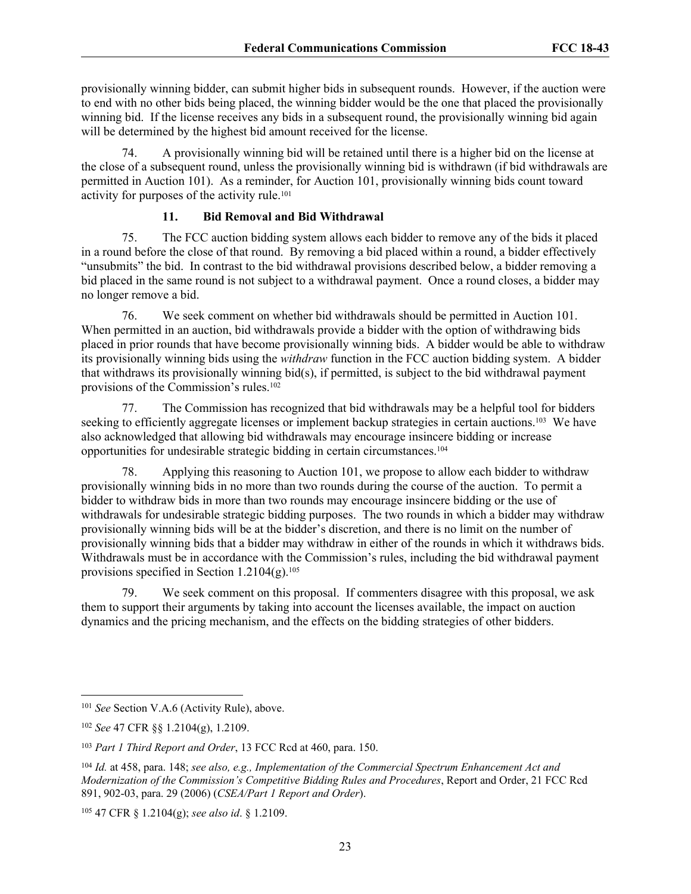provisionally winning bidder, can submit higher bids in subsequent rounds. However, if the auction were to end with no other bids being placed, the winning bidder would be the one that placed the provisionally winning bid. If the license receives any bids in a subsequent round, the provisionally winning bid again will be determined by the highest bid amount received for the license.

74. A provisionally winning bid will be retained until there is a higher bid on the license at the close of a subsequent round, unless the provisionally winning bid is withdrawn (if bid withdrawals are permitted in Auction 101). As a reminder, for Auction 101, provisionally winning bids count toward activity for purposes of the activity rule.[101]

#### 11. Bid Removal and Bid Withdrawal

75. The FCC auction bidding system allows each bidder to remove any of the bids it placed in a round before the close of that round. By removing a bid placed within a round, a bidder effectively "unsubmits" the bid. In contrast to the bid withdrawal provisions described below, a bidder removing a bid placed in the same round is not subject to a withdrawal payment. Once a round closes, a bidder may no longer remove a bid.

76. We seek comment on whether bid withdrawals should be permitted in Auction 101. When permitted in an auction, bid withdrawals provide a bidder with the option of withdrawing bids placed in prior rounds that have become provisionally winning bids. A bidder would be able to withdraw its provisionally winning bids using the *withdraw* function in the FCC auction bidding system. A bidder that withdraws its provisionally winning bid(s), if permitted, is subject to the bid withdrawal payment provisions of the Commission's rules.[102]

77. The Commission has recognized that bid withdrawals may be a helpful tool for bidders seeking to efficiently aggregate licenses or implement backup strategies in certain auctions.[103] We have also acknowledged that allowing bid withdrawals may encourage insincere bidding or increase opportunities for undesirable strategic bidding in certain circumstances.[104]

78. Applying this reasoning to Auction 101, we propose to allow each bidder to withdraw provisionally winning bids in no more than two rounds during the course of the auction. To permit a bidder to withdraw bids in more than two rounds may encourage insincere bidding or the use of withdrawals for undesirable strategic bidding purposes. The two rounds in which a bidder may withdraw provisionally winning bids will be at the bidder's discretion, and there is no limit on the number of provisionally winning bids that a bidder may withdraw in either of the rounds in which it withdraws bids. Withdrawals must be in accordance with the Commission's rules, including the bid withdrawal payment provisions specified in Section 1.2104(g).[105]

79. We seek comment on this proposal. If commenters disagree with this proposal, we ask them to support their arguments by taking into account the licenses available, the impact on auction dynamics and the pricing mechanism, and the effects on the bidding strategies of other bidders.

---

[101] *See* Section V.A.6 (Activity Rule), above.

[102] *See* 47 CFR §§ 1.2104(g), 1.2109.

[103] *Part 1 Third Report and Order*, 13 FCC Rcd at 460, para. 150.

[104] *Id.* at 458, para. 148; *see also, e.g., Implementation of the Commercial Spectrum Enhancement Act and Modernization of the Commission's Competitive Bidding Rules and Procedures*, Report and Order, 21 FCC Rcd 891, 902-03, para. 29 (2006) (*CSEA/Part 1 Report and Order*).

[105] 47 CFR § 1.2104(g); *see also id*. § 1.2109.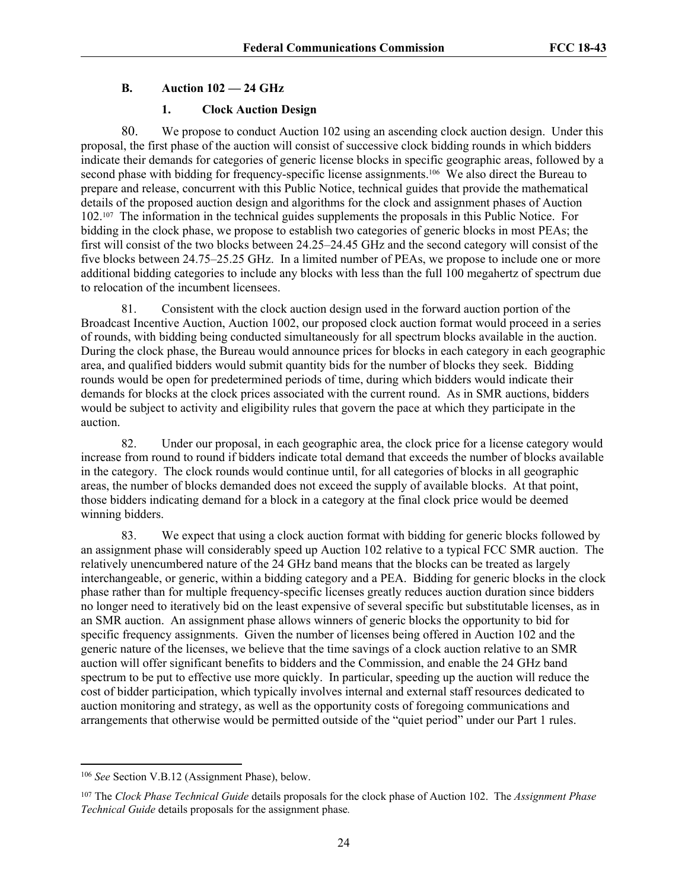## B. Auction 102 — 24 GHz

### 1. Clock Auction Design

80. We propose to conduct Auction 102 using an ascending clock auction design. Under this proposal, the first phase of the auction will consist of successive clock bidding rounds in which bidders indicate their demands for categories of generic license blocks in specific geographic areas, followed by a second phase with bidding for frequency-specific license assignments.[106] We also direct the Bureau to prepare and release, concurrent with this Public Notice, technical guides that provide the mathematical details of the proposed auction design and algorithms for the clock and assignment phases of Auction 102.[107] The information in the technical guides supplements the proposals in this Public Notice. For bidding in the clock phase, we propose to establish two categories of generic blocks in most PEAs; the first will consist of the two blocks between 24.25–24.45 GHz and the second category will consist of the five blocks between 24.75–25.25 GHz. In a limited number of PEAs, we propose to include one or more additional bidding categories to include any blocks with less than the full 100 megahertz of spectrum due to relocation of the incumbent licensees.

81. Consistent with the clock auction design used in the forward auction portion of the Broadcast Incentive Auction, Auction 1002, our proposed clock auction format would proceed in a series of rounds, with bidding being conducted simultaneously for all spectrum blocks available in the auction. During the clock phase, the Bureau would announce prices for blocks in each category in each geographic area, and qualified bidders would submit quantity bids for the number of blocks they seek. Bidding rounds would be open for predetermined periods of time, during which bidders would indicate their demands for blocks at the clock prices associated with the current round. As in SMR auctions, bidders would be subject to activity and eligibility rules that govern the pace at which they participate in the auction.

82. Under our proposal, in each geographic area, the clock price for a license category would increase from round to round if bidders indicate total demand that exceeds the number of blocks available in the category. The clock rounds would continue until, for all categories of blocks in all geographic areas, the number of blocks demanded does not exceed the supply of available blocks. At that point, those bidders indicating demand for a block in a category at the final clock price would be deemed winning bidders.

83. We expect that using a clock auction format with bidding for generic blocks followed by an assignment phase will considerably speed up Auction 102 relative to a typical FCC SMR auction. The relatively unencumbered nature of the 24 GHz band means that the blocks can be treated as largely interchangeable, or generic, within a bidding category and a PEA. Bidding for generic blocks in the clock phase rather than for multiple frequency-specific licenses greatly reduces auction duration since bidders no longer need to iteratively bid on the least expensive of several specific but substitutable licenses, as in an SMR auction. An assignment phase allows winners of generic blocks the opportunity to bid for specific frequency assignments. Given the number of licenses being offered in Auction 102 and the generic nature of the licenses, we believe that the time savings of a clock auction relative to an SMR auction will offer significant benefits to bidders and the Commission, and enable the 24 GHz band spectrum to be put to effective use more quickly. In particular, speeding up the auction will reduce the cost of bidder participation, which typically involves internal and external staff resources dedicated to auction monitoring and strategy, as well as the opportunity costs of foregoing communications and arrangements that otherwise would be permitted outside of the "quiet period" under our Part 1 rules.

---

[106] *See* Section V.B.12 (Assignment Phase), below.

[107] The *Clock Phase Technical Guide* details proposals for the clock phase of Auction 102. The *Assignment Phase Technical Guide* details proposals for the assignment phase.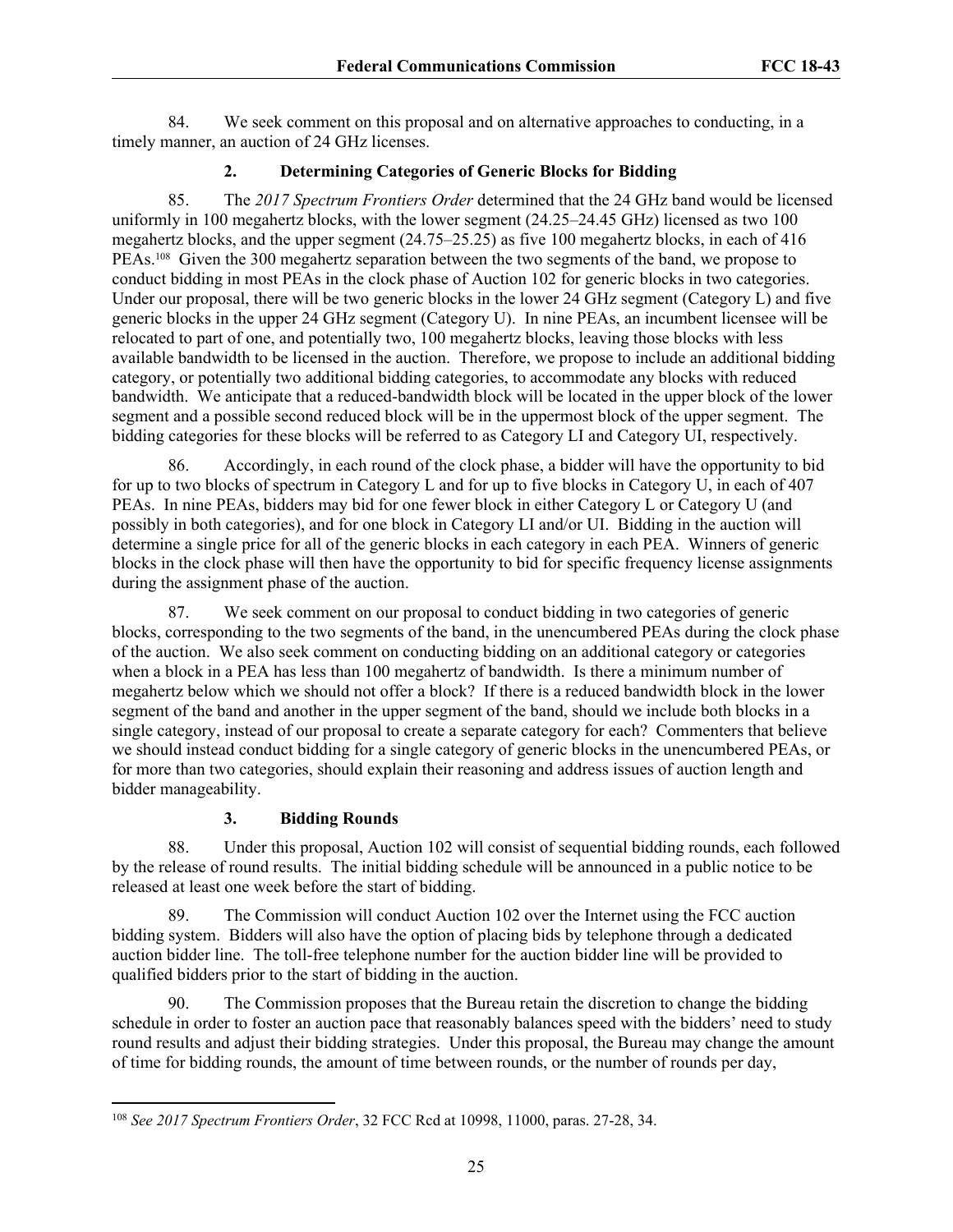84. We seek comment on this proposal and on alternative approaches to conducting, in a timely manner, an auction of 24 GHz licenses.

### 2. Determining Categories of Generic Blocks for Bidding

85. The *2017 Spectrum Frontiers Order* determined that the 24 GHz band would be licensed uniformly in 100 megahertz blocks, with the lower segment (24.25–24.45 GHz) licensed as two 100 megahertz blocks, and the upper segment (24.75–25.25) as five 100 megahertz blocks, in each of 416 PEAs.[108] Given the 300 megahertz separation between the two segments of the band, we propose to conduct bidding in most PEAs in the clock phase of Auction 102 for generic blocks in two categories. Under our proposal, there will be two generic blocks in the lower 24 GHz segment (Category L) and five generic blocks in the upper 24 GHz segment (Category U). In nine PEAs, an incumbent licensee will be relocated to part of one, and potentially two, 100 megahertz blocks, leaving those blocks with less available bandwidth to be licensed in the auction. Therefore, we propose to include an additional bidding category, or potentially two additional bidding categories, to accommodate any blocks with reduced bandwidth. We anticipate that a reduced-bandwidth block will be located in the upper block of the lower segment and a possible second reduced block will be in the uppermost block of the upper segment. The bidding categories for these blocks will be referred to as Category LI and Category UI, respectively.

86. Accordingly, in each round of the clock phase, a bidder will have the opportunity to bid for up to two blocks of spectrum in Category L and for up to five blocks in Category U, in each of 407 PEAs. In nine PEAs, bidders may bid for one fewer block in either Category L or Category U (and possibly in both categories), and for one block in Category LI and/or UI. Bidding in the auction will determine a single price for all of the generic blocks in each category in each PEA. Winners of generic blocks in the clock phase will then have the opportunity to bid for specific frequency license assignments during the assignment phase of the auction.

87. We seek comment on our proposal to conduct bidding in two categories of generic blocks, corresponding to the two segments of the band, in the unencumbered PEAs during the clock phase of the auction. We also seek comment on conducting bidding on an additional category or categories when a block in a PEA has less than 100 megahertz of bandwidth. Is there a minimum number of megahertz below which we should not offer a block? If there is a reduced bandwidth block in the lower segment of the band and another in the upper segment of the band, should we include both blocks in a single category, instead of our proposal to create a separate category for each? Commenters that believe we should instead conduct bidding for a single category of generic blocks in the unencumbered PEAs, or for more than two categories, should explain their reasoning and address issues of auction length and bidder manageability.

### 3. Bidding Rounds

88. Under this proposal, Auction 102 will consist of sequential bidding rounds, each followed by the release of round results. The initial bidding schedule will be announced in a public notice to be released at least one week before the start of bidding.

89. The Commission will conduct Auction 102 over the Internet using the FCC auction bidding system. Bidders will also have the option of placing bids by telephone through a dedicated auction bidder line. The toll-free telephone number for the auction bidder line will be provided to qualified bidders prior to the start of bidding in the auction.

90. The Commission proposes that the Bureau retain the discretion to change the bidding schedule in order to foster an auction pace that reasonably balances speed with the bidders' need to study round results and adjust their bidding strategies. Under this proposal, the Bureau may change the amount of time for bidding rounds, the amount of time between rounds, or the number of rounds per day,

---

[108] *See 2017 Spectrum Frontiers Order*, 32 FCC Rcd at 10998, 11000, paras. 27-28, 34.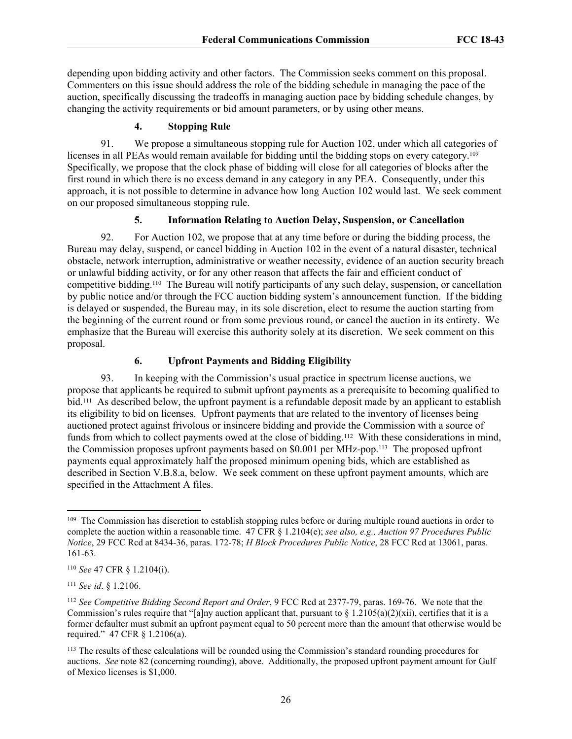depending upon bidding activity and other factors. The Commission seeks comment on this proposal. Commenters on this issue should address the role of the bidding schedule in managing the pace of the auction, specifically discussing the tradeoffs in managing auction pace by bidding schedule changes, by changing the activity requirements or bid amount parameters, or by using other means.

#### 4. Stopping Rule

91. We propose a simultaneous stopping rule for Auction 102, under which all categories of licenses in all PEAs would remain available for bidding until the bidding stops on every category.[109] Specifically, we propose that the clock phase of bidding will close for all categories of blocks after the first round in which there is no excess demand in any category in any PEA. Consequently, under this approach, it is not possible to determine in advance how long Auction 102 would last. We seek comment on our proposed simultaneous stopping rule.

#### 5. Information Relating to Auction Delay, Suspension, or Cancellation

92. For Auction 102, we propose that at any time before or during the bidding process, the Bureau may delay, suspend, or cancel bidding in Auction 102 in the event of a natural disaster, technical obstacle, network interruption, administrative or weather necessity, evidence of an auction security breach or unlawful bidding activity, or for any other reason that affects the fair and efficient conduct of competitive bidding.[110] The Bureau will notify participants of any such delay, suspension, or cancellation by public notice and/or through the FCC auction bidding system's announcement function. If the bidding is delayed or suspended, the Bureau may, in its sole discretion, elect to resume the auction starting from the beginning of the current round or from some previous round, or cancel the auction in its entirety. We emphasize that the Bureau will exercise this authority solely at its discretion. We seek comment on this proposal.

#### 6. Upfront Payments and Bidding Eligibility

93. In keeping with the Commission's usual practice in spectrum license auctions, we propose that applicants be required to submit upfront payments as a prerequisite to becoming qualified to bid.[111] As described below, the upfront payment is a refundable deposit made by an applicant to establish its eligibility to bid on licenses. Upfront payments that are related to the inventory of licenses being auctioned protect against frivolous or insincere bidding and provide the Commission with a source of funds from which to collect payments owed at the close of bidding.[112] With these considerations in mind, the Commission proposes upfront payments based on $0.001 per MHz-pop.[113] The proposed upfront payments equal approximately half the proposed minimum opening bids, which are established as described in Section V.B.8.a, below. We seek comment on these upfront payment amounts, which are specified in the Attachment A files.

---

[109] The Commission has discretion to establish stopping rules before or during multiple round auctions in order to complete the auction within a reasonable time. 47 CFR § 1.2104(e); *see also, e.g., Auction 97 Procedures Public Notice*, 29 FCC Rcd at 8434-36, paras. 172-78; *H Block Procedures Public Notice*, 28 FCC Rcd at 13061, paras. 161-63.

[110] *See* 47 CFR § 1.2104(i).

[111] *See id*. § 1.2106.

[112] *See Competitive Bidding Second Report and Order*, 9 FCC Rcd at 2377-79, paras. 169-76. We note that the Commission's rules require that "[a]ny auction applicant that, pursuant to § 1.2105(a)(2)(xii), certifies that it is a former defaulter must submit an upfront payment equal to 50 percent more than the amount that otherwise would be required." 47 CFR § 1.2106(a).

[113] The results of these calculations will be rounded using the Commission's standard rounding procedures for auctions. *See* note 82 (concerning rounding), above. Additionally, the proposed upfront payment amount for Gulf of Mexico licenses is $1,000.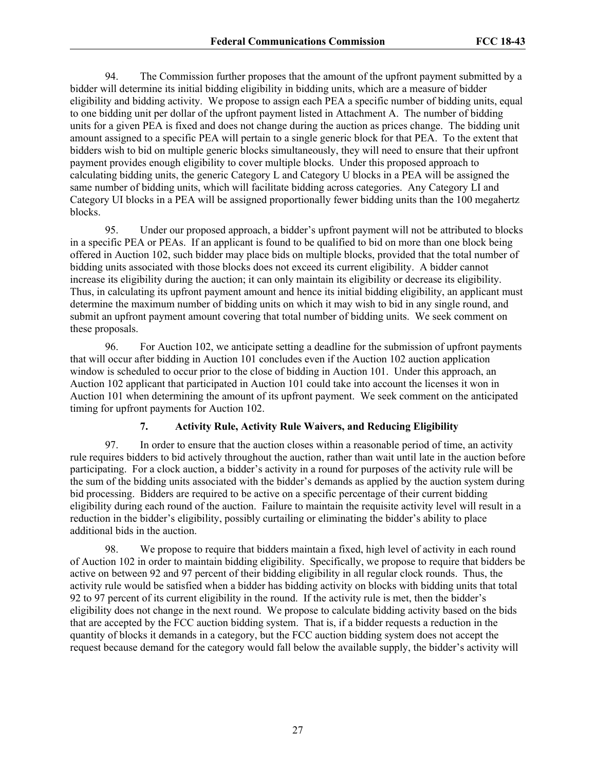94. The Commission further proposes that the amount of the upfront payment submitted by a bidder will determine its initial bidding eligibility in bidding units, which are a measure of bidder eligibility and bidding activity. We propose to assign each PEA a specific number of bidding units, equal to one bidding unit per dollar of the upfront payment listed in Attachment A. The number of bidding units for a given PEA is fixed and does not change during the auction as prices change. The bidding unit amount assigned to a specific PEA will pertain to a single generic block for that PEA. To the extent that bidders wish to bid on multiple generic blocks simultaneously, they will need to ensure that their upfront payment provides enough eligibility to cover multiple blocks. Under this proposed approach to calculating bidding units, the generic Category L and Category U blocks in a PEA will be assigned the same number of bidding units, which will facilitate bidding across categories. Any Category LI and Category UI blocks in a PEA will be assigned proportionally fewer bidding units than the 100 megahertz blocks.

95. Under our proposed approach, a bidder's upfront payment will not be attributed to blocks in a specific PEA or PEAs. If an applicant is found to be qualified to bid on more than one block being offered in Auction 102, such bidder may place bids on multiple blocks, provided that the total number of bidding units associated with those blocks does not exceed its current eligibility. A bidder cannot increase its eligibility during the auction; it can only maintain its eligibility or decrease its eligibility. Thus, in calculating its upfront payment amount and hence its initial bidding eligibility, an applicant must determine the maximum number of bidding units on which it may wish to bid in any single round, and submit an upfront payment amount covering that total number of bidding units. We seek comment on these proposals.

96. For Auction 102, we anticipate setting a deadline for the submission of upfront payments that will occur after bidding in Auction 101 concludes even if the Auction 102 auction application window is scheduled to occur prior to the close of bidding in Auction 101. Under this approach, an Auction 102 applicant that participated in Auction 101 could take into account the licenses it won in Auction 101 when determining the amount of its upfront payment. We seek comment on the anticipated timing for upfront payments for Auction 102.

### 7. Activity Rule, Activity Rule Waivers, and Reducing Eligibility

97. In order to ensure that the auction closes within a reasonable period of time, an activity rule requires bidders to bid actively throughout the auction, rather than wait until late in the auction before participating. For a clock auction, a bidder's activity in a round for purposes of the activity rule will be the sum of the bidding units associated with the bidder's demands as applied by the auction system during bid processing. Bidders are required to be active on a specific percentage of their current bidding eligibility during each round of the auction. Failure to maintain the requisite activity level will result in a reduction in the bidder's eligibility, possibly curtailing or eliminating the bidder's ability to place additional bids in the auction.

98. We propose to require that bidders maintain a fixed, high level of activity in each round of Auction 102 in order to maintain bidding eligibility. Specifically, we propose to require that bidders be active on between 92 and 97 percent of their bidding eligibility in all regular clock rounds. Thus, the activity rule would be satisfied when a bidder has bidding activity on blocks with bidding units that total 92 to 97 percent of its current eligibility in the round. If the activity rule is met, then the bidder's eligibility does not change in the next round. We propose to calculate bidding activity based on the bids that are accepted by the FCC auction bidding system. That is, if a bidder requests a reduction in the quantity of blocks it demands in a category, but the FCC auction bidding system does not accept the request because demand for the category would fall below the available supply, the bidder's activity will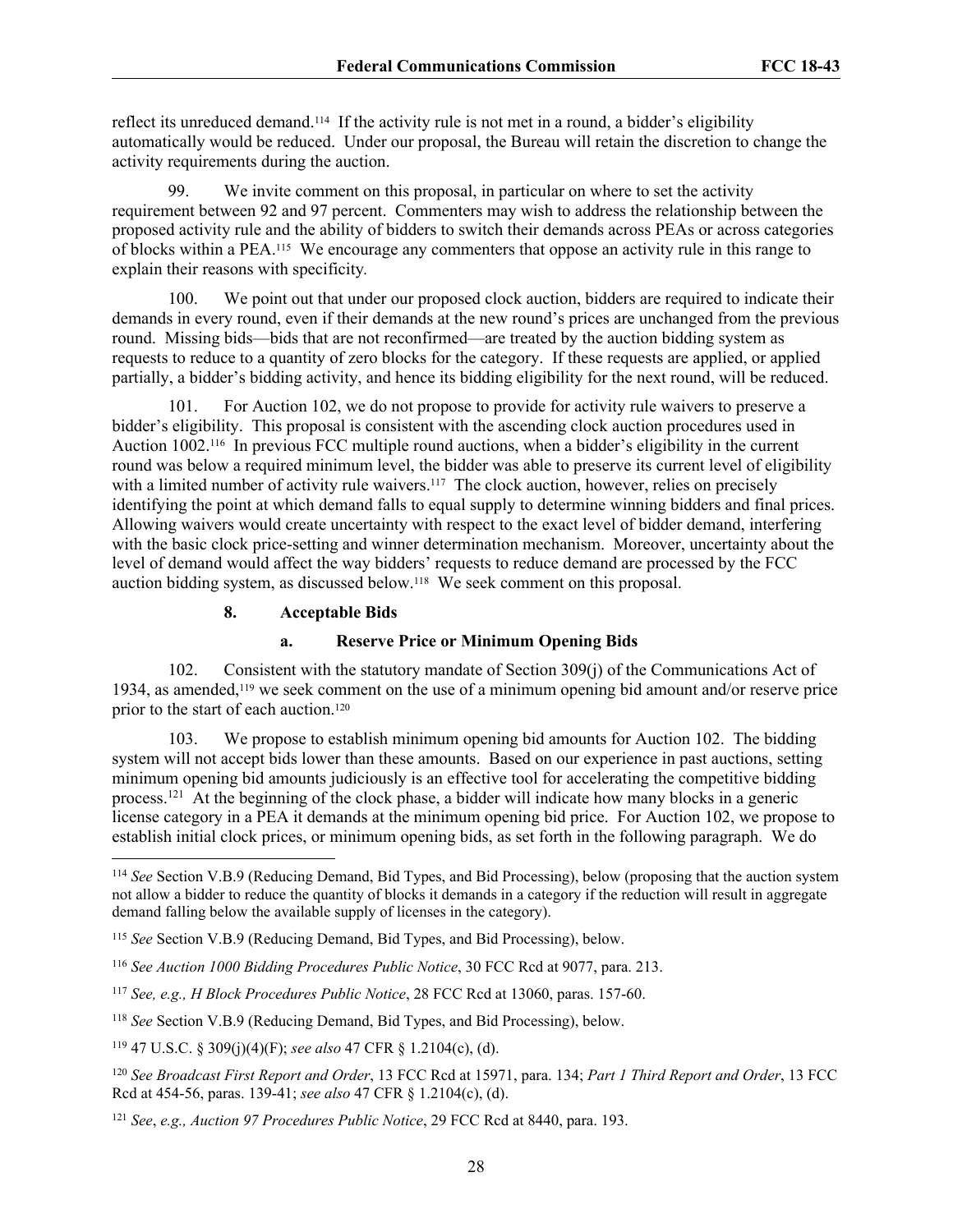reflect its unreduced demand.[114] If the activity rule is not met in a round, a bidder's eligibility automatically would be reduced. Under our proposal, the Bureau will retain the discretion to change the activity requirements during the auction.

99. We invite comment on this proposal, in particular on where to set the activity requirement between 92 and 97 percent. Commenters may wish to address the relationship between the proposed activity rule and the ability of bidders to switch their demands across PEAs or across categories of blocks within a PEA.[115] We encourage any commenters that oppose an activity rule in this range to explain their reasons with specificity.

100. We point out that under our proposed clock auction, bidders are required to indicate their demands in every round, even if their demands at the new round's prices are unchanged from the previous round. Missing bids—bids that are not reconfirmed—are treated by the auction bidding system as requests to reduce to a quantity of zero blocks for the category. If these requests are applied, or applied partially, a bidder's bidding activity, and hence its bidding eligibility for the next round, will be reduced.

101. For Auction 102, we do not propose to provide for activity rule waivers to preserve a bidder's eligibility. This proposal is consistent with the ascending clock auction procedures used in Auction 1002.[116] In previous FCC multiple round auctions, when a bidder's eligibility in the current round was below a required minimum level, the bidder was able to preserve its current level of eligibility with a limited number of activity rule waivers.[117] The clock auction, however, relies on precisely identifying the point at which demand falls to equal supply to determine winning bidders and final prices. Allowing waivers would create uncertainty with respect to the exact level of bidder demand, interfering with the basic clock price-setting and winner determination mechanism. Moreover, uncertainty about the level of demand would affect the way bidders' requests to reduce demand are processed by the FCC auction bidding system, as discussed below.[118] We seek comment on this proposal.

### 8. Acceptable Bids

#### a. Reserve Price or Minimum Opening Bids

102. Consistent with the statutory mandate of Section 309(j) of the Communications Act of 1934, as amended,[119] we seek comment on the use of a minimum opening bid amount and/or reserve price prior to the start of each auction.[120]

103. We propose to establish minimum opening bid amounts for Auction 102. The bidding system will not accept bids lower than these amounts. Based on our experience in past auctions, setting minimum opening bid amounts judiciously is an effective tool for accelerating the competitive bidding process.[121] At the beginning of the clock phase, a bidder will indicate how many blocks in a generic license category in a PEA it demands at the minimum opening bid price. For Auction 102, we propose to establish initial clock prices, or minimum opening bids, as set forth in the following paragraph. We do

---

[114] *See* Section V.B.9 (Reducing Demand, Bid Types, and Bid Processing), below (proposing that the auction system not allow a bidder to reduce the quantity of blocks it demands in a category if the reduction will result in aggregate demand falling below the available supply of licenses in the category).

[115] *See* Section V.B.9 (Reducing Demand, Bid Types, and Bid Processing), below.

[116] *See Auction 1000 Bidding Procedures Public Notice*, 30 FCC Rcd at 9077, para. 213.

[117] *See, e.g., H Block Procedures Public Notice*, 28 FCC Rcd at 13060, paras. 157-60.

[118] *See* Section V.B.9 (Reducing Demand, Bid Types, and Bid Processing), below.

[119] 47 U.S.C. § 309(j)(4)(F); *see also* 47 CFR § 1.2104(c), (d).

[120] *See Broadcast First Report and Order*, 13 FCC Rcd at 15971, para. 134; *Part 1 Third Report and Order*, 13 FCC Rcd at 454-56, paras. 139-41; *see also* 47 CFR § 1.2104(c), (d).

[121] *See*, *e.g., Auction 97 Procedures Public Notice*, 29 FCC Rcd at 8440, para. 193.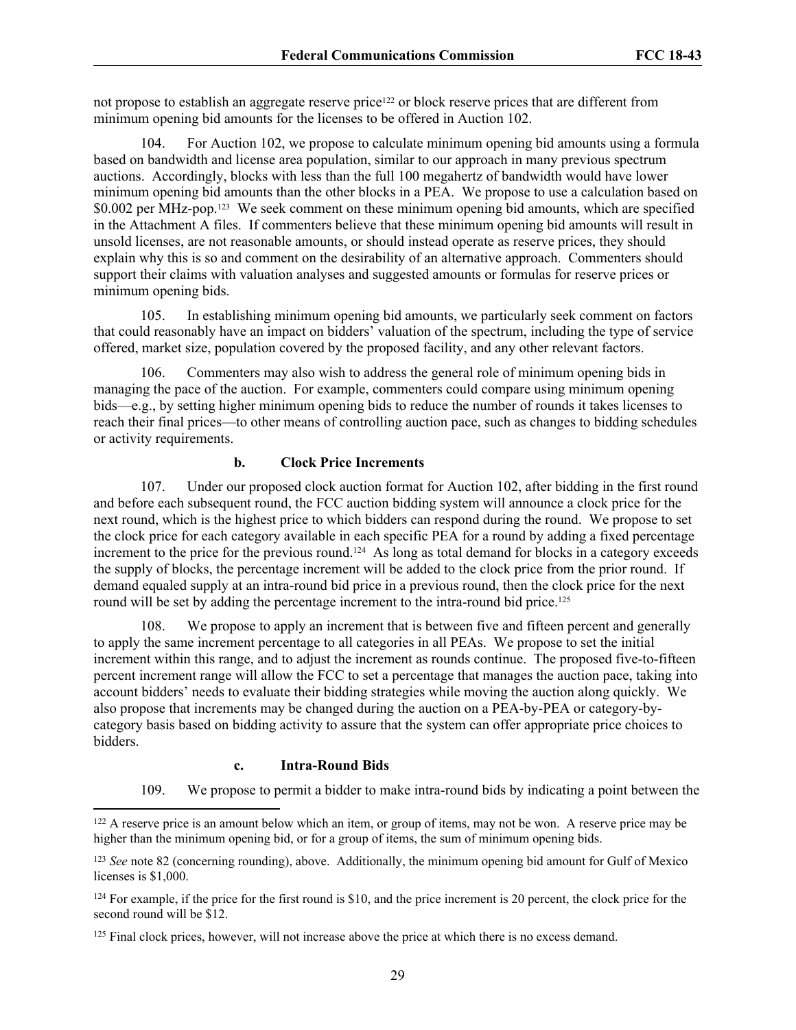not propose to establish an aggregate reserve price[122] or block reserve prices that are different from minimum opening bid amounts for the licenses to be offered in Auction 102.

104. For Auction 102, we propose to calculate minimum opening bid amounts using a formula based on bandwidth and license area population, similar to our approach in many previous spectrum auctions. Accordingly, blocks with less than the full 100 megahertz of bandwidth would have lower minimum opening bid amounts than the other blocks in a PEA. We propose to use a calculation based on $0.002 per MHz-pop.[123] We seek comment on these minimum opening bid amounts, which are specified in the Attachment A files. If commenters believe that these minimum opening bid amounts will result in unsold licenses, are not reasonable amounts, or should instead operate as reserve prices, they should explain why this is so and comment on the desirability of an alternative approach. Commenters should support their claims with valuation analyses and suggested amounts or formulas for reserve prices or minimum opening bids.

105. In establishing minimum opening bid amounts, we particularly seek comment on factors that could reasonably have an impact on bidders' valuation of the spectrum, including the type of service offered, market size, population covered by the proposed facility, and any other relevant factors.

106. Commenters may also wish to address the general role of minimum opening bids in managing the pace of the auction. For example, commenters could compare using minimum opening bids—e.g., by setting higher minimum opening bids to reduce the number of rounds it takes licenses to reach their final prices—to other means of controlling auction pace, such as changes to bidding schedules or activity requirements.

#### b. Clock Price Increments

107. Under our proposed clock auction format for Auction 102, after bidding in the first round and before each subsequent round, the FCC auction bidding system will announce a clock price for the next round, which is the highest price to which bidders can respond during the round. We propose to set the clock price for each category available in each specific PEA for a round by adding a fixed percentage increment to the price for the previous round.[124] As long as total demand for blocks in a category exceeds the supply of blocks, the percentage increment will be added to the clock price from the prior round. If demand equaled supply at an intra-round bid price in a previous round, then the clock price for the next round will be set by adding the percentage increment to the intra-round bid price.[125]

108. We propose to apply an increment that is between five and fifteen percent and generally to apply the same increment percentage to all categories in all PEAs. We propose to set the initial increment within this range, and to adjust the increment as rounds continue. The proposed five-to-fifteen percent increment range will allow the FCC to set a percentage that manages the auction pace, taking into account bidders' needs to evaluate their bidding strategies while moving the auction along quickly. We also propose that increments may be changed during the auction on a PEA-by-PEA or category-by-category basis based on bidding activity to assure that the system can offer appropriate price choices to bidders.

#### c. Intra-Round Bids

109. We propose to permit a bidder to make intra-round bids by indicating a point between the

---

[122] A reserve price is an amount below which an item, or group of items, may not be won. A reserve price may be higher than the minimum opening bid, or for a group of items, the sum of minimum opening bids.

[123] *See* note 82 (concerning rounding), above. Additionally, the minimum opening bid amount for Gulf of Mexico licenses is $1,000.

[124] For example, if the price for the first round is $10, and the price increment is 20 percent, the clock price for the second round will be $12.

[125] Final clock prices, however, will not increase above the price at which there is no excess demand.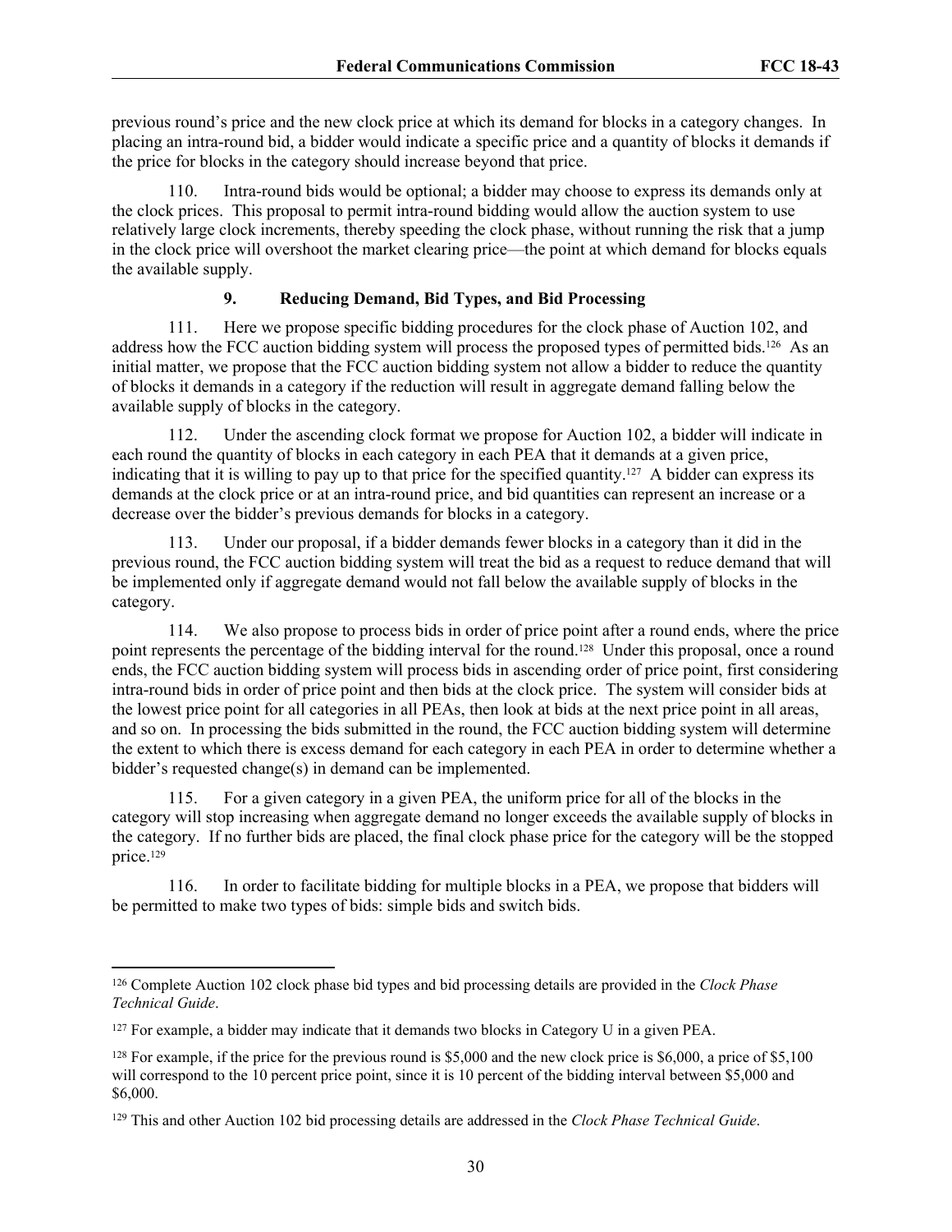previous round's price and the new clock price at which its demand for blocks in a category changes. In placing an intra-round bid, a bidder would indicate a specific price and a quantity of blocks it demands if the price for blocks in the category should increase beyond that price.

110. Intra-round bids would be optional; a bidder may choose to express its demands only at the clock prices. This proposal to permit intra-round bidding would allow the auction system to use relatively large clock increments, thereby speeding the clock phase, without running the risk that a jump in the clock price will overshoot the market clearing price—the point at which demand for blocks equals the available supply.

### 9. Reducing Demand, Bid Types, and Bid Processing

111. Here we propose specific bidding procedures for the clock phase of Auction 102, and address how the FCC auction bidding system will process the proposed types of permitted bids.[126] As an initial matter, we propose that the FCC auction bidding system not allow a bidder to reduce the quantity of blocks it demands in a category if the reduction will result in aggregate demand falling below the available supply of blocks in the category.

112. Under the ascending clock format we propose for Auction 102, a bidder will indicate in each round the quantity of blocks in each category in each PEA that it demands at a given price, indicating that it is willing to pay up to that price for the specified quantity.[127] A bidder can express its demands at the clock price or at an intra-round price, and bid quantities can represent an increase or a decrease over the bidder's previous demands for blocks in a category.

113. Under our proposal, if a bidder demands fewer blocks in a category than it did in the previous round, the FCC auction bidding system will treat the bid as a request to reduce demand that will be implemented only if aggregate demand would not fall below the available supply of blocks in the category.

114. We also propose to process bids in order of price point after a round ends, where the price point represents the percentage of the bidding interval for the round.[128] Under this proposal, once a round ends, the FCC auction bidding system will process bids in ascending order of price point, first considering intra-round bids in order of price point and then bids at the clock price. The system will consider bids at the lowest price point for all categories in all PEAs, then look at bids at the next price point in all areas, and so on. In processing the bids submitted in the round, the FCC auction bidding system will determine the extent to which there is excess demand for each category in each PEA in order to determine whether a bidder's requested change(s) in demand can be implemented.

115. For a given category in a given PEA, the uniform price for all of the blocks in the category will stop increasing when aggregate demand no longer exceeds the available supply of blocks in the category. If no further bids are placed, the final clock phase price for the category will be the stopped price.[129]

116. In order to facilitate bidding for multiple blocks in a PEA, we propose that bidders will be permitted to make two types of bids: simple bids and switch bids.

---

[126] Complete Auction 102 clock phase bid types and bid processing details are provided in the *Clock Phase Technical Guide*.

[127] For example, a bidder may indicate that it demands two blocks in Category U in a given PEA.

[128] For example, if the price for the previous round is $5,000 and the new clock price is $6,000, a price of $5,100 will correspond to the 10 percent price point, since it is 10 percent of the bidding interval between $5,000 and $6,000.

[129] This and other Auction 102 bid processing details are addressed in the *Clock Phase Technical Guide*.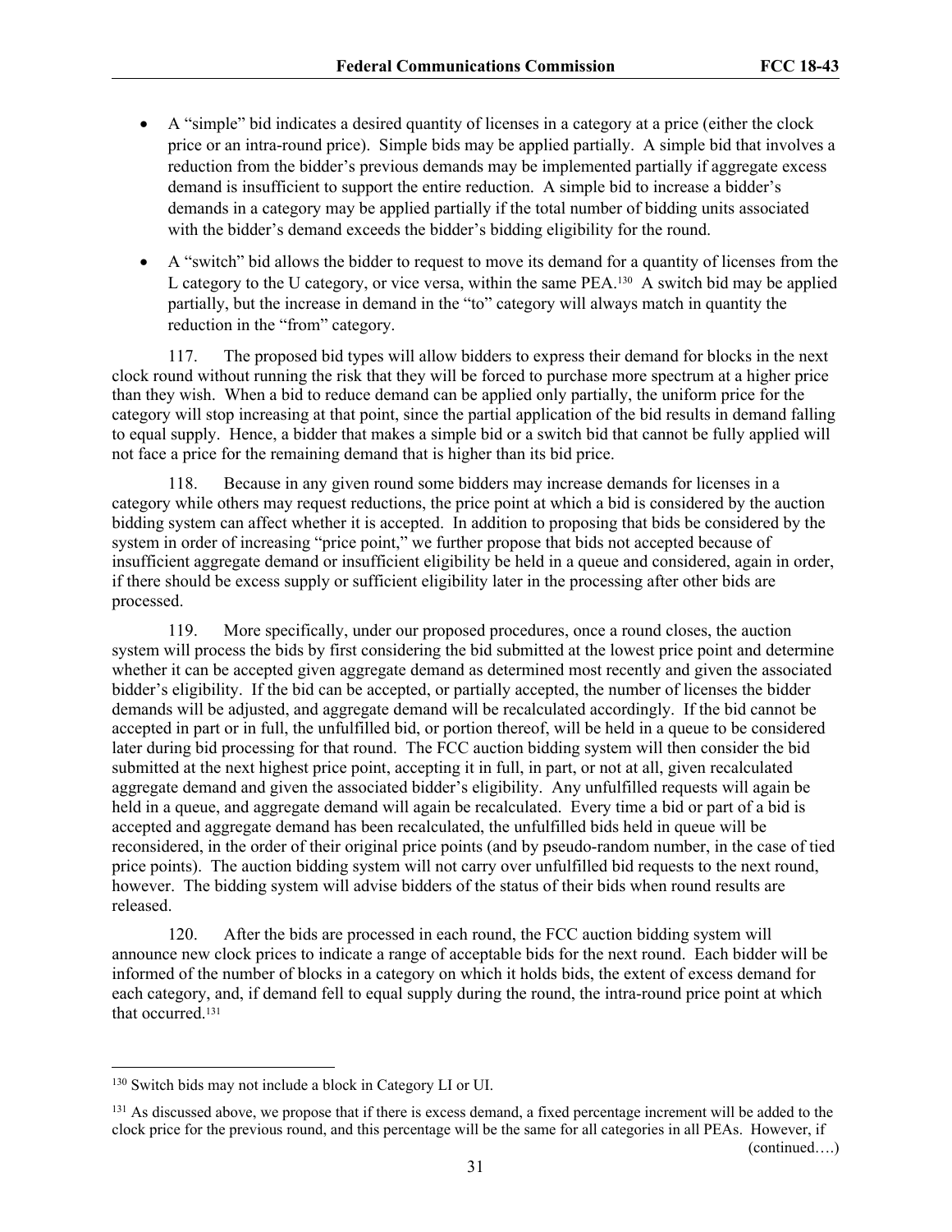- A "simple" bid indicates a desired quantity of licenses in a category at a price (either the clock price or an intra-round price). Simple bids may be applied partially. A simple bid that involves a reduction from the bidder's previous demands may be implemented partially if aggregate excess demand is insufficient to support the entire reduction. A simple bid to increase a bidder's demands in a category may be applied partially if the total number of bidding units associated with the bidder's demand exceeds the bidder's bidding eligibility for the round.
- A "switch" bid allows the bidder to request to move its demand for a quantity of licenses from the L category to the U category, or vice versa, within the same PEA.[130] A switch bid may be applied partially, but the increase in demand in the "to" category will always match in quantity the reduction in the "from" category.

117. The proposed bid types will allow bidders to express their demand for blocks in the next clock round without running the risk that they will be forced to purchase more spectrum at a higher price than they wish. When a bid to reduce demand can be applied only partially, the uniform price for the category will stop increasing at that point, since the partial application of the bid results in demand falling to equal supply. Hence, a bidder that makes a simple bid or a switch bid that cannot be fully applied will not face a price for the remaining demand that is higher than its bid price.

118. Because in any given round some bidders may increase demands for licenses in a category while others may request reductions, the price point at which a bid is considered by the auction bidding system can affect whether it is accepted. In addition to proposing that bids be considered by the system in order of increasing "price point," we further propose that bids not accepted because of insufficient aggregate demand or insufficient eligibility be held in a queue and considered, again in order, if there should be excess supply or sufficient eligibility later in the processing after other bids are processed.

119. More specifically, under our proposed procedures, once a round closes, the auction system will process the bids by first considering the bid submitted at the lowest price point and determine whether it can be accepted given aggregate demand as determined most recently and given the associated bidder's eligibility. If the bid can be accepted, or partially accepted, the number of licenses the bidder demands will be adjusted, and aggregate demand will be recalculated accordingly. If the bid cannot be accepted in part or in full, the unfulfilled bid, or portion thereof, will be held in a queue to be considered later during bid processing for that round. The FCC auction bidding system will then consider the bid submitted at the next highest price point, accepting it in full, in part, or not at all, given recalculated aggregate demand and given the associated bidder's eligibility. Any unfulfilled requests will again be held in a queue, and aggregate demand will again be recalculated. Every time a bid or part of a bid is accepted and aggregate demand has been recalculated, the unfulfilled bids held in queue will be reconsidered, in the order of their original price points (and by pseudo-random number, in the case of tied price points). The auction bidding system will not carry over unfulfilled bid requests to the next round, however. The bidding system will advise bidders of the status of their bids when round results are released.

120. After the bids are processed in each round, the FCC auction bidding system will announce new clock prices to indicate a range of acceptable bids for the next round. Each bidder will be informed of the number of blocks in a category on which it holds bids, the extent of excess demand for each category, and, if demand fell to equal supply during the round, the intra-round price point at which that occurred.[131]

---

[130] Switch bids may not include a block in Category LI or UI.

[131] As discussed above, we propose that if there is excess demand, a fixed percentage increment will be added to the clock price for the previous round, and this percentage will be the same for all categories in all PEAs. However, if (continued….)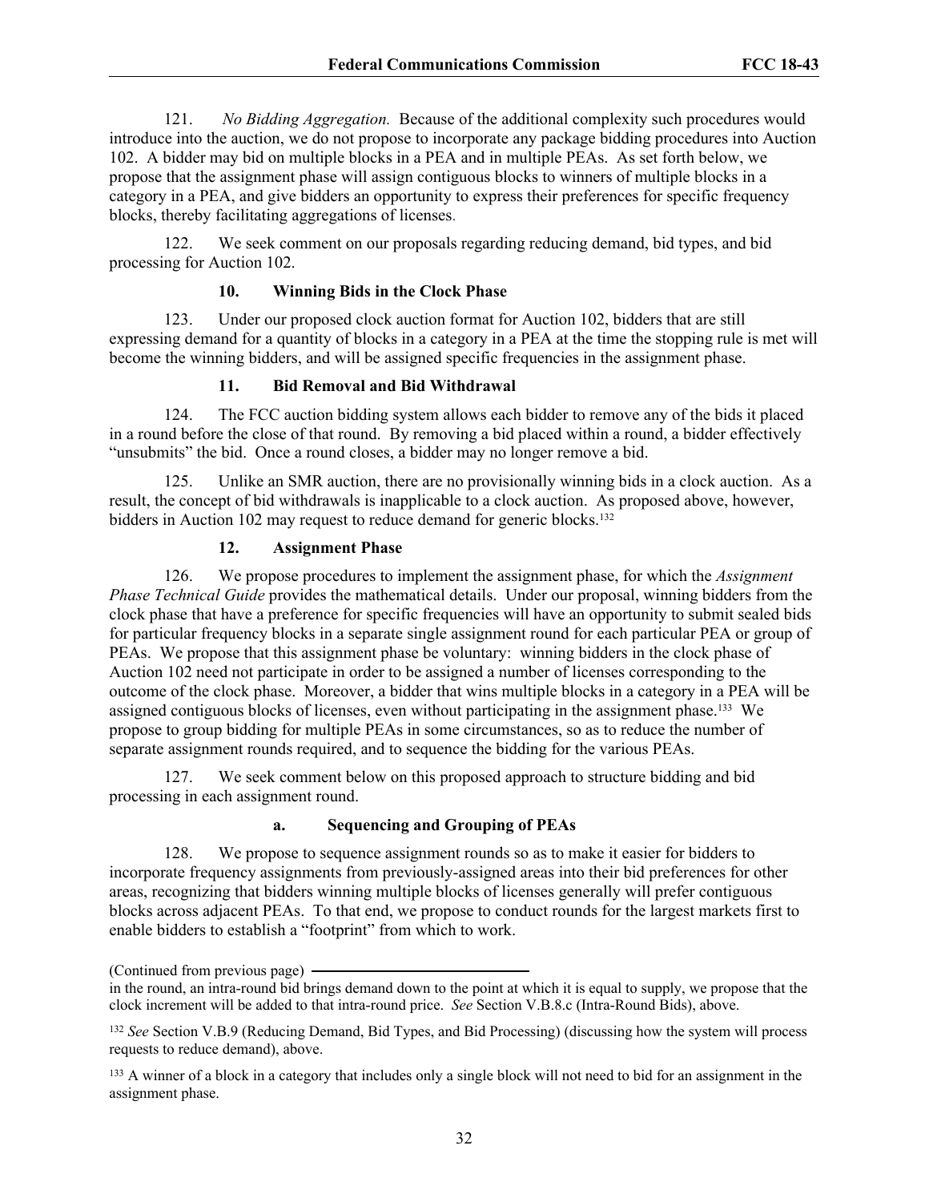121. *No Bidding Aggregation.* Because of the additional complexity such procedures would introduce into the auction, we do not propose to incorporate any package bidding procedures into Auction 102. A bidder may bid on multiple blocks in a PEA and in multiple PEAs. As set forth below, we propose that the assignment phase will assign contiguous blocks to winners of multiple blocks in a category in a PEA, and give bidders an opportunity to express their preferences for specific frequency blocks, thereby facilitating aggregations of licenses.

122. We seek comment on our proposals regarding reducing demand, bid types, and bid processing for Auction 102.

### 10. Winning Bids in the Clock Phase

123. Under our proposed clock auction format for Auction 102, bidders that are still expressing demand for a quantity of blocks in a category in a PEA at the time the stopping rule is met will become the winning bidders, and will be assigned specific frequencies in the assignment phase.

### 11. Bid Removal and Bid Withdrawal

124. The FCC auction bidding system allows each bidder to remove any of the bids it placed in a round before the close of that round. By removing a bid placed within a round, a bidder effectively "unsubmits" the bid. Once a round closes, a bidder may no longer remove a bid.

125. Unlike an SMR auction, there are no provisionally winning bids in a clock auction. As a result, the concept of bid withdrawals is inapplicable to a clock auction. As proposed above, however, bidders in Auction 102 may request to reduce demand for generic blocks.[132]

### 12. Assignment Phase

126. We propose procedures to implement the assignment phase, for which the *Assignment Phase Technical Guide* provides the mathematical details. Under our proposal, winning bidders from the clock phase that have a preference for specific frequencies will have an opportunity to submit sealed bids for particular frequency blocks in a separate single assignment round for each particular PEA or group of PEAs. We propose that this assignment phase be voluntary: winning bidders in the clock phase of Auction 102 need not participate in order to be assigned a number of licenses corresponding to the outcome of the clock phase. Moreover, a bidder that wins multiple blocks in a category in a PEA will be assigned contiguous blocks of licenses, even without participating in the assignment phase.[133] We propose to group bidding for multiple PEAs in some circumstances, so as to reduce the number of separate assignment rounds required, and to sequence the bidding for the various PEAs.

127. We seek comment below on this proposed approach to structure bidding and bid processing in each assignment round.

#### a. Sequencing and Grouping of PEAs

128. We propose to sequence assignment rounds so as to make it easier for bidders to incorporate frequency assignments from previously-assigned areas into their bid preferences for other areas, recognizing that bidders winning multiple blocks of licenses generally will prefer contiguous blocks across adjacent PEAs. To that end, we propose to conduct rounds for the largest markets first to enable bidders to establish a "footprint" from which to work.

---

(Continued from previous page)

in the round, an intra-round bid brings demand down to the point at which it is equal to supply, we propose that the clock increment will be added to that intra-round price. *See* Section V.B.8.c (Intra-Round Bids), above.

[132] *See* Section V.B.9 (Reducing Demand, Bid Types, and Bid Processing) (discussing how the system will process requests to reduce demand), above.

[133] A winner of a block in a category that includes only a single block will not need to bid for an assignment in the assignment phase.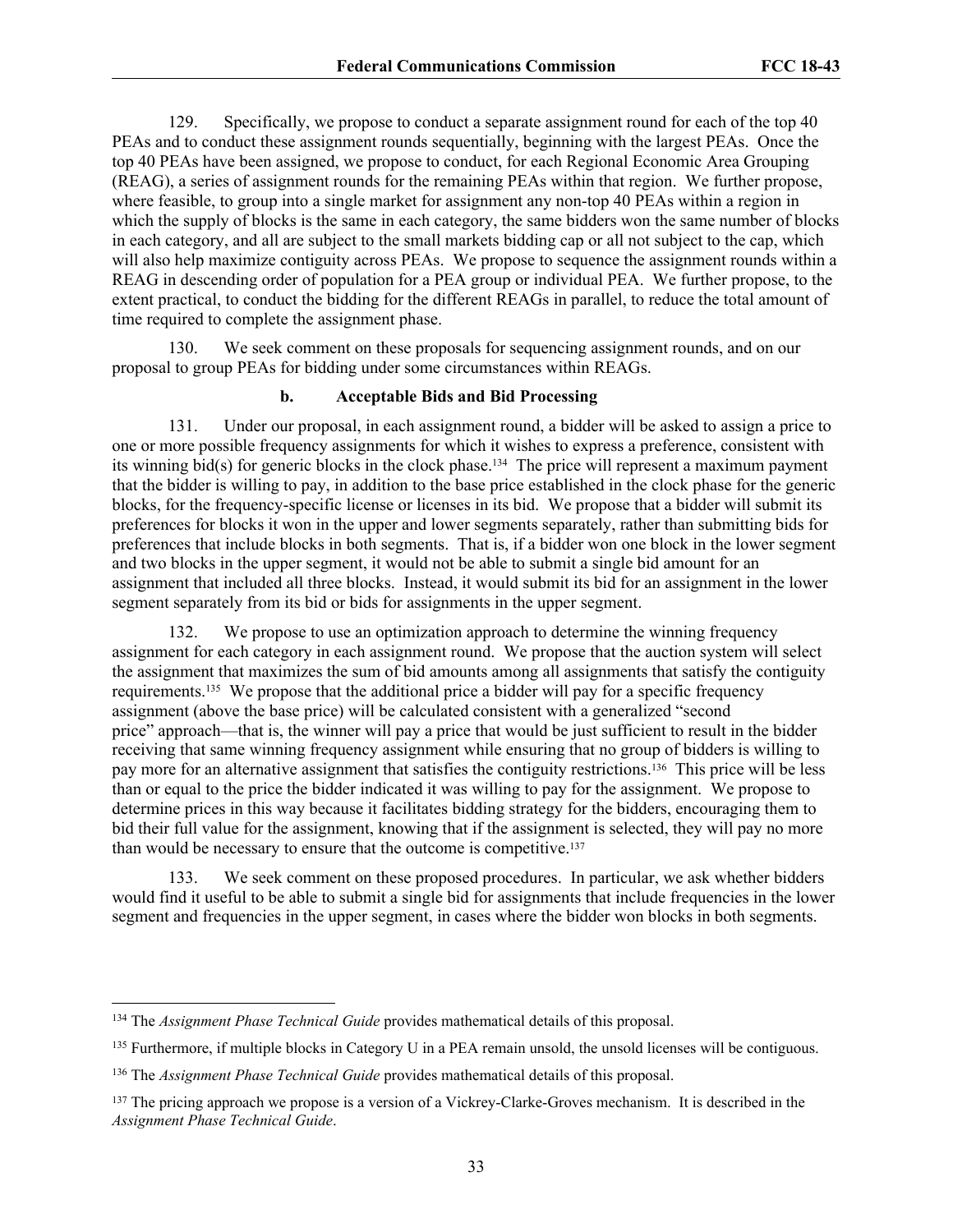129. Specifically, we propose to conduct a separate assignment round for each of the top 40 PEAs and to conduct these assignment rounds sequentially, beginning with the largest PEAs. Once the top 40 PEAs have been assigned, we propose to conduct, for each Regional Economic Area Grouping (REAG), a series of assignment rounds for the remaining PEAs within that region. We further propose, where feasible, to group into a single market for assignment any non-top 40 PEAs within a region in which the supply of blocks is the same in each category, the same bidders won the same number of blocks in each category, and all are subject to the small markets bidding cap or all not subject to the cap, which will also help maximize contiguity across PEAs. We propose to sequence the assignment rounds within a REAG in descending order of population for a PEA group or individual PEA. We further propose, to the extent practical, to conduct the bidding for the different REAGs in parallel, to reduce the total amount of time required to complete the assignment phase.

130. We seek comment on these proposals for sequencing assignment rounds, and on our proposal to group PEAs for bidding under some circumstances within REAGs.

#### b. Acceptable Bids and Bid Processing

131. Under our proposal, in each assignment round, a bidder will be asked to assign a price to one or more possible frequency assignments for which it wishes to express a preference, consistent with its winning bid(s) for generic blocks in the clock phase.[134] The price will represent a maximum payment that the bidder is willing to pay, in addition to the base price established in the clock phase for the generic blocks, for the frequency-specific license or licenses in its bid. We propose that a bidder will submit its preferences for blocks it won in the upper and lower segments separately, rather than submitting bids for preferences that include blocks in both segments. That is, if a bidder won one block in the lower segment and two blocks in the upper segment, it would not be able to submit a single bid amount for an assignment that included all three blocks. Instead, it would submit its bid for an assignment in the lower segment separately from its bid or bids for assignments in the upper segment.

132. We propose to use an optimization approach to determine the winning frequency assignment for each category in each assignment round. We propose that the auction system will select the assignment that maximizes the sum of bid amounts among all assignments that satisfy the contiguity requirements.[135] We propose that the additional price a bidder will pay for a specific frequency assignment (above the base price) will be calculated consistent with a generalized "second price" approach—that is, the winner will pay a price that would be just sufficient to result in the bidder receiving that same winning frequency assignment while ensuring that no group of bidders is willing to pay more for an alternative assignment that satisfies the contiguity restrictions.[136] This price will be less than or equal to the price the bidder indicated it was willing to pay for the assignment. We propose to determine prices in this way because it facilitates bidding strategy for the bidders, encouraging them to bid their full value for the assignment, knowing that if the assignment is selected, they will pay no more than would be necessary to ensure that the outcome is competitive.[137]

133. We seek comment on these proposed procedures. In particular, we ask whether bidders would find it useful to be able to submit a single bid for assignments that include frequencies in the lower segment and frequencies in the upper segment, in cases where the bidder won blocks in both segments.

---

[134] The *Assignment Phase Technical Guide* provides mathematical details of this proposal.

[135] Furthermore, if multiple blocks in Category U in a PEA remain unsold, the unsold licenses will be contiguous.

[136] The *Assignment Phase Technical Guide* provides mathematical details of this proposal.

[137] The pricing approach we propose is a version of a Vickrey-Clarke-Groves mechanism. It is described in the *Assignment Phase Technical Guide*.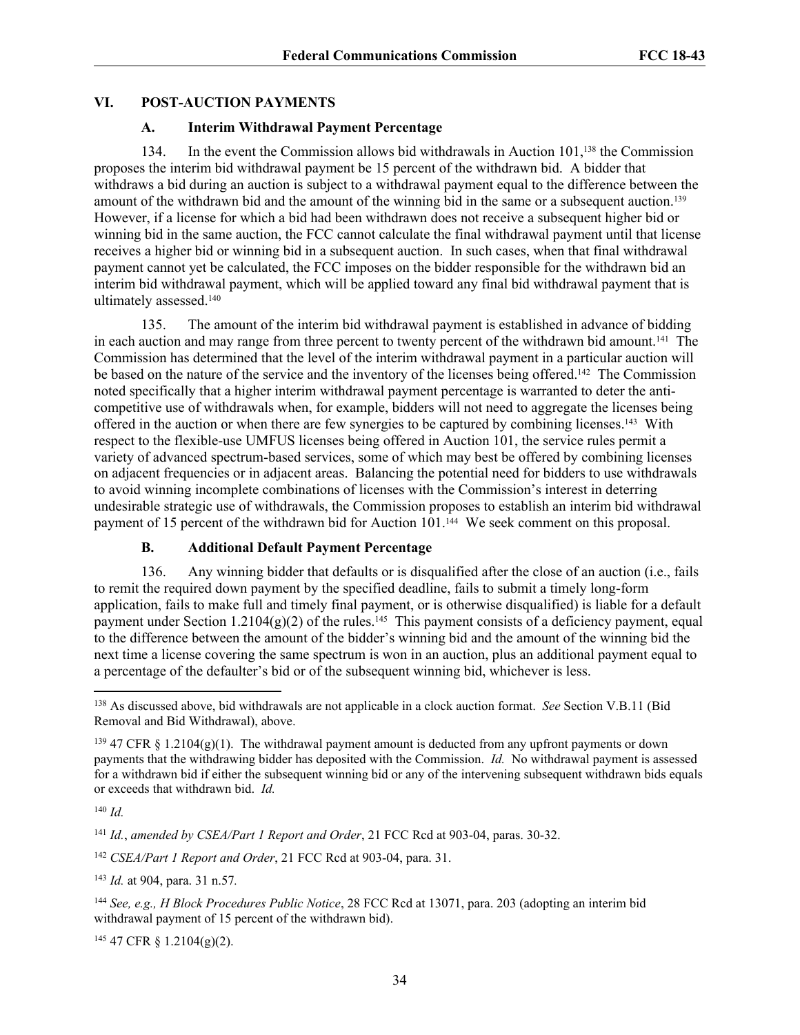## VI. POST-AUCTION PAYMENTS

### A. Interim Withdrawal Payment Percentage

134. In the event the Commission allows bid withdrawals in Auction 101,[138] the Commission proposes the interim bid withdrawal payment be 15 percent of the withdrawn bid. A bidder that withdraws a bid during an auction is subject to a withdrawal payment equal to the difference between the amount of the withdrawn bid and the amount of the winning bid in the same or a subsequent auction.[139] However, if a license for which a bid had been withdrawn does not receive a subsequent higher bid or winning bid in the same auction, the FCC cannot calculate the final withdrawal payment until that license receives a higher bid or winning bid in a subsequent auction. In such cases, when that final withdrawal payment cannot yet be calculated, the FCC imposes on the bidder responsible for the withdrawn bid an interim bid withdrawal payment, which will be applied toward any final bid withdrawal payment that is ultimately assessed.[140]

135. The amount of the interim bid withdrawal payment is established in advance of bidding in each auction and may range from three percent to twenty percent of the withdrawn bid amount.[141] The Commission has determined that the level of the interim withdrawal payment in a particular auction will be based on the nature of the service and the inventory of the licenses being offered.[142] The Commission noted specifically that a higher interim withdrawal payment percentage is warranted to deter the anti-competitive use of withdrawals when, for example, bidders will not need to aggregate the licenses being offered in the auction or when there are few synergies to be captured by combining licenses.[143] With respect to the flexible-use UMFUS licenses being offered in Auction 101, the service rules permit a variety of advanced spectrum-based services, some of which may best be offered by combining licenses on adjacent frequencies or in adjacent areas. Balancing the potential need for bidders to use withdrawals to avoid winning incomplete combinations of licenses with the Commission's interest in deterring undesirable strategic use of withdrawals, the Commission proposes to establish an interim bid withdrawal payment of 15 percent of the withdrawn bid for Auction 101.[144] We seek comment on this proposal.

### B. Additional Default Payment Percentage

136. Any winning bidder that defaults or is disqualified after the close of an auction (i.e., fails to remit the required down payment by the specified deadline, fails to submit a timely long-form application, fails to make full and timely final payment, or is otherwise disqualified) is liable for a default payment under Section 1.2104(g)(2) of the rules.[145] This payment consists of a deficiency payment, equal to the difference between the amount of the bidder's winning bid and the amount of the winning bid the next time a license covering the same spectrum is won in an auction, plus an additional payment equal to a percentage of the defaulter's bid or of the subsequent winning bid, whichever is less.

---

[138] As discussed above, bid withdrawals are not applicable in a clock auction format. *See* Section V.B.11 (Bid Removal and Bid Withdrawal), above.

[139] 47 CFR § 1.2104(g)(1). The withdrawal payment amount is deducted from any upfront payments or down payments that the withdrawing bidder has deposited with the Commission. *Id.* No withdrawal payment is assessed for a withdrawn bid if either the subsequent winning bid or any of the intervening subsequent withdrawn bids equals or exceeds that withdrawn bid. *Id.*

[140] *Id.*

[141] *Id.*, *amended by CSEA/Part 1 Report and Order*, 21 FCC Rcd at 903-04, paras. 30-32.

[142] *CSEA/Part 1 Report and Order*, 21 FCC Rcd at 903-04, para. 31.

[143] *Id.* at 904, para. 31 n.57.

[144] *See, e.g., H Block Procedures Public Notice*, 28 FCC Rcd at 13071, para. 203 (adopting an interim bid withdrawal payment of 15 percent of the withdrawn bid).

[145] 47 CFR § 1.2104(g)(2).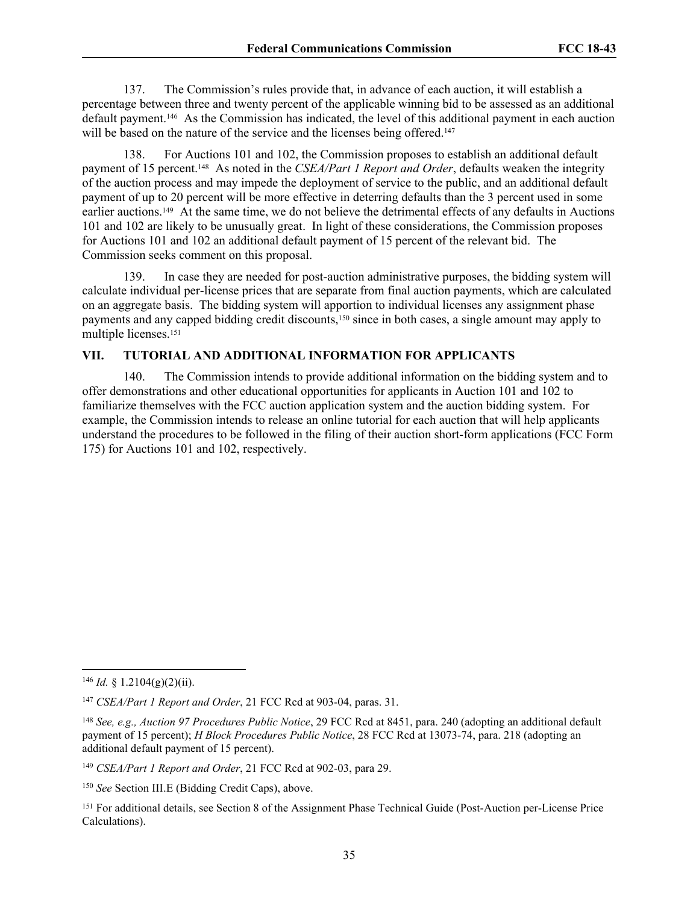137. The Commission's rules provide that, in advance of each auction, it will establish a percentage between three and twenty percent of the applicable winning bid to be assessed as an additional default payment.[146] As the Commission has indicated, the level of this additional payment in each auction will be based on the nature of the service and the licenses being offered.[147]

138. For Auctions 101 and 102, the Commission proposes to establish an additional default payment of 15 percent.[148] As noted in the *CSEA/Part 1 Report and Order*, defaults weaken the integrity of the auction process and may impede the deployment of service to the public, and an additional default payment of up to 20 percent will be more effective in deterring defaults than the 3 percent used in some earlier auctions.[149] At the same time, we do not believe the detrimental effects of any defaults in Auctions 101 and 102 are likely to be unusually great. In light of these considerations, the Commission proposes for Auctions 101 and 102 an additional default payment of 15 percent of the relevant bid. The Commission seeks comment on this proposal.

139. In case they are needed for post-auction administrative purposes, the bidding system will calculate individual per-license prices that are separate from final auction payments, which are calculated on an aggregate basis. The bidding system will apportion to individual licenses any assignment phase payments and any capped bidding credit discounts,[150] since in both cases, a single amount may apply to multiple licenses.[151]

## VII. TUTORIAL AND ADDITIONAL INFORMATION FOR APPLICANTS

140. The Commission intends to provide additional information on the bidding system and to offer demonstrations and other educational opportunities for applicants in Auction 101 and 102 to familiarize themselves with the FCC auction application system and the auction bidding system. For example, the Commission intends to release an online tutorial for each auction that will help applicants understand the procedures to be followed in the filing of their auction short-form applications (FCC Form 175) for Auctions 101 and 102, respectively.

---

[146] *Id.* § 1.2104(g)(2)(ii).

[147] *CSEA/Part 1 Report and Order*, 21 FCC Rcd at 903-04, paras. 31.

[148] *See, e.g., Auction 97 Procedures Public Notice*, 29 FCC Rcd at 8451, para. 240 (adopting an additional default payment of 15 percent); *H Block Procedures Public Notice*, 28 FCC Rcd at 13073-74, para. 218 (adopting an additional default payment of 15 percent).

[149] *CSEA/Part 1 Report and Order*, 21 FCC Rcd at 902-03, para 29.

[150] *See* Section III.E (Bidding Credit Caps), above.

[151] For additional details, see Section 8 of the Assignment Phase Technical Guide (Post-Auction per-License Price Calculations).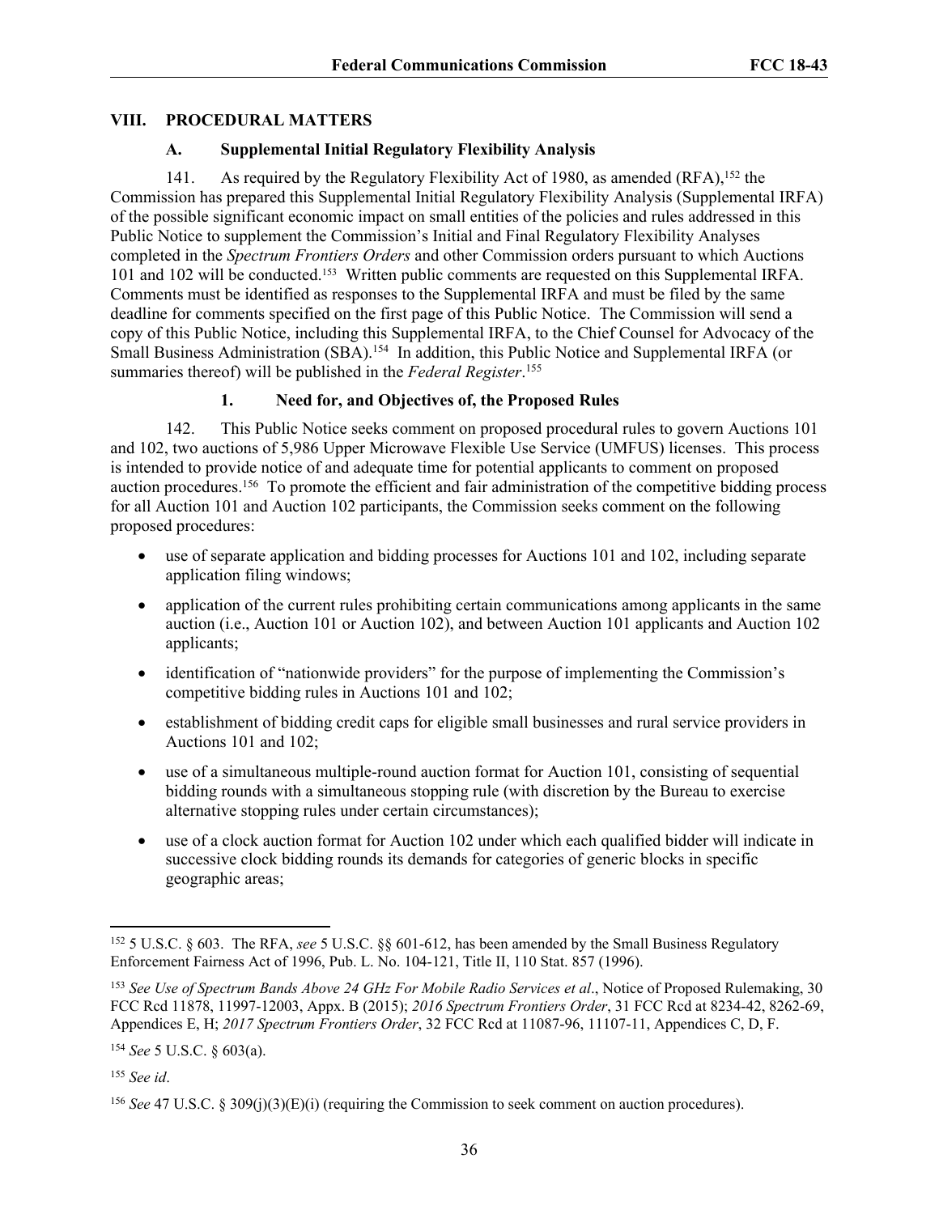## VIII. PROCEDURAL MATTERS

### A. Supplemental Initial Regulatory Flexibility Analysis

141. As required by the Regulatory Flexibility Act of 1980, as amended (RFA),[152] the Commission has prepared this Supplemental Initial Regulatory Flexibility Analysis (Supplemental IRFA) of the possible significant economic impact on small entities of the policies and rules addressed in this Public Notice to supplement the Commission's Initial and Final Regulatory Flexibility Analyses completed in the *Spectrum Frontiers Orders* and other Commission orders pursuant to which Auctions 101 and 102 will be conducted.[153] Written public comments are requested on this Supplemental IRFA. Comments must be identified as responses to the Supplemental IRFA and must be filed by the same deadline for comments specified on the first page of this Public Notice. The Commission will send a copy of this Public Notice, including this Supplemental IRFA, to the Chief Counsel for Advocacy of the Small Business Administration (SBA).[154] In addition, this Public Notice and Supplemental IRFA (or summaries thereof) will be published in the *Federal Register*.[155]

#### 1. Need for, and Objectives of, the Proposed Rules

142. This Public Notice seeks comment on proposed procedural rules to govern Auctions 101 and 102, two auctions of 5,986 Upper Microwave Flexible Use Service (UMFUS) licenses. This process is intended to provide notice of and adequate time for potential applicants to comment on proposed auction procedures.[156] To promote the efficient and fair administration of the competitive bidding process for all Auction 101 and Auction 102 participants, the Commission seeks comment on the following proposed procedures:

- use of separate application and bidding processes for Auctions 101 and 102, including separate application filing windows;
- application of the current rules prohibiting certain communications among applicants in the same auction (i.e., Auction 101 or Auction 102), and between Auction 101 applicants and Auction 102 applicants;
- identification of "nationwide providers" for the purpose of implementing the Commission's competitive bidding rules in Auctions 101 and 102;
- establishment of bidding credit caps for eligible small businesses and rural service providers in Auctions 101 and 102;
- use of a simultaneous multiple-round auction format for Auction 101, consisting of sequential bidding rounds with a simultaneous stopping rule (with discretion by the Bureau to exercise alternative stopping rules under certain circumstances);
- use of a clock auction format for Auction 102 under which each qualified bidder will indicate in successive clock bidding rounds its demands for categories of generic blocks in specific geographic areas;

---

[152] 5 U.S.C. § 603. The RFA, *see* 5 U.S.C. §§ 601-612, has been amended by the Small Business Regulatory Enforcement Fairness Act of 1996, Pub. L. No. 104-121, Title II, 110 Stat. 857 (1996).

[153] *See Use of Spectrum Bands Above 24 GHz For Mobile Radio Services et al*., Notice of Proposed Rulemaking, 30 FCC Rcd 11878, 11997-12003, Appx. B (2015); *2016 Spectrum Frontiers Order*, 31 FCC Rcd at 8234-42, 8262-69, Appendices E, H; *2017 Spectrum Frontiers Order*, 32 FCC Rcd at 11087-96, 11107-11, Appendices C, D, F.

[154] *See* 5 U.S.C. § 603(a).

[155] *See id*.

[156] *See* 47 U.S.C. § 309(j)(3)(E)(i) (requiring the Commission to seek comment on auction procedures).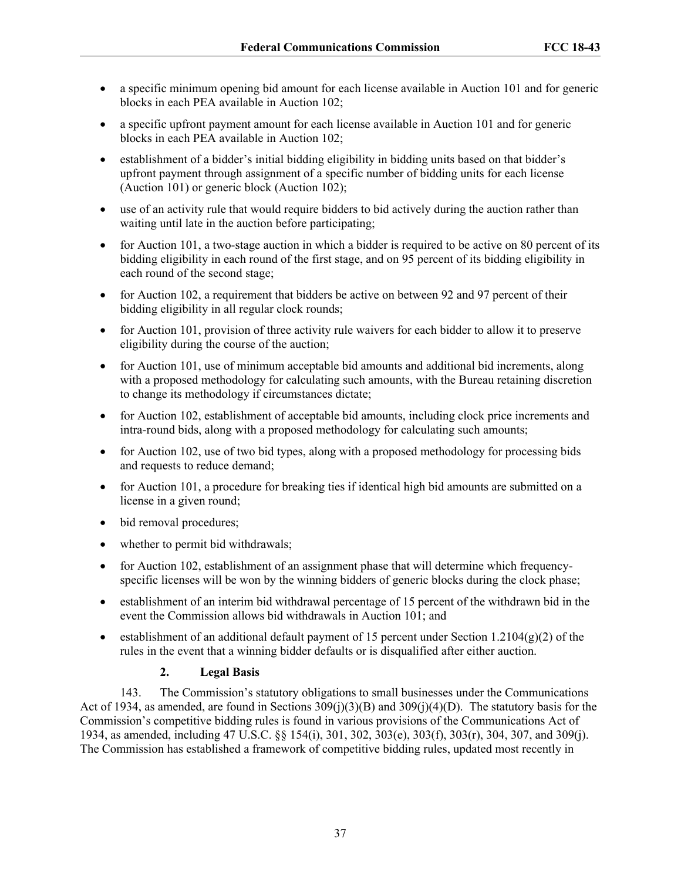- a specific minimum opening bid amount for each license available in Auction 101 and for generic blocks in each PEA available in Auction 102;
- a specific upfront payment amount for each license available in Auction 101 and for generic blocks in each PEA available in Auction 102;
- establishment of a bidder's initial bidding eligibility in bidding units based on that bidder's upfront payment through assignment of a specific number of bidding units for each license (Auction 101) or generic block (Auction 102);
- use of an activity rule that would require bidders to bid actively during the auction rather than waiting until late in the auction before participating;
- for Auction 101, a two-stage auction in which a bidder is required to be active on 80 percent of its bidding eligibility in each round of the first stage, and on 95 percent of its bidding eligibility in each round of the second stage;
- for Auction 102, a requirement that bidders be active on between 92 and 97 percent of their bidding eligibility in all regular clock rounds;
- for Auction 101, provision of three activity rule waivers for each bidder to allow it to preserve eligibility during the course of the auction;
- for Auction 101, use of minimum acceptable bid amounts and additional bid increments, along with a proposed methodology for calculating such amounts, with the Bureau retaining discretion to change its methodology if circumstances dictate;
- for Auction 102, establishment of acceptable bid amounts, including clock price increments and intra-round bids, along with a proposed methodology for calculating such amounts;
- for Auction 102, use of two bid types, along with a proposed methodology for processing bids and requests to reduce demand;
- for Auction 101, a procedure for breaking ties if identical high bid amounts are submitted on a license in a given round;
- bid removal procedures;
- whether to permit bid withdrawals;
- for Auction 102, establishment of an assignment phase that will determine which frequency-specific licenses will be won by the winning bidders of generic blocks during the clock phase;
- establishment of an interim bid withdrawal percentage of 15 percent of the withdrawn bid in the event the Commission allows bid withdrawals in Auction 101; and
- establishment of an additional default payment of 15 percent under Section 1.2104(g)(2) of the rules in the event that a winning bidder defaults or is disqualified after either auction.

### 2. Legal Basis

143. The Commission's statutory obligations to small businesses under the Communications Act of 1934, as amended, are found in Sections 309(j)(3)(B) and 309(j)(4)(D). The statutory basis for the Commission's competitive bidding rules is found in various provisions of the Communications Act of 1934, as amended, including 47 U.S.C. §§ 154(i), 301, 302, 303(e), 303(f), 303(r), 304, 307, and 309(j). The Commission has established a framework of competitive bidding rules, updated most recently in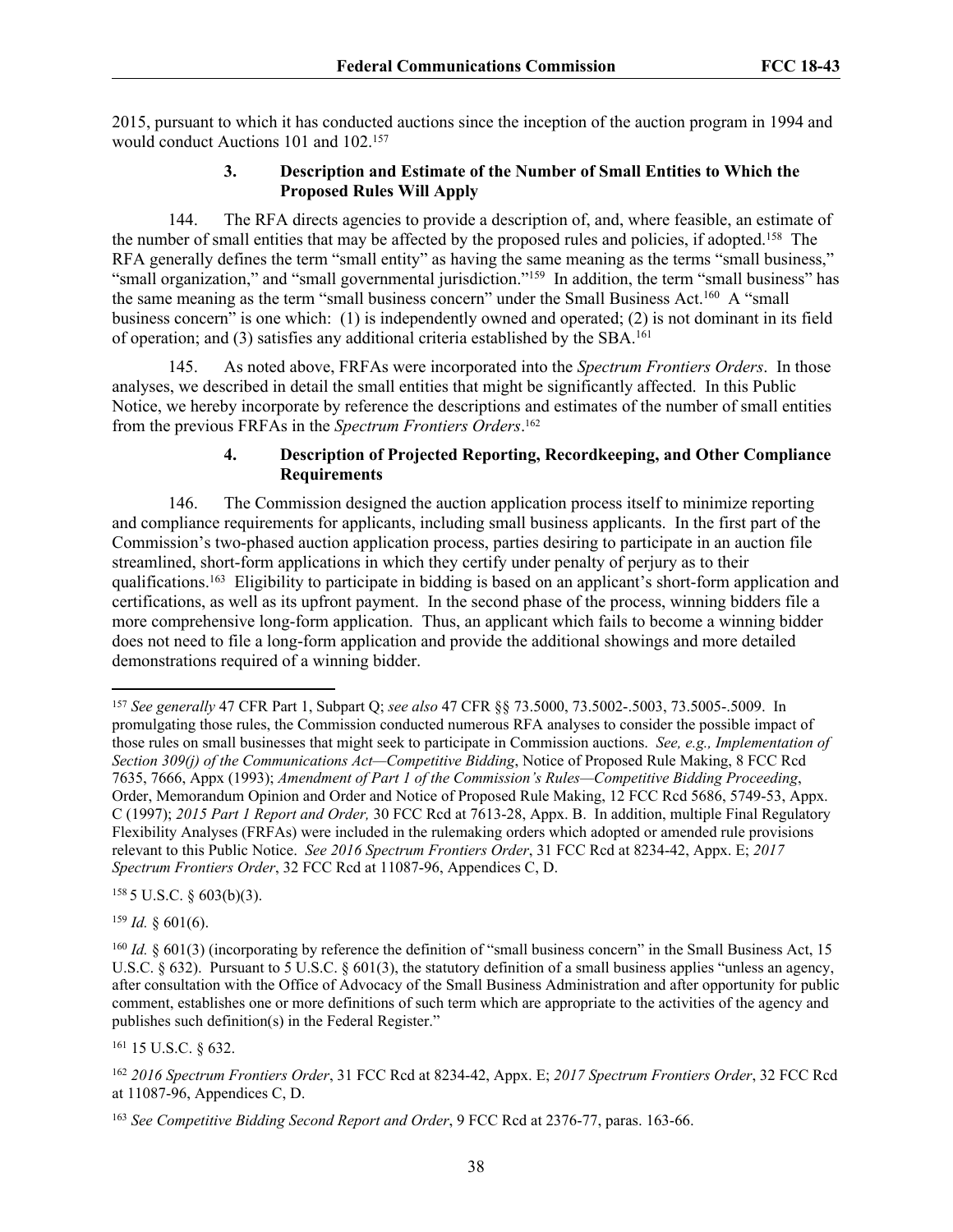2015, pursuant to which it has conducted auctions since the inception of the auction program in 1994 and would conduct Auctions 101 and 102.[157]

### 3. Description and Estimate of the Number of Small Entities to Which the Proposed Rules Will Apply

144. The RFA directs agencies to provide a description of, and, where feasible, an estimate of the number of small entities that may be affected by the proposed rules and policies, if adopted.[158] The RFA generally defines the term "small entity" as having the same meaning as the terms "small business," "small organization," and "small governmental jurisdiction."[159] In addition, the term "small business" has the same meaning as the term "small business concern" under the Small Business Act.[160] A "small business concern" is one which: (1) is independently owned and operated; (2) is not dominant in its field of operation; and (3) satisfies any additional criteria established by the SBA.[161]

145. As noted above, FRFAs were incorporated into the *Spectrum Frontiers Orders*. In those analyses, we described in detail the small entities that might be significantly affected. In this Public Notice, we hereby incorporate by reference the descriptions and estimates of the number of small entities from the previous FRFAs in the *Spectrum Frontiers Orders*.[162]

### 4. Description of Projected Reporting, Recordkeeping, and Other Compliance Requirements

146. The Commission designed the auction application process itself to minimize reporting and compliance requirements for applicants, including small business applicants. In the first part of the Commission's two-phased auction application process, parties desiring to participate in an auction file streamlined, short-form applications in which they certify under penalty of perjury as to their qualifications.[163] Eligibility to participate in bidding is based on an applicant's short-form application and certifications, as well as its upfront payment. In the second phase of the process, winning bidders file a more comprehensive long-form application. Thus, an applicant which fails to become a winning bidder does not need to file a long-form application and provide the additional showings and more detailed demonstrations required of a winning bidder.

---

[157] *See generally* 47 CFR Part 1, Subpart Q; *see also* 47 CFR §§ 73.5000, 73.5002-.5003, 73.5005-.5009. In promulgating those rules, the Commission conducted numerous RFA analyses to consider the possible impact of those rules on small businesses that might seek to participate in Commission auctions. *See, e.g., Implementation of Section 309(j) of the Communications Act—Competitive Bidding*, Notice of Proposed Rule Making, 8 FCC Rcd 7635, 7666, Appx (1993); *Amendment of Part 1 of the Commission's Rules—Competitive Bidding Proceeding*, Order, Memorandum Opinion and Order and Notice of Proposed Rule Making, 12 FCC Rcd 5686, 5749-53, Appx. C (1997); *2015 Part 1 Report and Order,* 30 FCC Rcd at 7613-28, Appx. B. In addition, multiple Final Regulatory Flexibility Analyses (FRFAs) were included in the rulemaking orders which adopted or amended rule provisions relevant to this Public Notice. *See 2016 Spectrum Frontiers Order*, 31 FCC Rcd at 8234-42, Appx. E; *2017 Spectrum Frontiers Order*, 32 FCC Rcd at 11087-96, Appendices C, D.

[158] 5 U.S.C. § 603(b)(3).

[159] *Id.* § 601(6).

[160] *Id.* § 601(3) (incorporating by reference the definition of "small business concern" in the Small Business Act, 15 U.S.C. § 632). Pursuant to 5 U.S.C. § 601(3), the statutory definition of a small business applies "unless an agency, after consultation with the Office of Advocacy of the Small Business Administration and after opportunity for public comment, establishes one or more definitions of such term which are appropriate to the activities of the agency and publishes such definition(s) in the Federal Register."

[161] 15 U.S.C. § 632.

[162] *2016 Spectrum Frontiers Order*, 31 FCC Rcd at 8234-42, Appx. E; *2017 Spectrum Frontiers Order*, 32 FCC Rcd at 11087-96, Appendices C, D.

[163] *See Competitive Bidding Second Report and Order*, 9 FCC Rcd at 2376-77, paras. 163-66.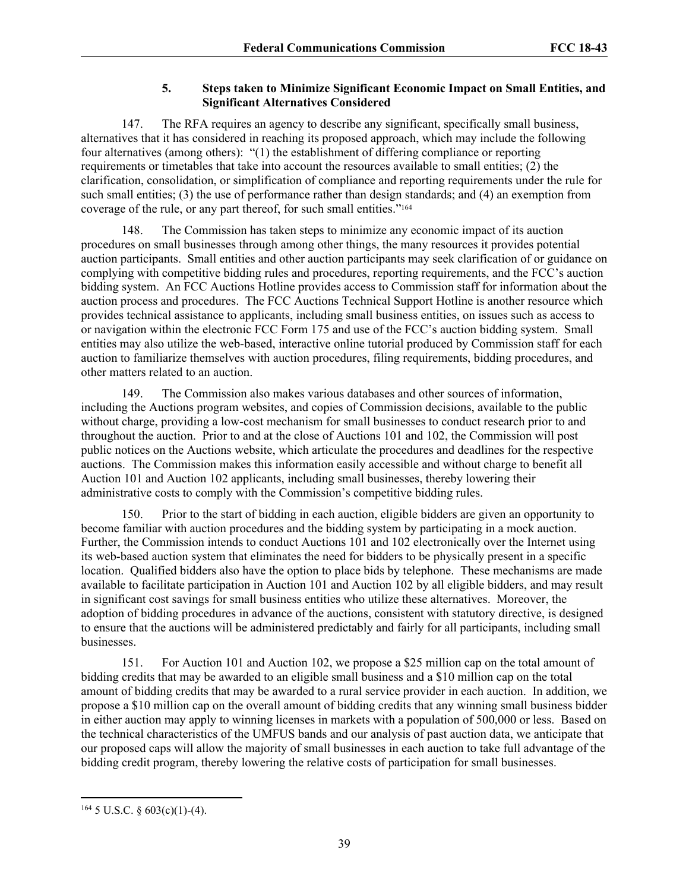### 5. Steps taken to Minimize Significant Economic Impact on Small Entities, and Significant Alternatives Considered

147. The RFA requires an agency to describe any significant, specifically small business, alternatives that it has considered in reaching its proposed approach, which may include the following four alternatives (among others): "(1) the establishment of differing compliance or reporting requirements or timetables that take into account the resources available to small entities; (2) the clarification, consolidation, or simplification of compliance and reporting requirements under the rule for such small entities; (3) the use of performance rather than design standards; and (4) an exemption from coverage of the rule, or any part thereof, for such small entities."[164]

148. The Commission has taken steps to minimize any economic impact of its auction procedures on small businesses through among other things, the many resources it provides potential auction participants. Small entities and other auction participants may seek clarification of or guidance on complying with competitive bidding rules and procedures, reporting requirements, and the FCC's auction bidding system. An FCC Auctions Hotline provides access to Commission staff for information about the auction process and procedures. The FCC Auctions Technical Support Hotline is another resource which provides technical assistance to applicants, including small business entities, on issues such as access to or navigation within the electronic FCC Form 175 and use of the FCC's auction bidding system. Small entities may also utilize the web-based, interactive online tutorial produced by Commission staff for each auction to familiarize themselves with auction procedures, filing requirements, bidding procedures, and other matters related to an auction.

149. The Commission also makes various databases and other sources of information, including the Auctions program websites, and copies of Commission decisions, available to the public without charge, providing a low-cost mechanism for small businesses to conduct research prior to and throughout the auction. Prior to and at the close of Auctions 101 and 102, the Commission will post public notices on the Auctions website, which articulate the procedures and deadlines for the respective auctions. The Commission makes this information easily accessible and without charge to benefit all Auction 101 and Auction 102 applicants, including small businesses, thereby lowering their administrative costs to comply with the Commission's competitive bidding rules.

150. Prior to the start of bidding in each auction, eligible bidders are given an opportunity to become familiar with auction procedures and the bidding system by participating in a mock auction. Further, the Commission intends to conduct Auctions 101 and 102 electronically over the Internet using its web-based auction system that eliminates the need for bidders to be physically present in a specific location. Qualified bidders also have the option to place bids by telephone. These mechanisms are made available to facilitate participation in Auction 101 and Auction 102 by all eligible bidders, and may result in significant cost savings for small business entities who utilize these alternatives. Moreover, the adoption of bidding procedures in advance of the auctions, consistent with statutory directive, is designed to ensure that the auctions will be administered predictably and fairly for all participants, including small businesses.

151. For Auction 101 and Auction 102, we propose a $25 million cap on the total amount of bidding credits that may be awarded to an eligible small business and a $10 million cap on the total amount of bidding credits that may be awarded to a rural service provider in each auction. In addition, we propose a $10 million cap on the overall amount of bidding credits that any winning small business bidder in either auction may apply to winning licenses in markets with a population of 500,000 or less. Based on the technical characteristics of the UMFUS bands and our analysis of past auction data, we anticipate that our proposed caps will allow the majority of small businesses in each auction to take full advantage of the bidding credit program, thereby lowering the relative costs of participation for small businesses.

---

[164] 5 U.S.C. § 603(c)(1)-(4).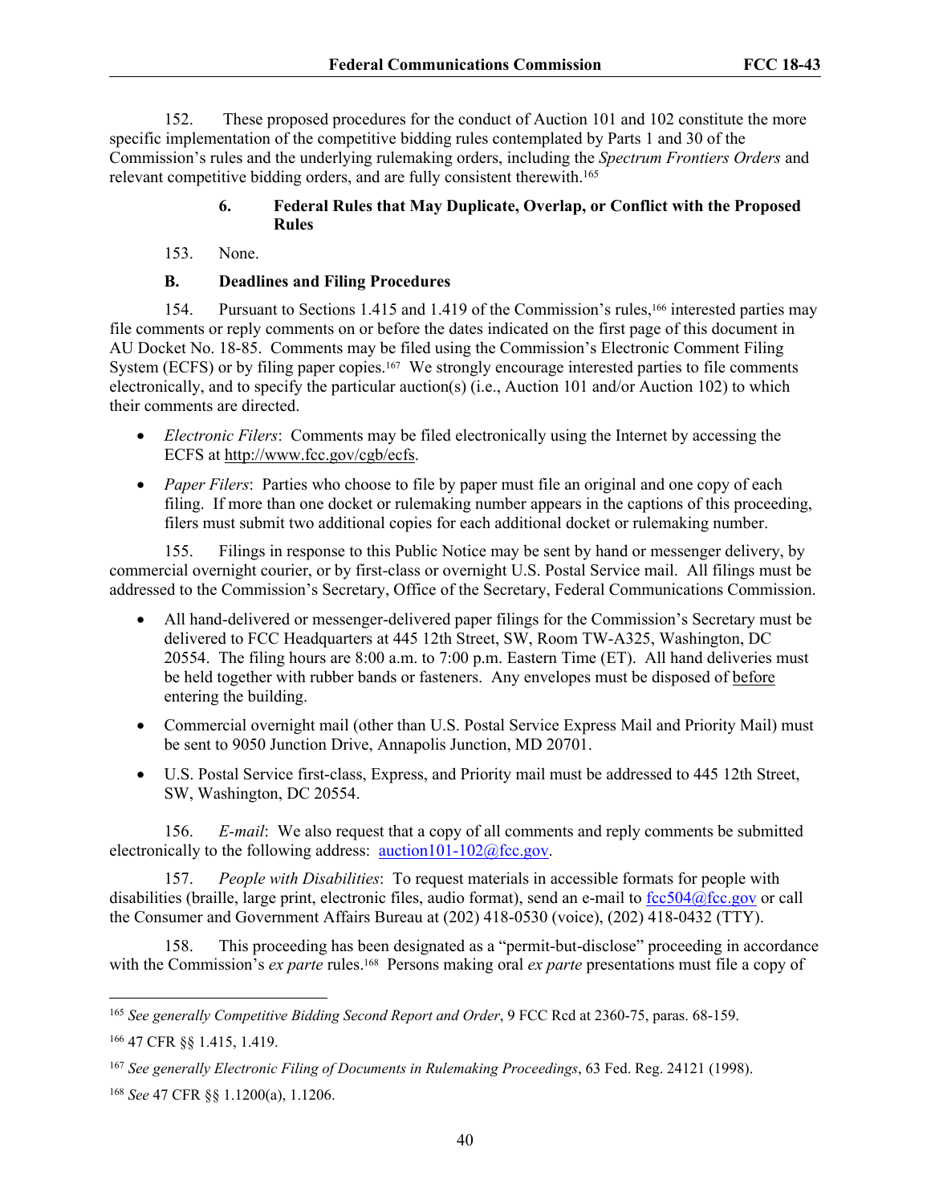152. These proposed procedures for the conduct of Auction 101 and 102 constitute the more specific implementation of the competitive bidding rules contemplated by Parts 1 and 30 of the Commission's rules and the underlying rulemaking orders, including the *Spectrum Frontiers Orders* and relevant competitive bidding orders, and are fully consistent therewith.[165]

#### 6. Federal Rules that May Duplicate, Overlap, or Conflict with the Proposed Rules

153. None.

### B. Deadlines and Filing Procedures

154. Pursuant to Sections 1.415 and 1.419 of the Commission's rules,[166] interested parties may file comments or reply comments on or before the dates indicated on the first page of this document in AU Docket No. 18-85. Comments may be filed using the Commission's Electronic Comment Filing System (ECFS) or by filing paper copies.[167] We strongly encourage interested parties to file comments electronically, and to specify the particular auction(s) (i.e., Auction 101 and/or Auction 102) to which their comments are directed.

- *Electronic Filers*: Comments may be filed electronically using the Internet by accessing the ECFS at http://www.fcc.gov/cgb/ecfs.
- *Paper Filers*: Parties who choose to file by paper must file an original and one copy of each filing. If more than one docket or rulemaking number appears in the captions of this proceeding, filers must submit two additional copies for each additional docket or rulemaking number.

155. Filings in response to this Public Notice may be sent by hand or messenger delivery, by commercial overnight courier, or by first-class or overnight U.S. Postal Service mail. All filings must be addressed to the Commission's Secretary, Office of the Secretary, Federal Communications Commission.

- All hand-delivered or messenger-delivered paper filings for the Commission's Secretary must be delivered to FCC Headquarters at 445 12th Street, SW, Room TW-A325, Washington, DC 20554. The filing hours are 8:00 a.m. to 7:00 p.m. Eastern Time (ET). All hand deliveries must be held together with rubber bands or fasteners. Any envelopes must be disposed of before entering the building.
- Commercial overnight mail (other than U.S. Postal Service Express Mail and Priority Mail) must be sent to 9050 Junction Drive, Annapolis Junction, MD 20701.
- U.S. Postal Service first-class, Express, and Priority mail must be addressed to 445 12th Street, SW, Washington, DC 20554.

156. *E-mail*: We also request that a copy of all comments and reply comments be submitted electronically to the following address: auction101-102@fcc.gov.

157. *People with Disabilities*: To request materials in accessible formats for people with disabilities (braille, large print, electronic files, audio format), send an e-mail to fcc504@fcc.gov or call the Consumer and Government Affairs Bureau at (202) 418-0530 (voice), (202) 418-0432 (TTY).

158. This proceeding has been designated as a "permit-but-disclose" proceeding in accordance with the Commission's *ex parte* rules.[168] Persons making oral *ex parte* presentations must file a copy of

---

[165] *See generally Competitive Bidding Second Report and Order*, 9 FCC Rcd at 2360-75, paras. 68-159.

[166] 47 CFR §§ 1.415, 1.419.

[167] *See generally Electronic Filing of Documents in Rulemaking Proceedings*, 63 Fed. Reg. 24121 (1998).

[168] *See* 47 CFR §§ 1.1200(a), 1.1206.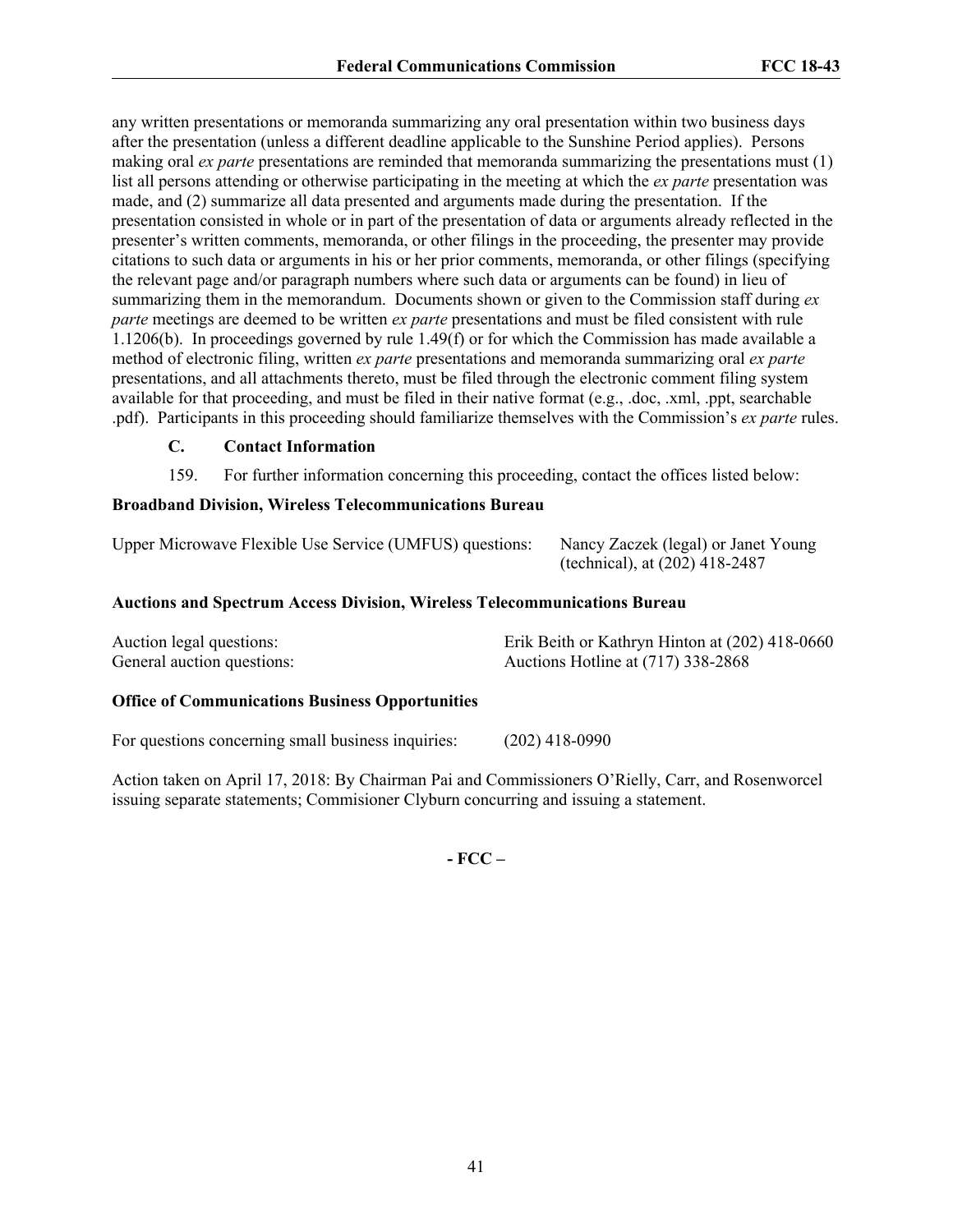any written presentations or memoranda summarizing any oral presentation within two business days after the presentation (unless a different deadline applicable to the Sunshine Period applies). Persons making oral *ex parte* presentations are reminded that memoranda summarizing the presentations must (1) list all persons attending or otherwise participating in the meeting at which the *ex parte* presentation was made, and (2) summarize all data presented and arguments made during the presentation. If the presentation consisted in whole or in part of the presentation of data or arguments already reflected in the presenter's written comments, memoranda, or other filings in the proceeding, the presenter may provide citations to such data or arguments in his or her prior comments, memoranda, or other filings (specifying the relevant page and/or paragraph numbers where such data or arguments can be found) in lieu of summarizing them in the memorandum. Documents shown or given to the Commission staff during *ex parte* meetings are deemed to be written *ex parte* presentations and must be filed consistent with rule 1.1206(b). In proceedings governed by rule 1.49(f) or for which the Commission has made available a method of electronic filing, written *ex parte* presentations and memoranda summarizing oral *ex parte* presentations, and all attachments thereto, must be filed through the electronic comment filing system available for that proceeding, and must be filed in their native format (e.g., .doc, .xml, .ppt, searchable .pdf). Participants in this proceeding should familiarize themselves with the Commission's *ex parte* rules.

### C. Contact Information

159. For further information concerning this proceeding, contact the offices listed below:

**Broadband Division, Wireless Telecommunications Bureau**

| | |
|---|---|
| Upper Microwave Flexible Use Service (UMFUS) questions: | Nancy Zaczek (legal) or Janet Young (technical), at (202) 418-2487 |

**Auctions and Spectrum Access Division, Wireless Telecommunications Bureau**

| | |
|---|---|
| Auction legal questions: | Erik Beith or Kathryn Hinton at (202) 418-0660 |
| General auction questions: | Auctions Hotline at (717) 338-2868 |

**Office of Communications Business Opportunities**

| | |
|---|---|
| For questions concerning small business inquiries: | (202) 418-0990 |

Action taken on April 17, 2018: By Chairman Pai and Commissioners O'Rielly, Carr, and Rosenworcel issuing separate statements; Commisioner Clyburn concurring and issuing a statement.

**- FCC –**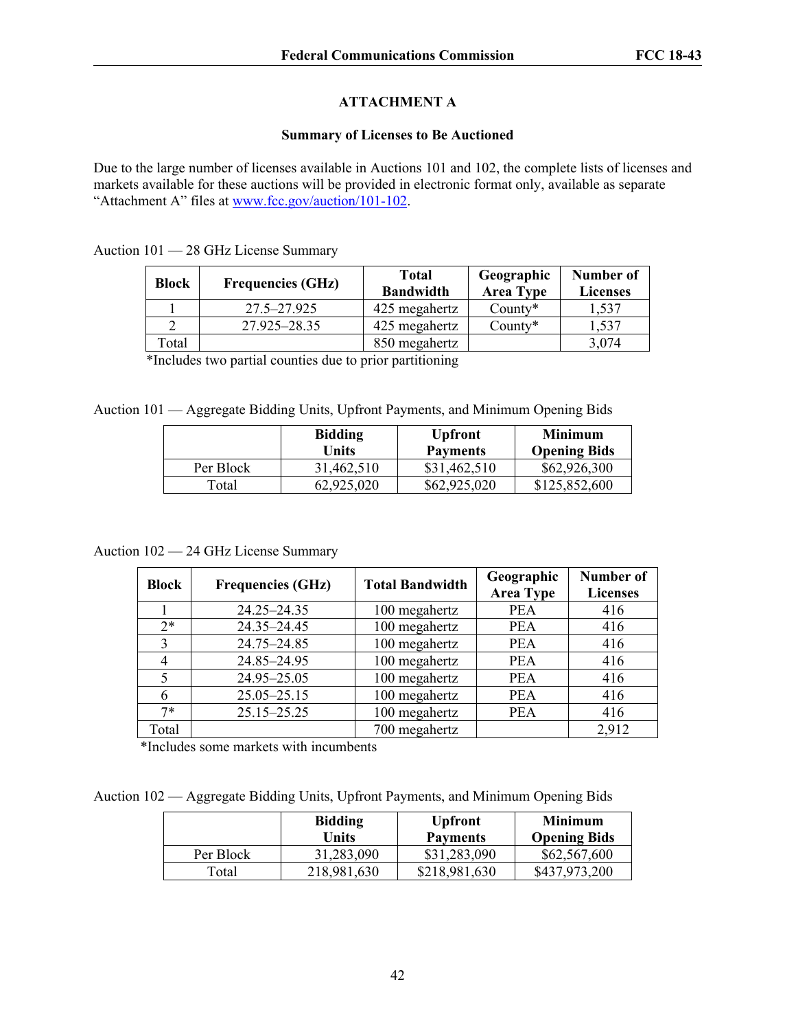## ATTACHMENT A

### Summary of Licenses to Be Auctioned

Due to the large number of licenses available in Auctions 101 and 102, the complete lists of licenses and markets available for these auctions will be provided in electronic format only, available as separate "Attachment A" files at www.fcc.gov/auction/101-102.

Auction 101 — 28 GHz License Summary

| Block | Frequencies (GHz) | Total Bandwidth | Geographic Area Type | Number of Licenses |
|---|---|---|---|---|
| 1 | 27.5–27.925 | 425 megahertz | County* | 1,537 |
| 2 | 27.925–28.35 | 425 megahertz | County* | 1,537 |
| Total | | 850 megahertz | | 3,074 |

*Includes two partial counties due to prior partitioning

Auction 101 — Aggregate Bidding Units, Upfront Payments, and Minimum Opening Bids

| | Bidding Units | Upfront Payments | Minimum Opening Bids |
|---|---|---|---|
| Per Block | 31,462,510 | $31,462,510 | $62,926,300 |
| Total | 62,925,020 | $62,925,020 | $125,852,600 |

Auction 102 — 24 GHz License Summary

| Block | Frequencies (GHz) | Total Bandwidth | Geographic Area Type | Number of Licenses |
|---|---|---|---|---|
| 1 | 24.25–24.35 | 100 megahertz | PEA | 416 |
| 2* | 24.35–24.45 | 100 megahertz | PEA | 416 |
| 3 | 24.75–24.85 | 100 megahertz | PEA | 416 |
| 4 | 24.85–24.95 | 100 megahertz | PEA | 416 |
| 5 | 24.95–25.05 | 100 megahertz | PEA | 416 |
| 6 | 25.05–25.15 | 100 megahertz | PEA | 416 |
| 7* | 25.15–25.25 | 100 megahertz | PEA | 416 |
| Total | | 700 megahertz | | 2,912 |

*Includes some markets with incumbents

Auction 102 — Aggregate Bidding Units, Upfront Payments, and Minimum Opening Bids

| | Bidding Units | Upfront Payments | Minimum Opening Bids |
|---|---|---|---|
| Per Block | 31,283,090 | $31,283,090 | $62,567,600 |
| Total | 218,981,630 | $218,981,630 | $437,973,200 |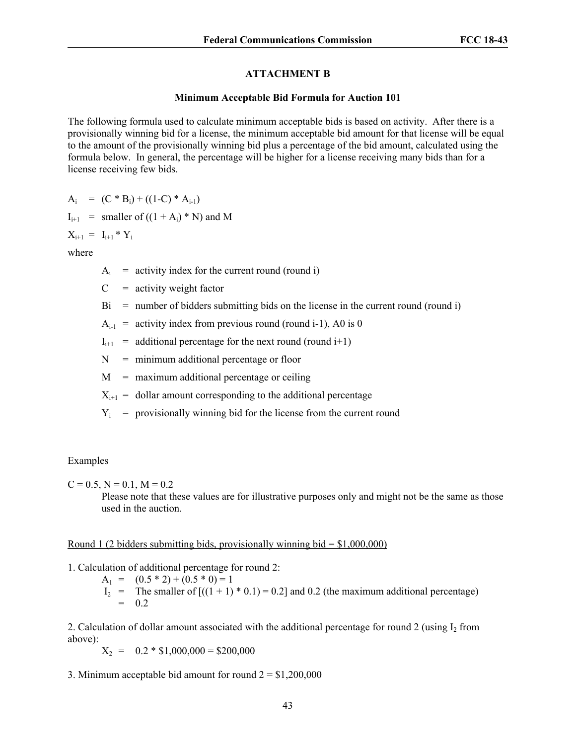## ATTACHMENT B

### Minimum Acceptable Bid Formula for Auction 101

The following formula used to calculate minimum acceptable bids is based on activity. After there is a provisionally winning bid for a license, the minimum acceptable bid amount for that license will be equal to the amount of the provisionally winning bid plus a percentage of the bid amount, calculated using the formula below. In general, the percentage will be higher for a license receiving many bids than for a license receiving few bids.

$A_i$ = $(C * B_i) + ((1-C) * A_{i-1})$

$I_{i+1}$ = smaller of $((1 + A_i) * N)$ and M

$X_{i+1}$ = $I_{i+1} * Y_i$

where

- $A_i$ = activity index for the current round (round i)
- C = activity weight factor
- Bi = number of bidders submitting bids on the license in the current round (round i)
- $A_{i-1}$ = activity index from previous round (round i-1), A0 is 0
- $I_{i+1}$ = additional percentage for the next round (round i+1)
- N = minimum additional percentage or floor
- M = maximum additional percentage or ceiling
- $X_{i+1}$ = dollar amount corresponding to the additional percentage
- $Y_i$ = provisionally winning bid for the license from the current round

Examples

C = 0.5, N = 0.1, M = 0.2

Please note that these values are for illustrative purposes only and might not be the same as those used in the auction.

<u>Round 1 (2 bidders submitting bids, provisionally winning bid = $1,000,000)</u>

1. Calculation of additional percentage for round 2:

   $A_1$ = (0.5 * 2) + (0.5 * 0) = 1

   $I_2$ = The smaller of [((1 + 1) * 0.1) = 0.2] and 0.2 (the maximum additional percentage)

   = 0.2

2. Calculation of dollar amount associated with the additional percentage for round 2 (using $I_2$ from above):

   $X_2$ = 0.2 * $1,000,000 = $200,000

3. Minimum acceptable bid amount for round 2 = $1,200,000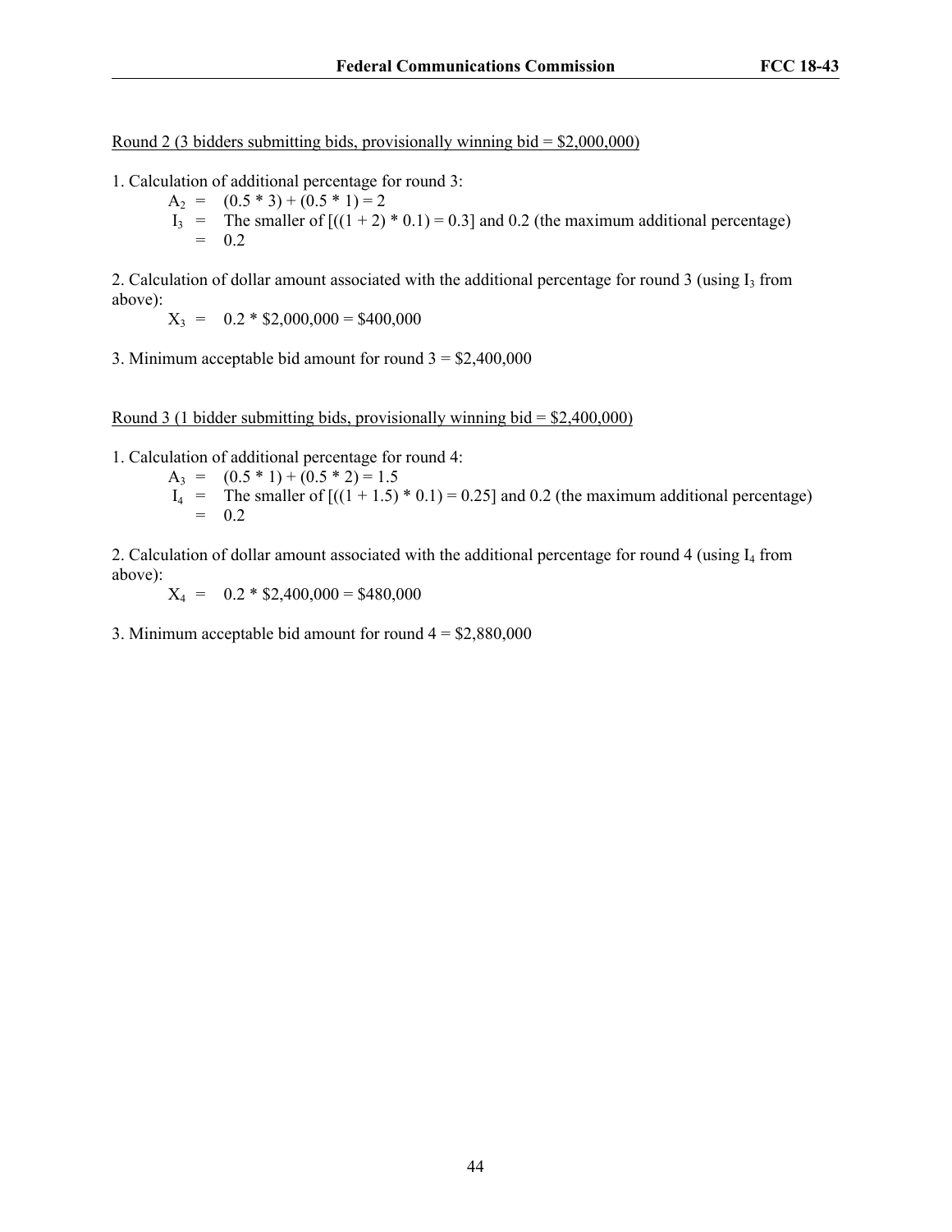<u>Round 2 (3 bidders submitting bids, provisionally winning bid = $2,000,000)</u>

1. Calculation of additional percentage for round 3:

$A_2$ = (0.5 * 3) + (0.5 * 1) = 2

$I_3$ = The smaller of [((1 + 2) * 0.1) = 0.3] and 0.2 (the maximum additional percentage)
= 0.2

2. Calculation of dollar amount associated with the additional percentage for round 3 (using $I_3$ from above):

$X_3$ = 0.2 * $2,000,000 = $400,000

3. Minimum acceptable bid amount for round 3 = $2,400,000

<u>Round 3 (1 bidder submitting bids, provisionally winning bid = $2,400,000)</u>

1. Calculation of additional percentage for round 4:

$A_3$ = (0.5 * 1) + (0.5 * 2) = 1.5

$I_4$ = The smaller of [((1 + 1.5) * 0.1) = 0.25] and 0.2 (the maximum additional percentage)
= 0.2

2. Calculation of dollar amount associated with the additional percentage for round 4 (using $I_4$ from above):

$X_4$ = 0.2 * $2,400,000 = $480,000

3. Minimum acceptable bid amount for round 4 = $2,880,000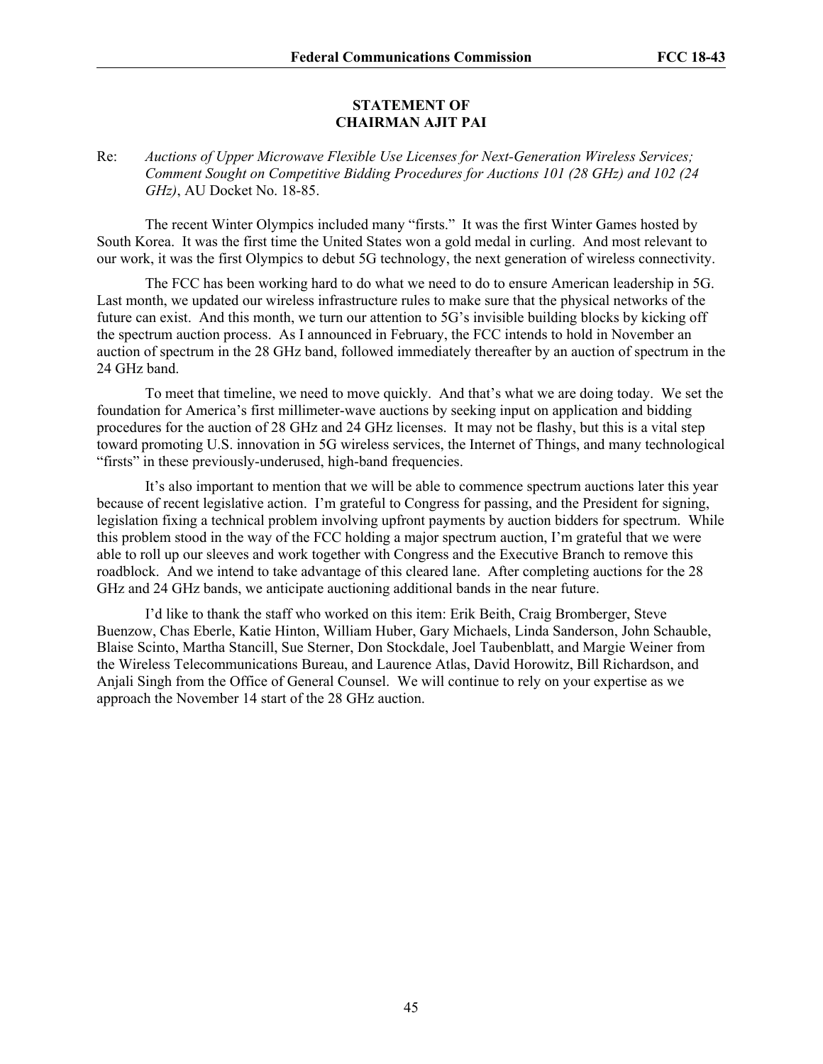**STATEMENT OF**
**CHAIRMAN AJIT PAI**

Re: *Auctions of Upper Microwave Flexible Use Licenses for Next-Generation Wireless Services; Comment Sought on Competitive Bidding Procedures for Auctions 101 (28 GHz) and 102 (24 GHz)*, AU Docket No. 18-85.

The recent Winter Olympics included many "firsts." It was the first Winter Games hosted by South Korea. It was the first time the United States won a gold medal in curling. And most relevant to our work, it was the first Olympics to debut 5G technology, the next generation of wireless connectivity.

The FCC has been working hard to do what we need to do to ensure American leadership in 5G. Last month, we updated our wireless infrastructure rules to make sure that the physical networks of the future can exist. And this month, we turn our attention to 5G's invisible building blocks by kicking off the spectrum auction process. As I announced in February, the FCC intends to hold in November an auction of spectrum in the 28 GHz band, followed immediately thereafter by an auction of spectrum in the 24 GHz band.

To meet that timeline, we need to move quickly. And that's what we are doing today. We set the foundation for America's first millimeter-wave auctions by seeking input on application and bidding procedures for the auction of 28 GHz and 24 GHz licenses. It may not be flashy, but this is a vital step toward promoting U.S. innovation in 5G wireless services, the Internet of Things, and many technological "firsts" in these previously-underused, high-band frequencies.

It's also important to mention that we will be able to commence spectrum auctions later this year because of recent legislative action. I'm grateful to Congress for passing, and the President for signing, legislation fixing a technical problem involving upfront payments by auction bidders for spectrum. While this problem stood in the way of the FCC holding a major spectrum auction, I'm grateful that we were able to roll up our sleeves and work together with Congress and the Executive Branch to remove this roadblock. And we intend to take advantage of this cleared lane. After completing auctions for the 28 GHz and 24 GHz bands, we anticipate auctioning additional bands in the near future.

I'd like to thank the staff who worked on this item: Erik Beith, Craig Bromberger, Steve Buenzow, Chas Eberle, Katie Hinton, William Huber, Gary Michaels, Linda Sanderson, John Schauble, Blaise Scinto, Martha Stancill, Sue Sterner, Don Stockdale, Joel Taubenblatt, and Margie Weiner from the Wireless Telecommunications Bureau, and Laurence Atlas, David Horowitz, Bill Richardson, and Anjali Singh from the Office of General Counsel. We will continue to rely on your expertise as we approach the November 14 start of the 28 GHz auction.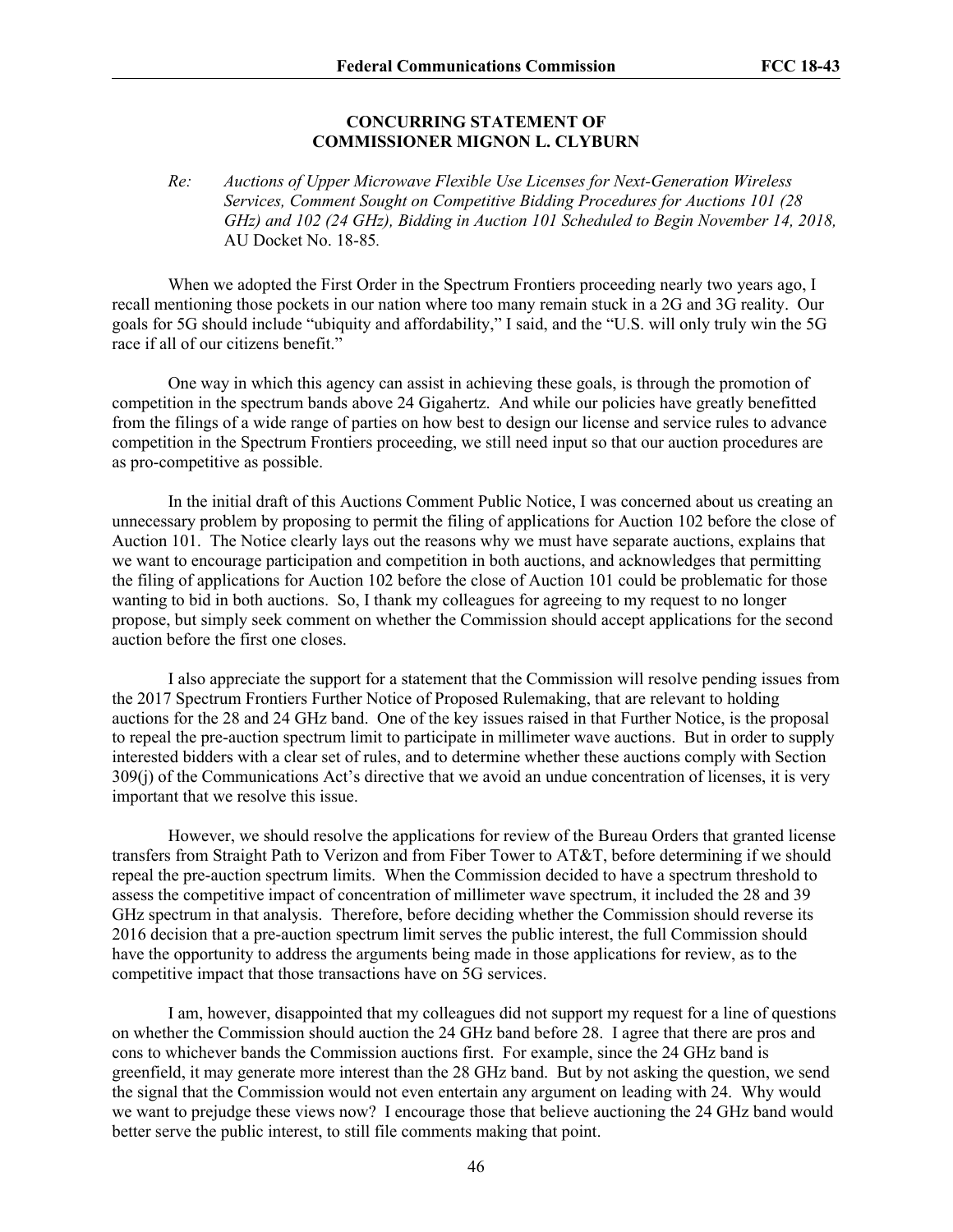**CONCURRING STATEMENT OF**
**COMMISSIONER MIGNON L. CLYBURN**

*Re: Auctions of Upper Microwave Flexible Use Licenses for Next-Generation Wireless Services, Comment Sought on Competitive Bidding Procedures for Auctions 101 (28 GHz) and 102 (24 GHz), Bidding in Auction 101 Scheduled to Begin November 14, 2018,* AU Docket No. 18-85.

When we adopted the First Order in the Spectrum Frontiers proceeding nearly two years ago, I recall mentioning those pockets in our nation where too many remain stuck in a 2G and 3G reality. Our goals for 5G should include "ubiquity and affordability," I said, and the "U.S. will only truly win the 5G race if all of our citizens benefit."

One way in which this agency can assist in achieving these goals, is through the promotion of competition in the spectrum bands above 24 Gigahertz. And while our policies have greatly benefitted from the filings of a wide range of parties on how best to design our license and service rules to advance competition in the Spectrum Frontiers proceeding, we still need input so that our auction procedures are as pro-competitive as possible.

In the initial draft of this Auctions Comment Public Notice, I was concerned about us creating an unnecessary problem by proposing to permit the filing of applications for Auction 102 before the close of Auction 101. The Notice clearly lays out the reasons why we must have separate auctions, explains that we want to encourage participation and competition in both auctions, and acknowledges that permitting the filing of applications for Auction 102 before the close of Auction 101 could be problematic for those wanting to bid in both auctions. So, I thank my colleagues for agreeing to my request to no longer propose, but simply seek comment on whether the Commission should accept applications for the second auction before the first one closes.

I also appreciate the support for a statement that the Commission will resolve pending issues from the 2017 Spectrum Frontiers Further Notice of Proposed Rulemaking, that are relevant to holding auctions for the 28 and 24 GHz band. One of the key issues raised in that Further Notice, is the proposal to repeal the pre-auction spectrum limit to participate in millimeter wave auctions. But in order to supply interested bidders with a clear set of rules, and to determine whether these auctions comply with Section 309(j) of the Communications Act's directive that we avoid an undue concentration of licenses, it is very important that we resolve this issue.

However, we should resolve the applications for review of the Bureau Orders that granted license transfers from Straight Path to Verizon and from Fiber Tower to AT&T, before determining if we should repeal the pre-auction spectrum limits. When the Commission decided to have a spectrum threshold to assess the competitive impact of concentration of millimeter wave spectrum, it included the 28 and 39 GHz spectrum in that analysis. Therefore, before deciding whether the Commission should reverse its 2016 decision that a pre-auction spectrum limit serves the public interest, the full Commission should have the opportunity to address the arguments being made in those applications for review, as to the competitive impact that those transactions have on 5G services.

I am, however, disappointed that my colleagues did not support my request for a line of questions on whether the Commission should auction the 24 GHz band before 28. I agree that there are pros and cons to whichever bands the Commission auctions first. For example, since the 24 GHz band is greenfield, it may generate more interest than the 28 GHz band. But by not asking the question, we send the signal that the Commission would not even entertain any argument on leading with 24. Why would we want to prejudge these views now? I encourage those that believe auctioning the 24 GHz band would better serve the public interest, to still file comments making that point.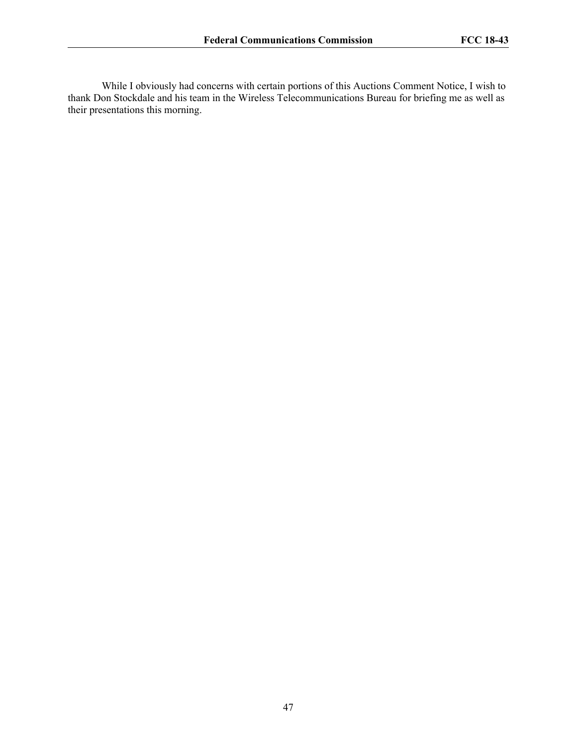While I obviously had concerns with certain portions of this Auctions Comment Notice, I wish to thank Don Stockdale and his team in the Wireless Telecommunications Bureau for briefing me as well as their presentations this morning.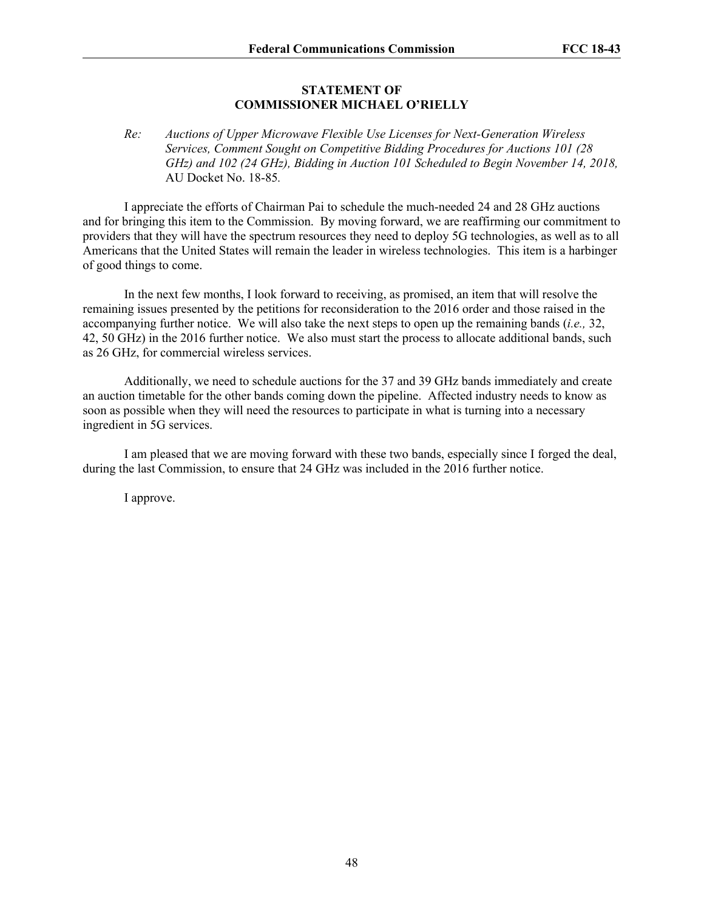**STATEMENT OF**
**COMMISSIONER MICHAEL O'RIELLY**

*Re: Auctions of Upper Microwave Flexible Use Licenses for Next-Generation Wireless Services, Comment Sought on Competitive Bidding Procedures for Auctions 101 (28 GHz) and 102 (24 GHz), Bidding in Auction 101 Scheduled to Begin November 14, 2018,* AU Docket No. 18-85.

I appreciate the efforts of Chairman Pai to schedule the much-needed 24 and 28 GHz auctions and for bringing this item to the Commission. By moving forward, we are reaffirming our commitment to providers that they will have the spectrum resources they need to deploy 5G technologies, as well as to all Americans that the United States will remain the leader in wireless technologies. This item is a harbinger of good things to come.

In the next few months, I look forward to receiving, as promised, an item that will resolve the remaining issues presented by the petitions for reconsideration to the 2016 order and those raised in the accompanying further notice. We will also take the next steps to open up the remaining bands (*i.e.,* 32, 42, 50 GHz) in the 2016 further notice. We also must start the process to allocate additional bands, such as 26 GHz, for commercial wireless services.

Additionally, we need to schedule auctions for the 37 and 39 GHz bands immediately and create an auction timetable for the other bands coming down the pipeline. Affected industry needs to know as soon as possible when they will need the resources to participate in what is turning into a necessary ingredient in 5G services.

I am pleased that we are moving forward with these two bands, especially since I forged the deal, during the last Commission, to ensure that 24 GHz was included in the 2016 further notice.

I approve.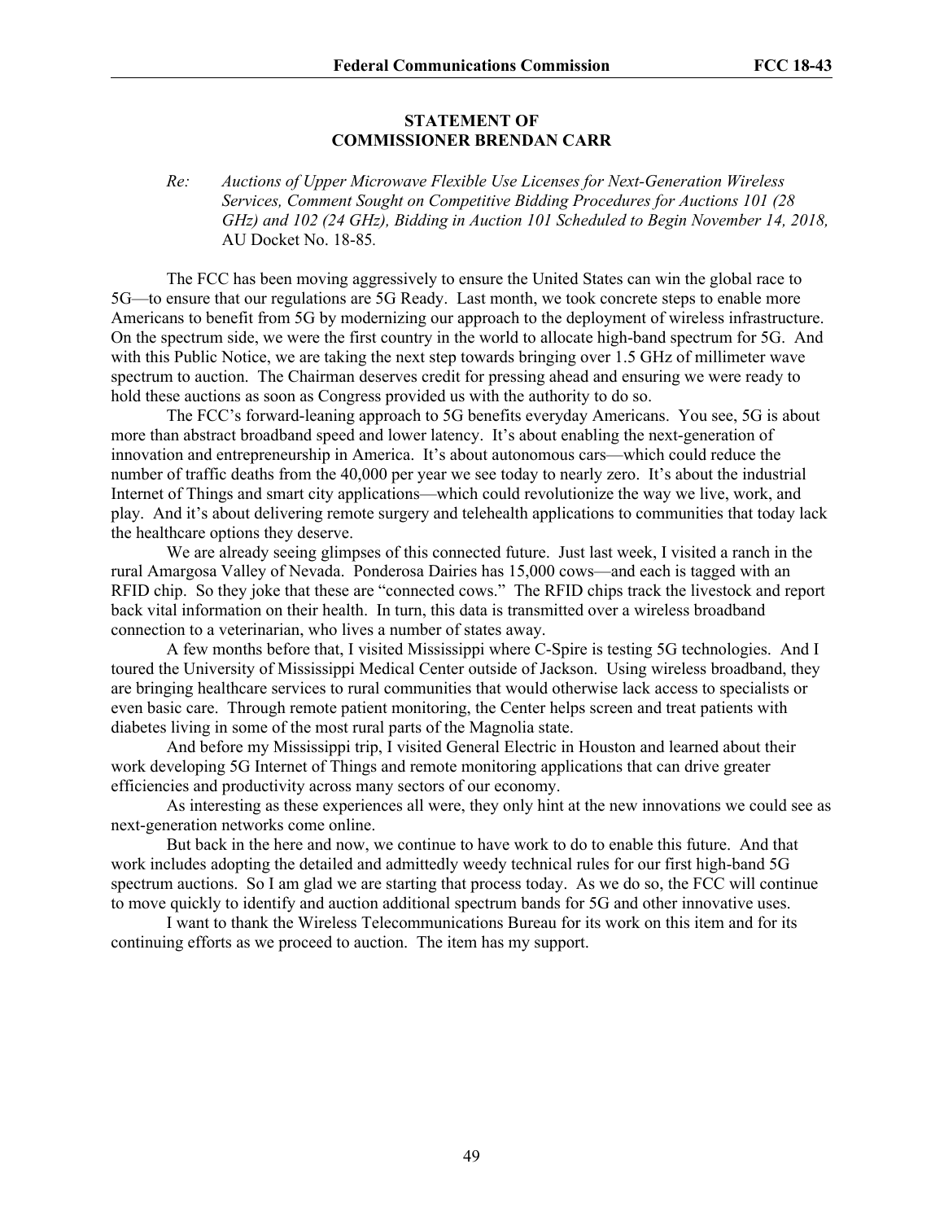**STATEMENT OF**
**COMMISSIONER BRENDAN CARR**

*Re: Auctions of Upper Microwave Flexible Use Licenses for Next-Generation Wireless Services, Comment Sought on Competitive Bidding Procedures for Auctions 101 (28 GHz) and 102 (24 GHz), Bidding in Auction 101 Scheduled to Begin November 14, 2018,* AU Docket No. 18-85.

The FCC has been moving aggressively to ensure the United States can win the global race to 5G—to ensure that our regulations are 5G Ready. Last month, we took concrete steps to enable more Americans to benefit from 5G by modernizing our approach to the deployment of wireless infrastructure. On the spectrum side, we were the first country in the world to allocate high-band spectrum for 5G. And with this Public Notice, we are taking the next step towards bringing over 1.5 GHz of millimeter wave spectrum to auction. The Chairman deserves credit for pressing ahead and ensuring we were ready to hold these auctions as soon as Congress provided us with the authority to do so.

The FCC's forward-leaning approach to 5G benefits everyday Americans. You see, 5G is about more than abstract broadband speed and lower latency. It's about enabling the next-generation of innovation and entrepreneurship in America. It's about autonomous cars—which could reduce the number of traffic deaths from the 40,000 per year we see today to nearly zero. It's about the industrial Internet of Things and smart city applications—which could revolutionize the way we live, work, and play. And it's about delivering remote surgery and telehealth applications to communities that today lack the healthcare options they deserve.

We are already seeing glimpses of this connected future. Just last week, I visited a ranch in the rural Amargosa Valley of Nevada. Ponderosa Dairies has 15,000 cows—and each is tagged with an RFID chip. So they joke that these are "connected cows." The RFID chips track the livestock and report back vital information on their health. In turn, this data is transmitted over a wireless broadband connection to a veterinarian, who lives a number of states away.

A few months before that, I visited Mississippi where C-Spire is testing 5G technologies. And I toured the University of Mississippi Medical Center outside of Jackson. Using wireless broadband, they are bringing healthcare services to rural communities that would otherwise lack access to specialists or even basic care. Through remote patient monitoring, the Center helps screen and treat patients with diabetes living in some of the most rural parts of the Magnolia state.

And before my Mississippi trip, I visited General Electric in Houston and learned about their work developing 5G Internet of Things and remote monitoring applications that can drive greater efficiencies and productivity across many sectors of our economy.

As interesting as these experiences all were, they only hint at the new innovations we could see as next-generation networks come online.

But back in the here and now, we continue to have work to do to enable this future. And that work includes adopting the detailed and admittedly weedy technical rules for our first high-band 5G spectrum auctions. So I am glad we are starting that process today. As we do so, the FCC will continue to move quickly to identify and auction additional spectrum bands for 5G and other innovative uses.

I want to thank the Wireless Telecommunications Bureau for its work on this item and for its continuing efforts as we proceed to auction. The item has my support.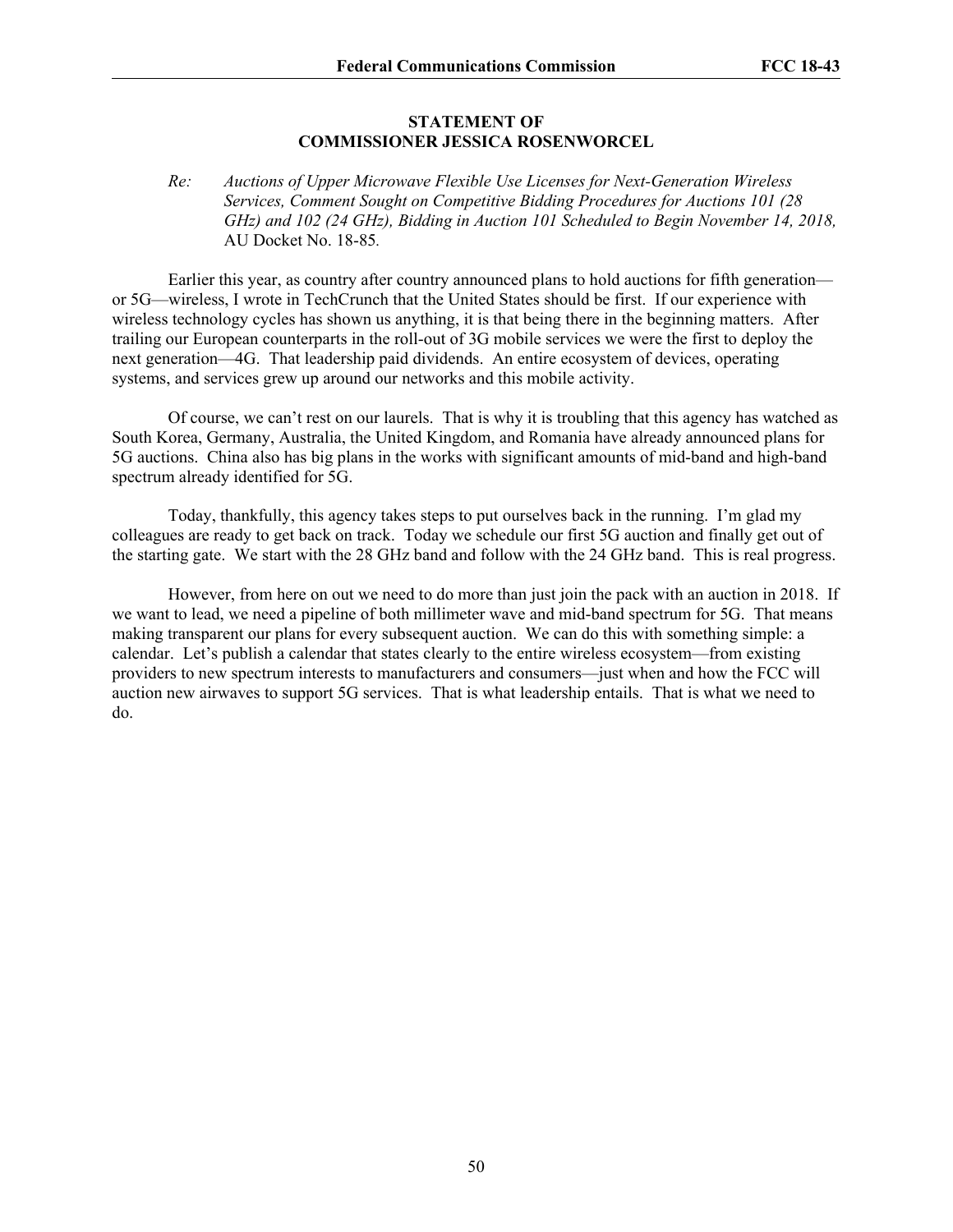**STATEMENT OF**
**COMMISSIONER JESSICA ROSENWORCEL**

*Re: Auctions of Upper Microwave Flexible Use Licenses for Next-Generation Wireless Services, Comment Sought on Competitive Bidding Procedures for Auctions 101 (28 GHz) and 102 (24 GHz), Bidding in Auction 101 Scheduled to Begin November 14, 2018,* AU Docket No. 18-85.

Earlier this year, as country after country announced plans to hold auctions for fifth generation—or 5G—wireless, I wrote in TechCrunch that the United States should be first. If our experience with wireless technology cycles has shown us anything, it is that being there in the beginning matters. After trailing our European counterparts in the roll-out of 3G mobile services we were the first to deploy the next generation—4G. That leadership paid dividends. An entire ecosystem of devices, operating systems, and services grew up around our networks and this mobile activity.

Of course, we can't rest on our laurels. That is why it is troubling that this agency has watched as South Korea, Germany, Australia, the United Kingdom, and Romania have already announced plans for 5G auctions. China also has big plans in the works with significant amounts of mid-band and high-band spectrum already identified for 5G.

Today, thankfully, this agency takes steps to put ourselves back in the running. I'm glad my colleagues are ready to get back on track. Today we schedule our first 5G auction and finally get out of the starting gate. We start with the 28 GHz band and follow with the 24 GHz band. This is real progress.

However, from here on out we need to do more than just join the pack with an auction in 2018. If we want to lead, we need a pipeline of both millimeter wave and mid-band spectrum for 5G. That means making transparent our plans for every subsequent auction. We can do this with something simple: a calendar. Let's publish a calendar that states clearly to the entire wireless ecosystem—from existing providers to new spectrum interests to manufacturers and consumers—just when and how the FCC will auction new airwaves to support 5G services. That is what leadership entails. That is what we need to do.